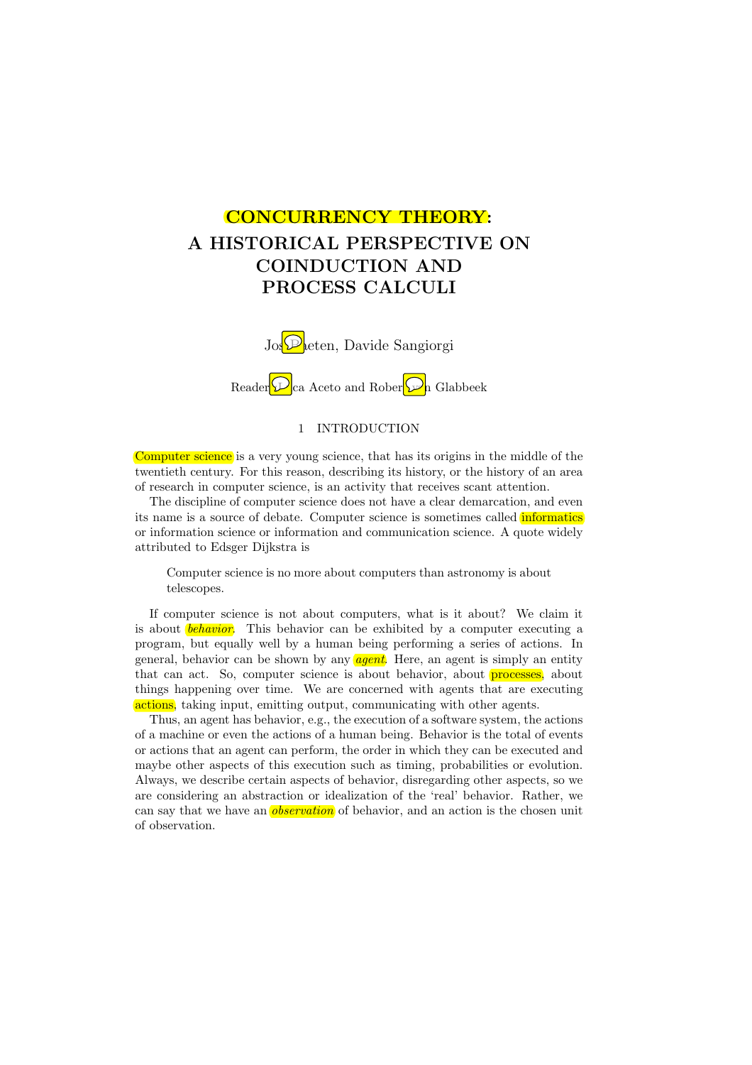# CONCURRENCY THEORY: A HISTORICAL PERSPECTIVE ON COINDUCTION AND PROCESS CALCULI

Jos Baeten, Davide Sangiorgi

Readers: Luca Aceto and Robert van Glabbeek

## 1 INTRODUCTION

Computer science is a very young science, that has its origins in the middle of the twentieth century. For this reason, describing its history, or the history of an area of research in computer science, is an activity that receives scant attention.

The discipline of computer science does not have a clear demarcation, and even its name is a source of debate. Computer science is sometimes called informatics or information science or information and communication science. A quote widely attributed to Edsger Dijkstra is

> Computer science is no more about computers than astronomy is about telescopes.

If computer science is not about computers, what is it about? We claim it is about *behavior*. This behavior can be exhibited by a computer executing a program, but equally well by a human being performing a series of actions. In general, behavior can be shown by any *agent*. Here, an agent is simply an entity that can act. So, computer science is about behavior, about processes, about things happening over time. We are concerned with agents that are executing actions, taking input, emitting output, communicating with other agents.

Thus, an agent has behavior, e.g., the execution of a software system, the actions of a machine or even the actions of a human being. Behavior is the total of events or actions that an agent can perform, the order in which they can be executed and maybe other aspects of this execution such as timing, probabilities or evolution. Always, we describe certain aspects of behavior, disregarding other aspects, so we are considering an abstraction or idealization of the 'real' behavior. Rather, we can say that we have an *observation* of behavior, and an action is the chosen unit of observation.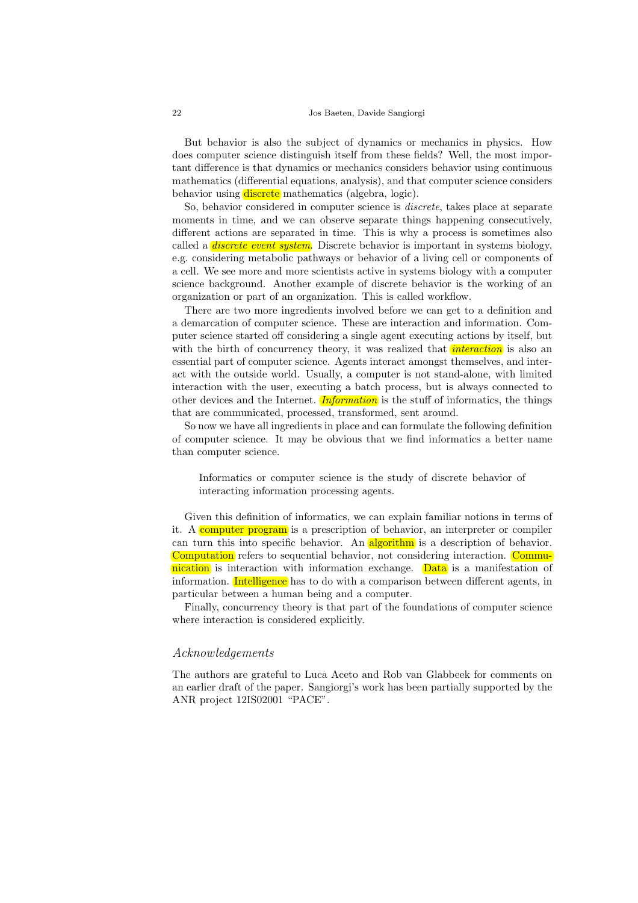But behavior is also the subject of dynamics or mechanics in physics. How does computer science distinguish itself from these fields? Well, the most important difference is that dynamics or mechanics considers behavior using continuous mathematics (differential equations, analysis), and that computer science considers behavior using discrete mathematics (algebra, logic).

So, behavior considered in computer science is *discrete*, takes place at separate moments in time, and we can observe separate things happening consecutively, different actions are separated in time. This is why a process is sometimes also called a *discrete event system*. Discrete behavior is important in systems biology, e.g. considering metabolic pathways or behavior of a living cell or components of a cell. We see more and more scientists active in systems biology with a computer science background. Another example of discrete behavior is the working of an organization or part of an organization. This is called workflow.

There are two more ingredients involved before we can get to a definition and a demarcation of computer science. These are interaction and information. Computer science started off considering a single agent executing actions by itself, but with the birth of concurrency theory, it was realized that *interaction* is also an essential part of computer science. Agents interact amongst themselves, and interact with the outside world. Usually, a computer is not stand-alone, with limited interaction with the user, executing a batch process, but is always connected to other devices and the Internet. *Information* is the stuff of informatics, the things that are communicated, processed, transformed, sent around.

So now we have all ingredients in place and can formulate the following definition of computer science. It may be obvious that we find informatics a better name than computer science.

> Informatics or computer science is the study of discrete behavior of interacting information processing agents.

Given this definition of informatics, we can explain familiar notions in terms of it. A computer program is a prescription of behavior, an interpreter or compiler can turn this into specific behavior. An algorithm is a description of behavior. Computation refers to sequential behavior, not considering interaction. Communication is interaction with information exchange. Data is a manifestation of information. Intelligence has to do with a comparison between different agents, in particular between a human being and a computer.

Finally, concurrency theory is that part of the foundations of computer science where interaction is considered explicitly.

### *Acknowledgements*

The authors are grateful to Luca Aceto and Rob van Glabbeek for comments on an earlier draft of the paper. Sangiorgi's work has been partially supported by the ANR project 12IS02001 "PACE".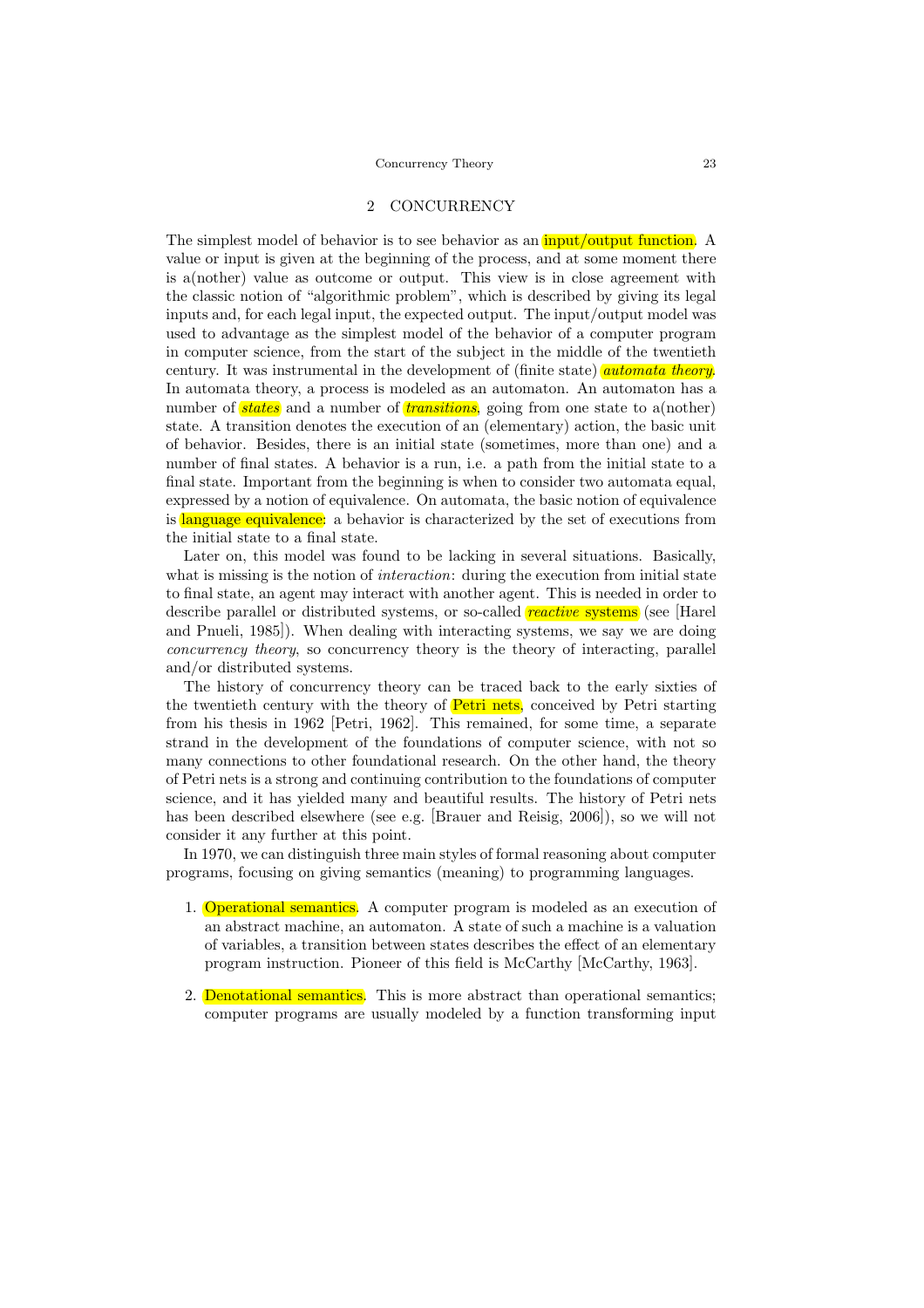## 2 CONCURRENCY

The simplest model of behavior is to see behavior as an input/output function. A value or input is given at the beginning of the process, and at some moment there is a(nother) value as outcome or output. This view is in close agreement with the classic notion of "algorithmic problem", which is described by giving its legal inputs and, for each legal input, the expected output. The input/output model was used to advantage as the simplest model of the behavior of a computer program in computer science, from the start of the subject in the middle of the twentieth century. It was instrumental in the development of (finite state) *automata theory*. In automata theory, a process is modeled as an automaton. An automaton has a number of *states* and a number of *transitions*, going from one state to a(nother) state. A transition denotes the execution of an (elementary) action, the basic unit of behavior. Besides, there is an initial state (sometimes, more than one) and a number of final states. A behavior is a run, i.e. a path from the initial state to a final state. Important from the beginning is when to consider two automata equal, expressed by a notion of equivalence. On automata, the basic notion of equivalence is language equivalence: a behavior is characterized by the set of executions from the initial state to a final state.

Later on, this model was found to be lacking in several situations. Basically, what is missing is the notion of *interaction*: during the execution from initial state to final state, an agent may interact with another agent. This is needed in order to describe parallel or distributed systems, or so-called *reactive* systems (see [Harel and Pnueli, 1985]). When dealing with interacting systems, we say we are doing *concurrency theory*, so concurrency theory is the theory of interacting, parallel and/or distributed systems.

The history of concurrency theory can be traced back to the early sixties of the twentieth century with the theory of Petri nets, conceived by Petri starting from his thesis in 1962 [Petri, 1962]. This remained, for some time, a separate strand in the development of the foundations of computer science, with not so many connections to other foundational research. On the other hand, the theory of Petri nets is a strong and continuing contribution to the foundations of computer science, and it has yielded many and beautiful results. The history of Petri nets has been described elsewhere (see e.g. [Brauer and Reisig, 2006]), so we will not consider it any further at this point.

In 1970, we can distinguish three main styles of formal reasoning about computer programs, focusing on giving semantics (meaning) to programming languages.

1. Operational semantics. A computer program is modeled as an execution of an abstract machine, an automaton. A state of such a machine is a valuation of variables, a transition between states describes the effect of an elementary program instruction. Pioneer of this field is McCarthy [McCarthy, 1963].
2. Denotational semantics. This is more abstract than operational semantics; computer programs are usually modeled by a function transforming input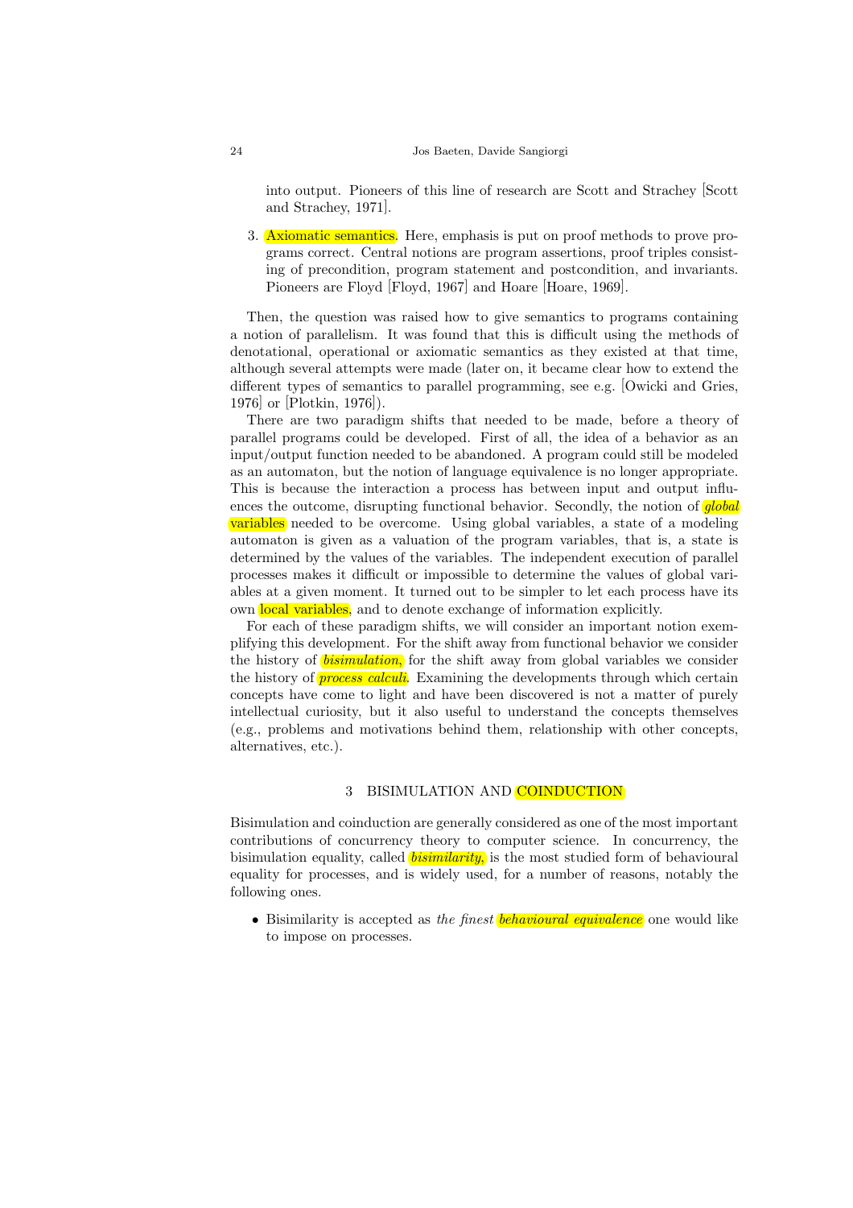into output. Pioneers of this line of research are Scott and Strachey [Scott and Strachey, 1971].

3. Axiomatic semantics. Here, emphasis is put on proof methods to prove programs correct. Central notions are program assertions, proof triples consisting of precondition, program statement and postcondition, and invariants. Pioneers are Floyd [Floyd, 1967] and Hoare [Hoare, 1969].

Then, the question was raised how to give semantics to programs containing a notion of parallelism. It was found that this is difficult using the methods of denotational, operational or axiomatic semantics as they existed at that time, although several attempts were made (later on, it became clear how to extend the different types of semantics to parallel programming, see e.g. [Owicki and Gries, 1976] or [Plotkin, 1976]).

There are two paradigm shifts that needed to be made, before a theory of parallel programs could be developed. First of all, the idea of a behavior as an input/output function needed to be abandoned. A program could still be modeled as an automaton, but the notion of language equivalence is no longer appropriate. This is because the interaction a process has between input and output influences the outcome, disrupting functional behavior. Secondly, the notion of *global* variables needed to be overcome. Using global variables, a state of a modeling automaton is given as a valuation of the program variables, that is, a state is determined by the values of the variables. The independent execution of parallel processes makes it difficult or impossible to determine the values of global variables at a given moment. It turned out to be simpler to let each process have its own local variables, and to denote exchange of information explicitly.

For each of these paradigm shifts, we will consider an important notion exemplifying this development. For the shift away from functional behavior we consider the history of *bisimulation*, for the shift away from global variables we consider the history of *process calculi*. Examining the developments through which certain concepts have come to light and have been discovered is not a matter of purely intellectual curiosity, but it also useful to understand the concepts themselves (e.g., problems and motivations behind them, relationship with other concepts, alternatives, etc.).

## 3 BISIMULATION AND COINDUCTION

Bisimulation and coinduction are generally considered as one of the most important contributions of concurrency theory to computer science. In concurrency, the bisimulation equality, called *bisimilarity*, is the most studied form of behavioural equality for processes, and is widely used, for a number of reasons, notably the following ones.

- Bisimilarity is accepted as *the finest behavioural equivalence* one would like to impose on processes.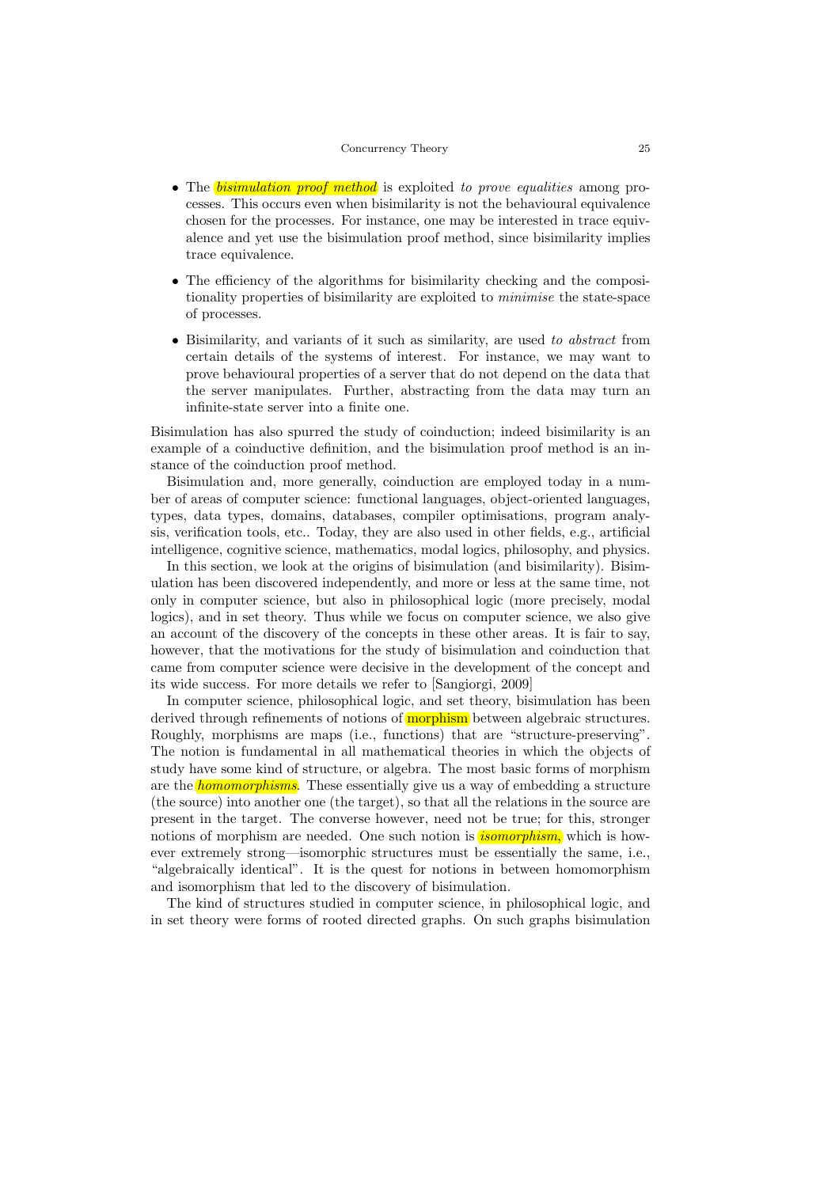- The *bisimulation proof method* is exploited *to prove equalities* among processes. This occurs even when bisimilarity is not the behavioural equivalence chosen for the processes. For instance, one may be interested in trace equivalence and yet use the bisimulation proof method, since bisimilarity implies trace equivalence.

- The efficiency of the algorithms for bisimilarity checking and the compositionality properties of bisimilarity are exploited to *minimise* the state-space of processes.

- Bisimilarity, and variants of it such as similarity, are used *to abstract* from certain details of the systems of interest. For instance, we may want to prove behavioural properties of a server that do not depend on the data that the server manipulates. Further, abstracting from the data may turn an infinite-state server into a finite one.

Bisimulation has also spurred the study of coinduction; indeed bisimilarity is an example of a coinductive definition, and the bisimulation proof method is an instance of the coinduction proof method.

Bisimulation and, more generally, coinduction are employed today in a number of areas of computer science: functional languages, object-oriented languages, types, data types, domains, databases, compiler optimisations, program analysis, verification tools, etc.. Today, they are also used in other fields, e.g., artificial intelligence, cognitive science, mathematics, modal logics, philosophy, and physics.

In this section, we look at the origins of bisimulation (and bisimilarity). Bisimulation has been discovered independently, and more or less at the same time, not only in computer science, but also in philosophical logic (more precisely, modal logics), and in set theory. Thus while we focus on computer science, we also give an account of the discovery of the concepts in these other areas. It is fair to say, however, that the motivations for the study of bisimulation and coinduction that came from computer science were decisive in the development of the concept and its wide success. For more details we refer to [Sangiorgi, 2009]

In computer science, philosophical logic, and set theory, bisimulation has been derived through refinements of notions of morphism between algebraic structures. Roughly, morphisms are maps (i.e., functions) that are "structure-preserving". The notion is fundamental in all mathematical theories in which the objects of study have some kind of structure, or algebra. The most basic forms of morphism are the *homomorphisms*. These essentially give us a way of embedding a structure (the source) into another one (the target), so that all the relations in the source are present in the target. The converse however, need not be true; for this, stronger notions of morphism are needed. One such notion is *isomorphism*, which is however extremely strong—isomorphic structures must be essentially the same, i.e., "algebraically identical". It is the quest for notions in between homomorphism and isomorphism that led to the discovery of bisimulation.

The kind of structures studied in computer science, in philosophical logic, and in set theory were forms of rooted directed graphs. On such graphs bisimulation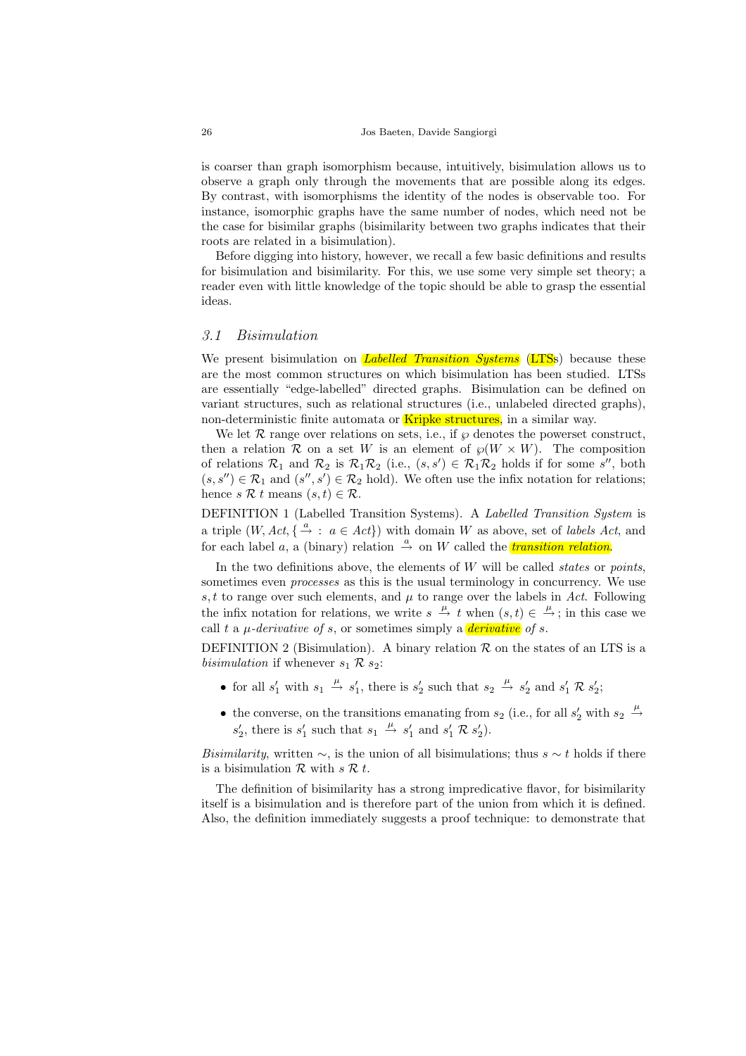is coarser than graph isomorphism because, intuitively, bisimulation allows us to observe a graph only through the movements that are possible along its edges. By contrast, with isomorphisms the identity of the nodes is observable too. For instance, isomorphic graphs have the same number of nodes, which need not be the case for bisimilar graphs (bisimilarity between two graphs indicates that their roots are related in a bisimulation).

Before digging into history, however, we recall a few basic definitions and results for bisimulation and bisimilarity. For this, we use some very simple set theory; a reader even with little knowledge of the topic should be able to grasp the essential ideas.

### 3.1 Bisimulation

We present bisimulation on *Labelled Transition Systems* (LTSs) because these are the most common structures on which bisimulation has been studied. LTSs are essentially "edge-labelled" directed graphs. Bisimulation can be defined on variant structures, such as relational structures (i.e., unlabeled directed graphs), non-deterministic finite automata or Kripke structures, in a similar way.

We let $\mathcal{R}$ range over relations on sets, i.e., if $\wp$ denotes the powerset construct, then a relation $\mathcal{R}$ on a set $W$ is an element of $\wp(W \times W)$. The composition of relations $\mathcal{R}_1$ and $\mathcal{R}_2$ is $\mathcal{R}_1\mathcal{R}_2$ (i.e., $(s, s') \in \mathcal{R}_1\mathcal{R}_2$ holds if for some $s''$, both $(s, s'') \in \mathcal{R}_1$ and $(s'', s') \in \mathcal{R}_2$ hold). We often use the infix notation for relations; hence $s \; \mathcal{R} \; t$ means $(s, t) \in \mathcal{R}$.

DEFINITION 1 (Labelled Transition Systems). A *Labelled Transition System* is a triple $(W, Act, \{\stackrel{a}{\rightarrow} \; : \; a \in Act\})$ with domain $W$ as above, set of *labels* $Act$, and for each label $a$, a (binary) relation $\stackrel{a}{\rightarrow}$ on $W$ called the *transition relation*.

In the two definitions above, the elements of $W$ will be called *states* or *points*, sometimes even *processes* as this is the usual terminology in concurrency. We use $s, t$ to range over such elements, and $\mu$ to range over the labels in $Act$. Following the infix notation for relations, we write $s \stackrel{\mu}{\rightarrow} t$ when $(s, t) \in \stackrel{\mu}{\rightarrow}$; in this case we call $t$ a *$\mu$-derivative of* $s$, or sometimes simply a *derivative of* $s$.

DEFINITION 2 (Bisimulation). A binary relation $\mathcal{R}$ on the states of an LTS is a *bisimulation* if whenever $s_1 \; \mathcal{R} \; s_2$:

- for all $s_1'$ with $s_1 \stackrel{\mu}{\rightarrow} s_1'$, there is $s_2'$ such that $s_2 \stackrel{\mu}{\rightarrow} s_2'$ and $s_1' \; \mathcal{R} \; s_2'$;
- the converse, on the transitions emanating from $s_2$ (i.e., for all $s_2'$ with $s_2 \stackrel{\mu}{\rightarrow} s_2'$, there is $s_1'$ such that $s_1 \stackrel{\mu}{\rightarrow} s_1'$ and $s_1' \; \mathcal{R} \; s_2'$).

*Bisimilarity*, written $\sim$, is the union of all bisimulations; thus $s \sim t$ holds if there is a bisimulation $\mathcal{R}$ with $s \; \mathcal{R} \; t$.

The definition of bisimilarity has a strong impredicative flavor, for bisimilarity itself is a bisimulation and is therefore part of the union from which it is defined. Also, the definition immediately suggests a proof technique: to demonstrate that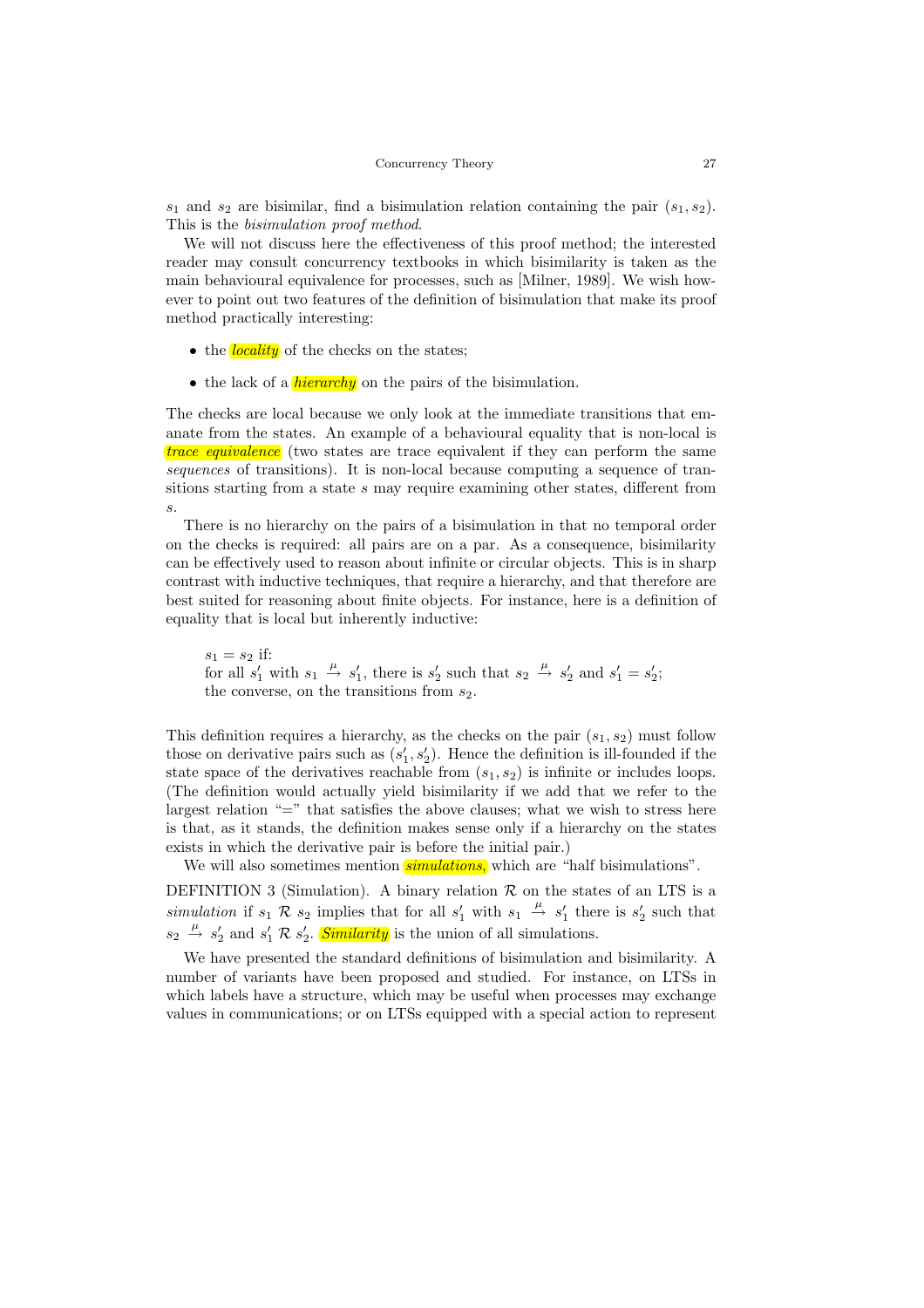$s_1$ and $s_2$ are bisimilar, find a bisimulation relation containing the pair $(s_1, s_2)$. This is the *bisimulation proof method*.

We will not discuss here the effectiveness of this proof method; the interested reader may consult concurrency textbooks in which bisimilarity is taken as the main behavioural equivalence for processes, such as [Milner, 1989]. We wish however to point out two features of the definition of bisimulation that make its proof method practically interesting:

- the *locality* of the checks on the states;
- the lack of a *hierarchy* on the pairs of the bisimulation.

The checks are local because we only look at the immediate transitions that emanate from the states. An example of a behavioural equality that is non-local is *trace equivalence* (two states are trace equivalent if they can perform the same *sequences* of transitions). It is non-local because computing a sequence of transitions starting from a state $s$ may require examining other states, different from $s$.

There is no hierarchy on the pairs of a bisimulation in that no temporal order on the checks is required: all pairs are on a par. As a consequence, bisimilarity can be effectively used to reason about infinite or circular objects. This is in sharp contrast with inductive techniques, that require a hierarchy, and that therefore are best suited for reasoning about finite objects. For instance, here is a definition of equality that is local but inherently inductive:

> $s_1 = s_2$ if:
> for all $s_1'$ with $s_1 \xrightarrow{\mu} s_1'$, there is $s_2'$ such that $s_2 \xrightarrow{\mu} s_2'$ and $s_1' = s_2'$;
> the converse, on the transitions from $s_2$.

This definition requires a hierarchy, as the checks on the pair $(s_1, s_2)$ must follow those on derivative pairs such as $(s_1', s_2')$. Hence the definition is ill-founded if the state space of the derivatives reachable from $(s_1, s_2)$ is infinite or includes loops. (The definition would actually yield bisimilarity if we add that we refer to the largest relation "=" that satisfies the above clauses; what we wish to stress here is that, as it stands, the definition makes sense only if a hierarchy on the states exists in which the derivative pair is before the initial pair.)

We will also sometimes mention *simulations*, which are "half bisimulations".

DEFINITION 3 (Simulation). A binary relation $\mathcal{R}$ on the states of an LTS is a *simulation* if $s_1 \mathcal{R} s_2$ implies that for all $s_1'$ with $s_1 \xrightarrow{\mu} s_1'$ there is $s_2'$ such that $s_2 \xrightarrow{\mu} s_2'$ and $s_1' \mathcal{R} s_2'$. *Similarity* is the union of all simulations.

We have presented the standard definitions of bisimulation and bisimilarity. A number of variants have been proposed and studied. For instance, on LTSs in which labels have a structure, which may be useful when processes may exchange values in communications; or on LTSs equipped with a special action to represent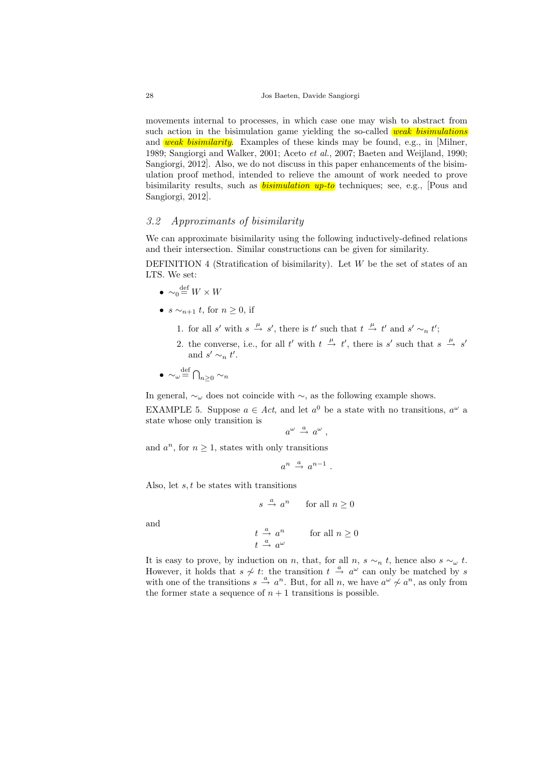movements internal to processes, in which case one may wish to abstract from such action in the bisimulation game yielding the so-called *weak bisimulations* and *weak bisimilarity*. Examples of these kinds may be found, e.g., in [Milner, 1989; Sangiorgi and Walker, 2001; Aceto *et al.*, 2007; Baeten and Weijland, 1990; Sangiorgi, 2012]. Also, we do not discuss in this paper enhancements of the bisimulation proof method, intended to relieve the amount of work needed to prove bisimilarity results, such as *bisimulation up-to* techniques; see, e.g., [Pous and Sangiorgi, 2012].

### *3.2 Approximants of bisimilarity*

We can approximate bisimilarity using the following inductively-defined relations and their intersection. Similar constructions can be given for similarity.

DEFINITION 4 (Stratification of bisimilarity). Let $W$ be the set of states of an LTS. We set:

- $\sim_0 \stackrel{\text{def}}{=} W \times W$
- $s \sim_{n+1} t$, for $n \geq 0$, if
  1. for all $s'$ with $s \xrightarrow{\mu} s'$, there is $t'$ such that $t \xrightarrow{\mu} t'$ and $s' \sim_n t'$;
  2. the converse, i.e., for all $t'$ with $t \xrightarrow{\mu} t'$, there is $s'$ such that $s \xrightarrow{\mu} s'$ and $s' \sim_n t'$.
- $\sim_\omega \stackrel{\text{def}}{=} \bigcap_{n \geq 0} \sim_n$

In general, $\sim_\omega$ does not coincide with $\sim$, as the following example shows.

EXAMPLE 5. Suppose $a \in Act$, and let $a^0$ be a state with no transitions, $a^\omega$ a state whose only transition is

$$a^\omega \xrightarrow{a} a^\omega ,$$

and $a^n$, for $n \geq 1$, states with only transitions

$$a^n \xrightarrow{a} a^{n-1} .$$

Also, let $s, t$ be states with transitions

$$s \xrightarrow{a} a^n \qquad \text{for all } n \geq 0$$

and

$$\begin{array}{ll} t \xrightarrow{a} a^n & \qquad \text{for all } n \geq 0 \\ t \xrightarrow{a} a^\omega & \end{array}$$

It is easy to prove, by induction on $n$, that, for all $n$, $s \sim_n t$, hence also $s \sim_\omega t$. However, it holds that $s \not\sim t$: the transition $t \xrightarrow{a} a^\omega$ can only be matched by $s$ with one of the transitions $s \xrightarrow{a} a^n$. But, for all $n$, we have $a^\omega \not\sim a^n$, as only from the former state a sequence of $n+1$ transitions is possible.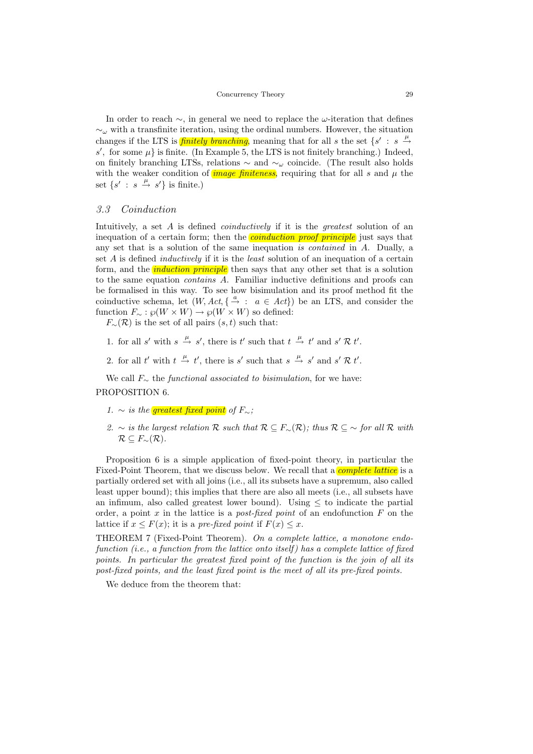In order to reach $\sim$, in general we need to replace the $\omega$-iteration that defines $\sim_\omega$ with a transfinite iteration, using the ordinal numbers. However, the situation changes if the LTS is *finitely branching*, meaning that for all $s$ the set $\{s' : s \xrightarrow{\mu} s', \text{ for some } \mu\}$ is finite. (In Example 5, the LTS is not finitely branching.) Indeed, on finitely branching LTSs, relations $\sim$ and $\sim_\omega$ coincide. (The result also holds with the weaker condition of *image finiteness*, requiring that for all $s$ and $\mu$ the set $\{s' : s \xrightarrow{\mu} s'\}$ is finite.)

### 3.3 Coinduction

Intuitively, a set $A$ is defined *coinductively* if it is the *greatest* solution of an inequation of a certain form; then the *coinduction proof principle* just says that any set that is a solution of the same inequation *is contained* in $A$. Dually, a set $A$ is defined *inductively* if it is the *least* solution of an inequation of a certain form, and the *induction principle* then says that any other set that is a solution to the same equation *contains* $A$. Familiar inductive definitions and proofs can be formalised in this way. To see how bisimulation and its proof method fit the coinductive schema, let $(W, Act, \{\xrightarrow{a} : a \in Act\})$ be an LTS, and consider the function $F_\sim : \wp(W \times W) \to \wp(W \times W)$ so defined:

$F_\sim(\mathcal{R})$ is the set of all pairs $(s, t)$ such that:

1. for all $s'$ with $s \xrightarrow{\mu} s'$, there is $t'$ such that $t \xrightarrow{\mu} t'$ and $s' \mathrel{\mathcal{R}} t'$.
2. for all $t'$ with $t \xrightarrow{\mu} t'$, there is $s'$ such that $s \xrightarrow{\mu} s'$ and $s' \mathrel{\mathcal{R}} t'$.

We call $F_\sim$ the *functional associated to bisimulation*, for we have:

PROPOSITION 6.

1. *$\sim$ is the greatest fixed point of $F_\sim$;*
2. *$\sim$ is the largest relation $\mathcal{R}$ such that $\mathcal{R} \subseteq F_\sim(\mathcal{R})$; thus $\mathcal{R} \subseteq \sim$ for all $\mathcal{R}$ with $\mathcal{R} \subseteq F_\sim(\mathcal{R})$.*

Proposition 6 is a simple application of fixed-point theory, in particular the Fixed-Point Theorem, that we discuss below. We recall that a *complete lattice* is a partially ordered set with all joins (i.e., all its subsets have a supremum, also called least upper bound); this implies that there are also all meets (i.e., all subsets have an infimum, also called greatest lower bound). Using $\leq$ to indicate the partial order, a point $x$ in the lattice is a *post-fixed point* of an endofunction $F$ on the lattice if $x \leq F(x)$; it is a *pre-fixed point* if $F(x) \leq x$.

THEOREM 7 (Fixed-Point Theorem). *On a complete lattice, a monotone endofunction (i.e., a function from the lattice onto itself) has a complete lattice of fixed points. In particular the greatest fixed point of the function is the join of all its post-fixed points, and the least fixed point is the meet of all its pre-fixed points.*

We deduce from the theorem that: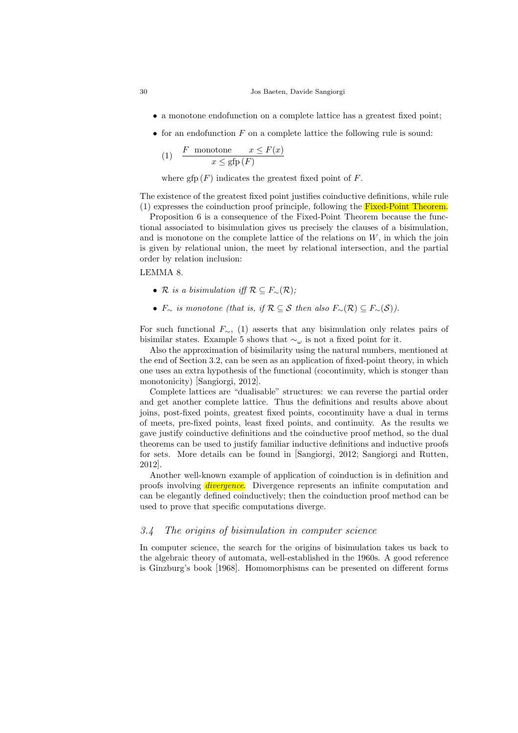- a monotone endofunction on a complete lattice has a greatest fixed point;
- for an endofunction $F$ on a complete lattice the following rule is sound:

$$(1) \quad \frac{F \ \text{monotone} \qquad x \leq F(x)}{x \leq \text{gfp}\,(F)}$$

where $\text{gfp}\,(F)$ indicates the greatest fixed point of $F$.

The existence of the greatest fixed point justifies coinductive definitions, while rule (1) expresses the coinduction proof principle, following the Fixed-Point Theorem.

Proposition 6 is a consequence of the Fixed-Point Theorem because the functional associated to bisimulation gives us precisely the clauses of a bisimulation, and is monotone on the complete lattice of the relations on $W$, in which the join is given by relational union, the meet by relational intersection, and the partial order by relation inclusion:

LEMMA 8.

- *$\mathcal{R}$ is a bisimulation iff $\mathcal{R} \subseteq F_{\sim}(\mathcal{R})$;*
- *$F_{\sim}$ is monotone (that is, if $\mathcal{R} \subseteq \mathcal{S}$ then also $F_{\sim}(\mathcal{R}) \subseteq F_{\sim}(\mathcal{S})$).*

For such functional $F_{\sim}$, (1) asserts that any bisimulation only relates pairs of bisimilar states. Example 5 shows that $\sim_{\omega}$ is not a fixed point for it.

Also the approximation of bisimilarity using the natural numbers, mentioned at the end of Section 3.2, can be seen as an application of fixed-point theory, in which one uses an extra hypothesis of the functional (cocontinuity, which is stonger than monotonicity) [Sangiorgi, 2012].

Complete lattices are "dualisable" structures: we can reverse the partial order and get another complete lattice. Thus the definitions and results above about joins, post-fixed points, greatest fixed points, cocontinuity have a dual in terms of meets, pre-fixed points, least fixed points, and continuity. As the results we gave justify coinductive definitions and the coinductive proof method, so the dual theorems can be used to justify familiar inductive definitions and inductive proofs for sets. More details can be found in [Sangiorgi, 2012; Sangiorgi and Rutten, 2012].

Another well-known example of application of coinduction is in definition and proofs involving *divergence*. Divergence represents an infinite computation and can be elegantly defined coinductively; then the coinduction proof method can be used to prove that specific computations diverge.

### *3.4 The origins of bisimulation in computer science*

In computer science, the search for the origins of bisimulation takes us back to the algebraic theory of automata, well-established in the 1960s. A good reference is Ginzburg's book [1968]. Homomorphisms can be presented on different forms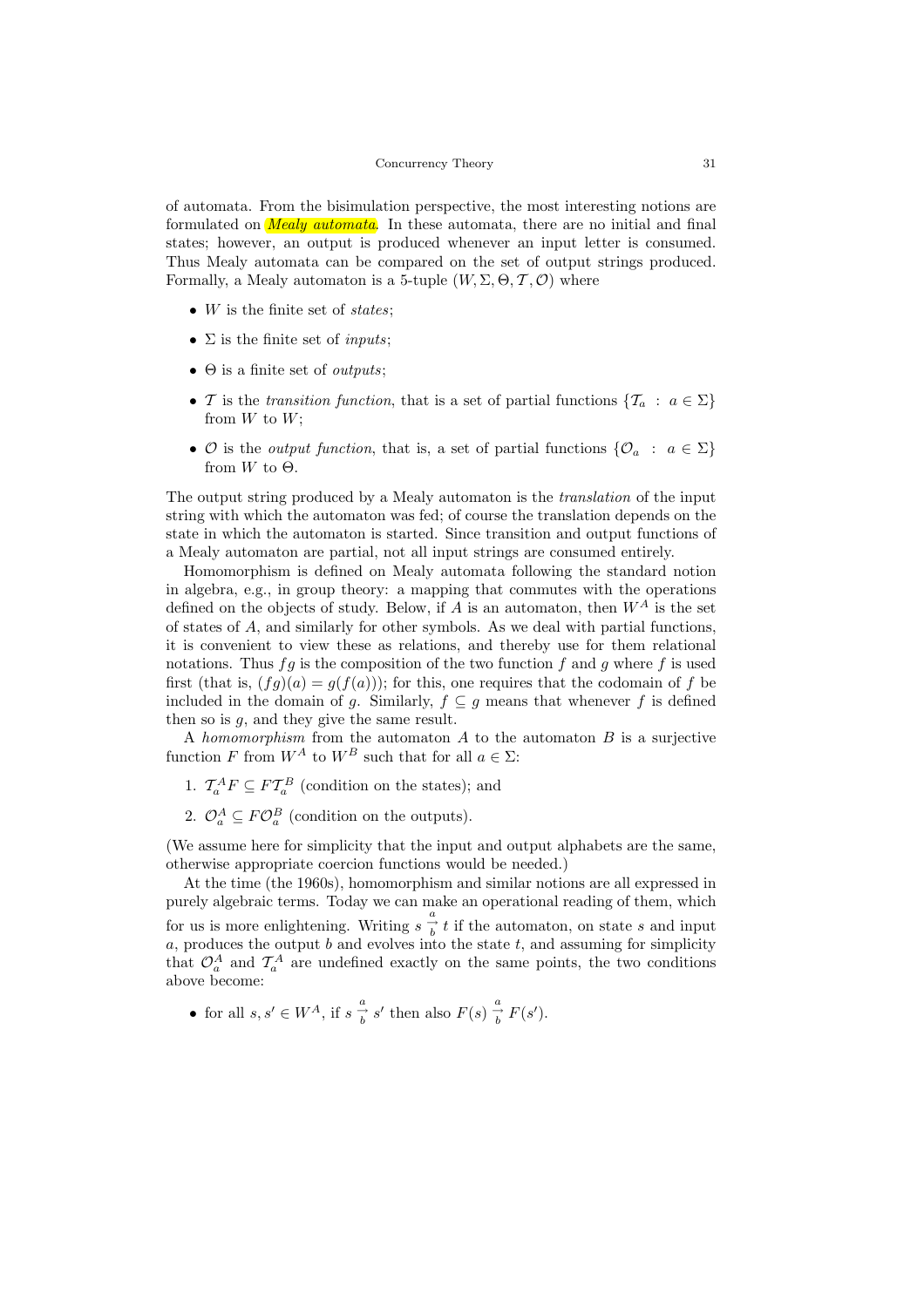of automata. From the bisimulation perspective, the most interesting notions are formulated on *Mealy automata*. In these automata, there are no initial and final states; however, an output is produced whenever an input letter is consumed. Thus Mealy automata can be compared on the set of output strings produced. Formally, a Mealy automaton is a 5-tuple $(W, \Sigma, \Theta, \mathcal{T}, \mathcal{O})$ where

- $W$ is the finite set of *states*;
- $\Sigma$ is the finite set of *inputs*;
- $\Theta$ is a finite set of *outputs*;
- $\mathcal{T}$ is the *transition function*, that is a set of partial functions $\{\mathcal{T}_a \;:\; a \in \Sigma\}$ from $W$ to $W$;
- $\mathcal{O}$ is the *output function*, that is, a set of partial functions $\{\mathcal{O}_a \;:\; a \in \Sigma\}$ from $W$ to $\Theta$.

The output string produced by a Mealy automaton is the *translation* of the input string with which the automaton was fed; of course the translation depends on the state in which the automaton is started. Since transition and output functions of a Mealy automaton are partial, not all input strings are consumed entirely.

Homomorphism is defined on Mealy automata following the standard notion in algebra, e.g., in group theory: a mapping that commutes with the operations defined on the objects of study. Below, if $A$ is an automaton, then $W^A$ is the set of states of $A$, and similarly for other symbols. As we deal with partial functions, it is convenient to view these as relations, and thereby use for them relational notations. Thus $fg$ is the composition of the two function $f$ and $g$ where $f$ is used first (that is, $(fg)(a) = g(f(a))$); for this, one requires that the codomain of $f$ be included in the domain of $g$. Similarly, $f \subseteq g$ means that whenever $f$ is defined then so is $g$, and they give the same result.

A *homomorphism* from the automaton $A$ to the automaton $B$ is a surjective function $F$ from $W^A$ to $W^B$ such that for all $a \in \Sigma$:

1. $\mathcal{T}_a^A F \subseteq F \mathcal{T}_a^B$ (condition on the states); and
2. $\mathcal{O}_a^A \subseteq F \mathcal{O}_a^B$ (condition on the outputs).

(We assume here for simplicity that the input and output alphabets are the same, otherwise appropriate coercion functions would be needed.)

At the time (the 1960s), homomorphism and similar notions are all expressed in purely algebraic terms. Today we can make an operational reading of them, which for us is more enlightening. Writing $s \overset{a}{\underset{b}{\rightarrow}} t$ if the automaton, on state $s$ and input $a$, produces the output $b$ and evolves into the state $t$, and assuming for simplicity that $\mathcal{O}_a^A$ and $\mathcal{T}_a^A$ are undefined exactly on the same points, the two conditions above become:

- for all $s, s' \in W^A$, if $s \overset{a}{\underset{b}{\rightarrow}} s'$ then also $F(s) \overset{a}{\underset{b}{\rightarrow}} F(s')$.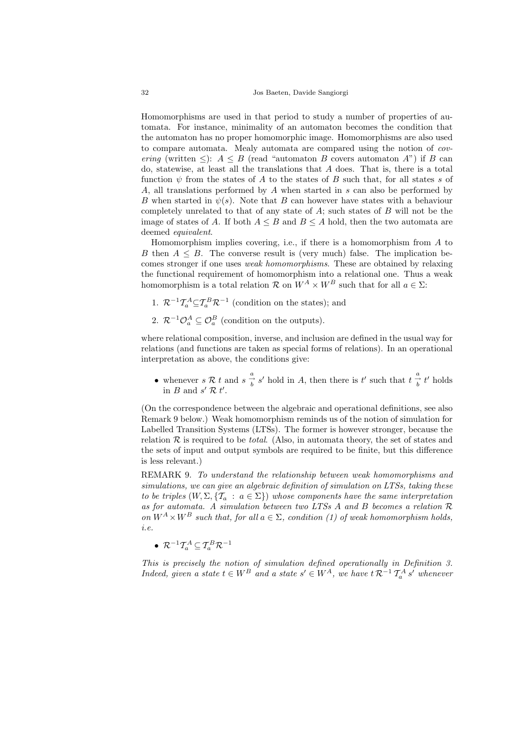Homomorphisms are used in that period to study a number of properties of automata. For instance, minimality of an automaton becomes the condition that the automaton has no proper homomorphic image. Homomorphisms are also used to compare automata. Mealy automata are compared using the notion of *covering* (written $\leq$): $A \leq B$ (read "automaton $B$ covers automaton $A$") if $B$ can do, statewise, at least all the translations that $A$ does. That is, there is a total function $\psi$ from the states of $A$ to the states of $B$ such that, for all states $s$ of $A$, all translations performed by $A$ when started in $s$ can also be performed by $B$ when started in $\psi(s)$. Note that $B$ can however have states with a behaviour completely unrelated to that of any state of $A$; such states of $B$ will not be the image of states of $A$. If both $A \leq B$ and $B \leq A$ hold, then the two automata are deemed *equivalent*.

Homomorphism implies covering, i.e., if there is a homomorphism from $A$ to $B$ then $A \leq B$. The converse result is (very much) false. The implication becomes stronger if one uses *weak homomorphisms*. These are obtained by relaxing the functional requirement of homomorphism into a relational one. Thus a weak homomorphism is a total relation $\mathcal{R}$ on $W^A \times W^B$ such that for all $a \in \Sigma$:

1. $\mathcal{R}^{-1}\mathcal{T}_a^A \subseteq \mathcal{T}_a^B \mathcal{R}^{-1}$ (condition on the states); and
2. $\mathcal{R}^{-1}\mathcal{O}_a^A \subseteq \mathcal{O}_a^B$ (condition on the outputs).

where relational composition, inverse, and inclusion are defined in the usual way for relations (and functions are taken as special forms of relations). In an operational interpretation as above, the conditions give:

- whenever $s \mathrel{\mathcal{R}} t$ and $s \overset{a}{\underset{b}{\rightarrow}} s'$ hold in $A$, then there is $t'$ such that $t \overset{a}{\underset{b}{\rightarrow}} t'$ holds in $B$ and $s' \mathrel{\mathcal{R}} t'$.

(On the correspondence between the algebraic and operational definitions, see also Remark 9 below.) Weak homomorphism reminds us of the notion of simulation for Labelled Transition Systems (LTSs). The former is however stronger, because the relation $\mathcal{R}$ is required to be *total*. (Also, in automata theory, the set of states and the sets of input and output symbols are required to be finite, but this difference is less relevant.)

REMARK 9. *To understand the relationship between weak homomorphisms and simulations, we can give an algebraic definition of simulation on LTSs, taking these to be triples* $(W, \Sigma, \{\mathcal{T}_a : a \in \Sigma\})$ *whose components have the same interpretation as for automata. A simulation between two LTSs $A$ and $B$ becomes a relation $\mathcal{R}$ on $W^A \times W^B$ such that, for all $a \in \Sigma$, condition (1) of weak homomorphism holds, i.e.*

- $\mathcal{R}^{-1}\mathcal{T}_a^A \subseteq \mathcal{T}_a^B \mathcal{R}^{-1}$

*This is precisely the notion of simulation defined operationally in Definition 3. Indeed, given a state $t \in W^B$ and a state $s' \in W^A$, we have $t \, \mathcal{R}^{-1} \, \mathcal{T}_a^A \, s'$ whenever*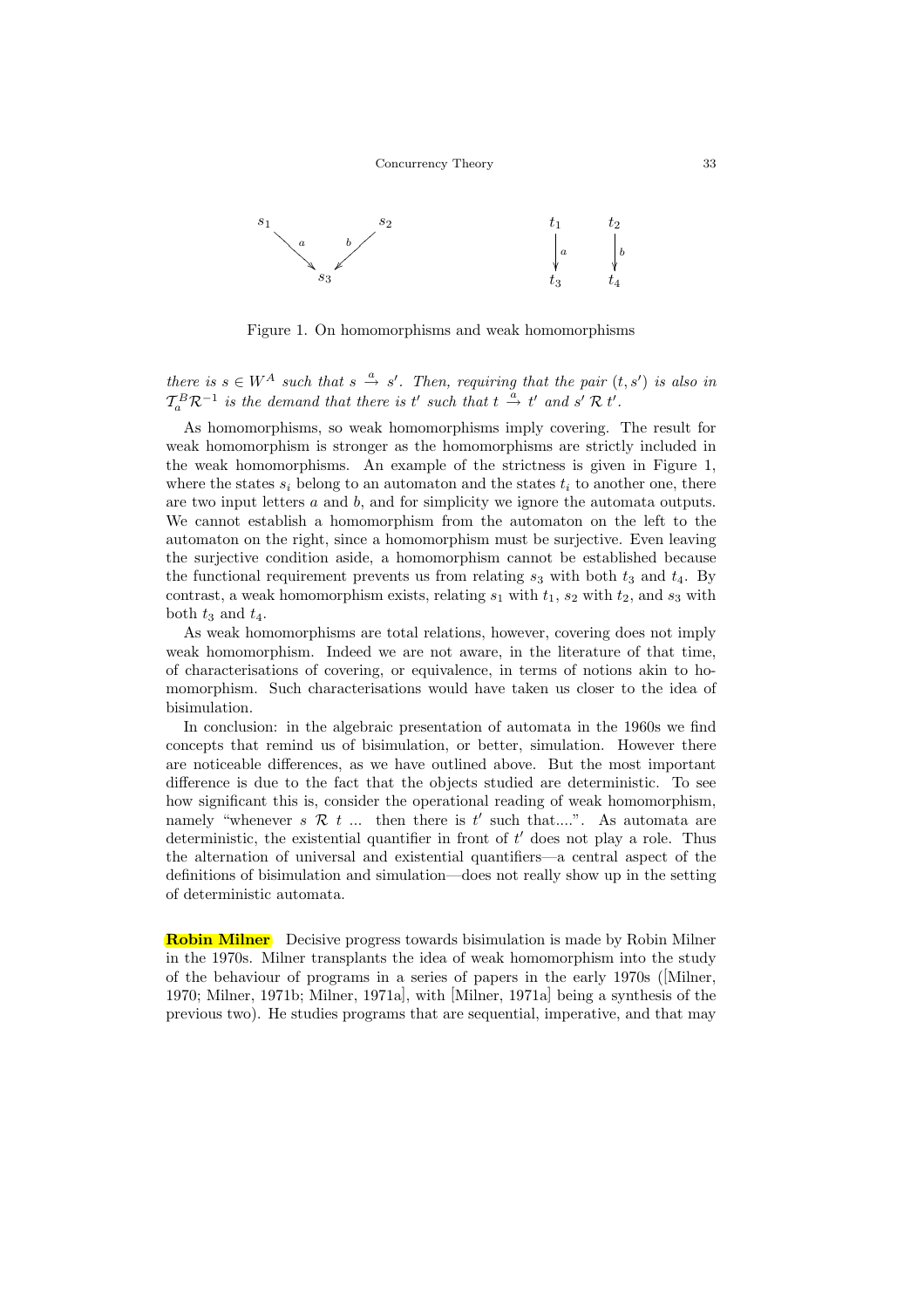Figure 1. On homomorphisms and weak homomorphisms

*there is $s \in W^A$ such that $s \xrightarrow{a} s'$. Then, requiring that the pair $(t, s')$ is also in $\mathcal{T}_a^B \mathcal{R}^{-1}$ is the demand that there is $t'$ such that $t \xrightarrow{a} t'$ and $s' \mathcal{R} t'$.*

As homomorphisms, so weak homomorphisms imply covering. The result for weak homomorphism is stronger as the homomorphisms are strictly included in the weak homomorphisms. An example of the strictness is given in Figure 1, where the states $s_i$ belong to an automaton and the states $t_i$ to another one, there are two input letters $a$ and $b$, and for simplicity we ignore the automata outputs. We cannot establish a homomorphism from the automaton on the left to the automaton on the right, since a homomorphism must be surjective. Even leaving the surjective condition aside, a homomorphism cannot be established because the functional requirement prevents us from relating $s_3$ with both $t_3$ and $t_4$. By contrast, a weak homomorphism exists, relating $s_1$ with $t_1$, $s_2$ with $t_2$, and $s_3$ with both $t_3$ and $t_4$.

As weak homomorphisms are total relations, however, covering does not imply weak homomorphism. Indeed we are not aware, in the literature of that time, of characterisations of covering, or equivalence, in terms of notions akin to homomorphism. Such characterisations would have taken us closer to the idea of bisimulation.

In conclusion: in the algebraic presentation of automata in the 1960s we find concepts that remind us of bisimulation, or better, simulation. However there are noticeable differences, as we have outlined above. But the most important difference is due to the fact that the objects studied are deterministic. To see how significant this is, consider the operational reading of weak homomorphism, namely "whenever $s \mathcal{R} t$ ... then there is $t'$ such that....". As automata are deterministic, the existential quantifier in front of $t'$ does not play a role. Thus the alternation of universal and existential quantifiers—a central aspect of the definitions of bisimulation and simulation—does not really show up in the setting of deterministic automata.

**Robin Milner** Decisive progress towards bisimulation is made by Robin Milner in the 1970s. Milner transplants the idea of weak homomorphism into the study of the behaviour of programs in a series of papers in the early 1970s ([Milner, 1970; Milner, 1971b; Milner, 1971a], with [Milner, 1971a] being a synthesis of the previous two). He studies programs that are sequential, imperative, and that may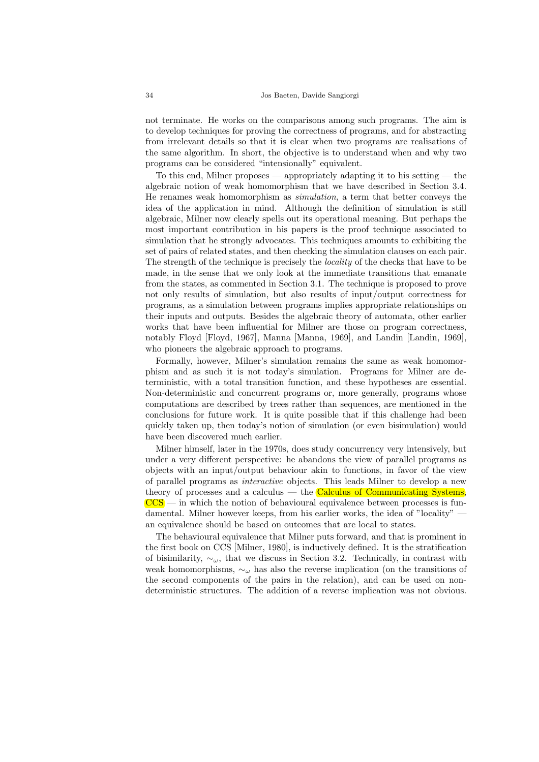not terminate. He works on the comparisons among such programs. The aim is to develop techniques for proving the correctness of programs, and for abstracting from irrelevant details so that it is clear when two programs are realisations of the same algorithm. In short, the objective is to understand when and why two programs can be considered "intensionally" equivalent.

To this end, Milner proposes — appropriately adapting it to his setting — the algebraic notion of weak homomorphism that we have described in Section 3.4. He renames weak homomorphism as *simulation*, a term that better conveys the idea of the application in mind. Although the definition of simulation is still algebraic, Milner now clearly spells out its operational meaning. But perhaps the most important contribution in his papers is the proof technique associated to simulation that he strongly advocates. This techniques amounts to exhibiting the set of pairs of related states, and then checking the simulation clauses on each pair. The strength of the technique is precisely the *locality* of the checks that have to be made, in the sense that we only look at the immediate transitions that emanate from the states, as commented in Section 3.1. The technique is proposed to prove not only results of simulation, but also results of input/output correctness for programs, as a simulation between programs implies appropriate relationships on their inputs and outputs. Besides the algebraic theory of automata, other earlier works that have been influential for Milner are those on program correctness, notably Floyd [Floyd, 1967], Manna [Manna, 1969], and Landin [Landin, 1969], who pioneers the algebraic approach to programs.

Formally, however, Milner's simulation remains the same as weak homomorphism and as such it is not today's simulation. Programs for Milner are deterministic, with a total transition function, and these hypotheses are essential. Non-deterministic and concurrent programs or, more generally, programs whose computations are described by trees rather than sequences, are mentioned in the conclusions for future work. It is quite possible that if this challenge had been quickly taken up, then today's notion of simulation (or even bisimulation) would have been discovered much earlier.

Milner himself, later in the 1970s, does study concurrency very intensively, but under a very different perspective: he abandons the view of parallel programs as objects with an input/output behaviour akin to functions, in favor of the view of parallel programs as *interactive* objects. This leads Milner to develop a new theory of processes and a calculus — the Calculus of Communicating Systems, CCS — in which the notion of behavioural equivalence between processes is fundamental. Milner however keeps, from his earlier works, the idea of "locality" — an equivalence should be based on outcomes that are local to states.

The behavioural equivalence that Milner puts forward, and that is prominent in the first book on CCS [Milner, 1980], is inductively defined. It is the stratification of bisimilarity, $\sim_\omega$, that we discuss in Section 3.2. Technically, in contrast with weak homomorphisms, $\sim_\omega$ has also the reverse implication (on the transitions of the second components of the pairs in the relation), and can be used on non-deterministic structures. The addition of a reverse implication was not obvious.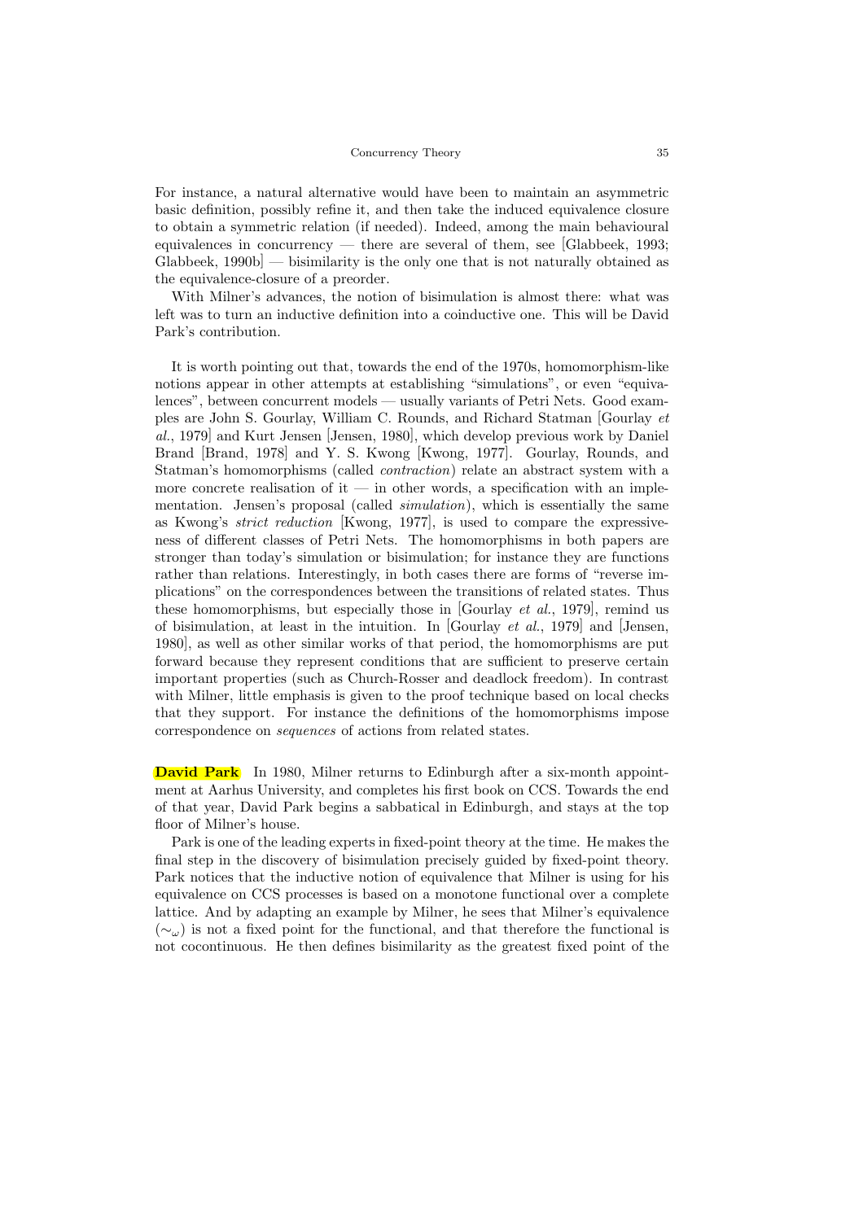For instance, a natural alternative would have been to maintain an asymmetric basic definition, possibly refine it, and then take the induced equivalence closure to obtain a symmetric relation (if needed). Indeed, among the main behavioural equivalences in concurrency — there are several of them, see [Glabbeek, 1993; Glabbeek, 1990b] — bisimilarity is the only one that is not naturally obtained as the equivalence-closure of a preorder.

With Milner's advances, the notion of bisimulation is almost there: what was left was to turn an inductive definition into a coinductive one. This will be David Park's contribution.

It is worth pointing out that, towards the end of the 1970s, homomorphism-like notions appear in other attempts at establishing "simulations", or even "equivalences", between concurrent models — usually variants of Petri Nets. Good examples are John S. Gourlay, William C. Rounds, and Richard Statman [Gourlay *et al.*, 1979] and Kurt Jensen [Jensen, 1980], which develop previous work by Daniel Brand [Brand, 1978] and Y. S. Kwong [Kwong, 1977]. Gourlay, Rounds, and Statman's homomorphisms (called *contraction*) relate an abstract system with a more concrete realisation of it — in other words, a specification with an implementation. Jensen's proposal (called *simulation*), which is essentially the same as Kwong's *strict reduction* [Kwong, 1977], is used to compare the expressiveness of different classes of Petri Nets. The homomorphisms in both papers are stronger than today's simulation or bisimulation; for instance they are functions rather than relations. Interestingly, in both cases there are forms of "reverse implications" on the correspondences between the transitions of related states. Thus these homomorphisms, but especially those in [Gourlay *et al.*, 1979], remind us of bisimulation, at least in the intuition. In [Gourlay *et al.*, 1979] and [Jensen, 1980], as well as other similar works of that period, the homomorphisms are put forward because they represent conditions that are sufficient to preserve certain important properties (such as Church-Rosser and deadlock freedom). In contrast with Milner, little emphasis is given to the proof technique based on local checks that they support. For instance the definitions of the homomorphisms impose correspondence on *sequences* of actions from related states.

**David Park** In 1980, Milner returns to Edinburgh after a six-month appointment at Aarhus University, and completes his first book on CCS. Towards the end of that year, David Park begins a sabbatical in Edinburgh, and stays at the top floor of Milner's house.

Park is one of the leading experts in fixed-point theory at the time. He makes the final step in the discovery of bisimulation precisely guided by fixed-point theory. Park notices that the inductive notion of equivalence that Milner is using for his equivalence on CCS processes is based on a monotone functional over a complete lattice. And by adapting an example by Milner, he sees that Milner's equivalence ($\sim_\omega$) is not a fixed point for the functional, and that therefore the functional is not cocontinuous. He then defines bisimilarity as the greatest fixed point of the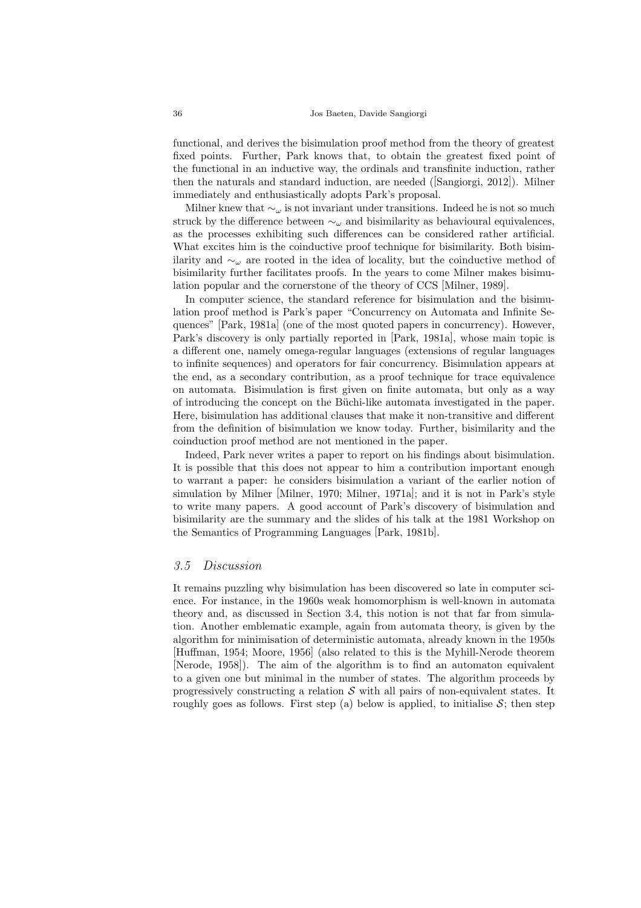functional, and derives the bisimulation proof method from the theory of greatest fixed points. Further, Park knows that, to obtain the greatest fixed point of the functional in an inductive way, the ordinals and transfinite induction, rather then the naturals and standard induction, are needed ([Sangiorgi, 2012]). Milner immediately and enthusiastically adopts Park's proposal.

Milner knew that $\sim_\omega$ is not invariant under transitions. Indeed he is not so much struck by the difference between $\sim_\omega$ and bisimilarity as behavioural equivalences, as the processes exhibiting such differences can be considered rather artificial. What excites him is the coinductive proof technique for bisimilarity. Both bisimilarity and $\sim_\omega$ are rooted in the idea of locality, but the coinductive method of bisimilarity further facilitates proofs. In the years to come Milner makes bisimulation popular and the cornerstone of the theory of CCS [Milner, 1989].

In computer science, the standard reference for bisimulation and the bisimulation proof method is Park's paper "Concurrency on Automata and Infinite Sequences" [Park, 1981a] (one of the most quoted papers in concurrency). However, Park's discovery is only partially reported in [Park, 1981a], whose main topic is a different one, namely omega-regular languages (extensions of regular languages to infinite sequences) and operators for fair concurrency. Bisimulation appears at the end, as a secondary contribution, as a proof technique for trace equivalence on automata. Bisimulation is first given on finite automata, but only as a way of introducing the concept on the Büchi-like automata investigated in the paper. Here, bisimulation has additional clauses that make it non-transitive and different from the definition of bisimulation we know today. Further, bisimilarity and the coinduction proof method are not mentioned in the paper.

Indeed, Park never writes a paper to report on his findings about bisimulation. It is possible that this does not appear to him a contribution important enough to warrant a paper: he considers bisimulation a variant of the earlier notion of simulation by Milner [Milner, 1970; Milner, 1971a]; and it is not in Park's style to write many papers. A good account of Park's discovery of bisimulation and bisimilarity are the summary and the slides of his talk at the 1981 Workshop on the Semantics of Programming Languages [Park, 1981b].

### *3.5 Discussion*

It remains puzzling why bisimulation has been discovered so late in computer science. For instance, in the 1960s weak homomorphism is well-known in automata theory and, as discussed in Section 3.4, this notion is not that far from simulation. Another emblematic example, again from automata theory, is given by the algorithm for minimisation of deterministic automata, already known in the 1950s [Huffman, 1954; Moore, 1956] (also related to this is the Myhill-Nerode theorem [Nerode, 1958]). The aim of the algorithm is to find an automaton equivalent to a given one but minimal in the number of states. The algorithm proceeds by progressively constructing a relation $\mathcal{S}$ with all pairs of non-equivalent states. It roughly goes as follows. First step (a) below is applied, to initialise $\mathcal{S}$; then step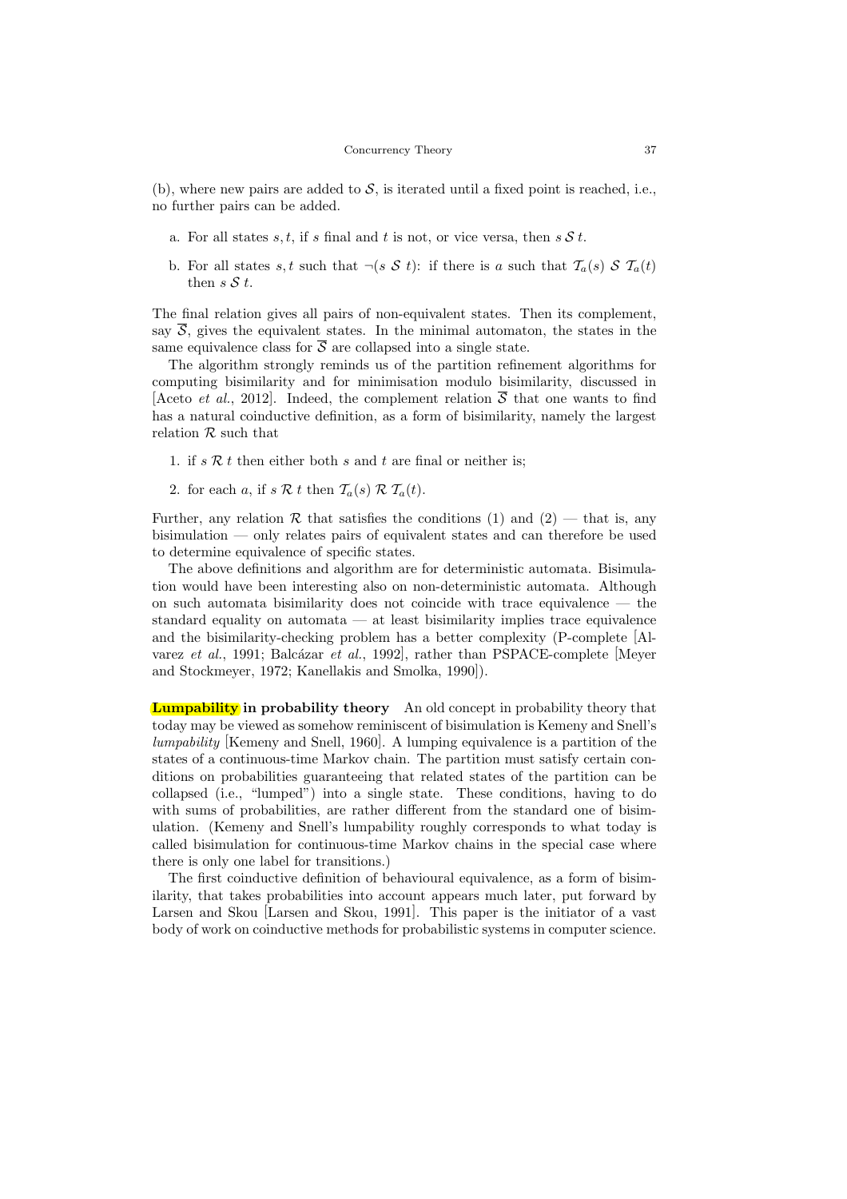(b), where new pairs are added to $\mathcal{S}$, is iterated until a fixed point is reached, i.e., no further pairs can be added.

a. For all states $s, t$, if $s$ final and $t$ is not, or vice versa, then $s \,\mathcal{S}\, t$.

b. For all states $s, t$ such that $\neg(s \;\mathcal{S}\; t)$: if there is $a$ such that $\mathcal{T}_a(s) \;\mathcal{S}\; \mathcal{T}_a(t)$ then $s \,\mathcal{S}\, t$.

The final relation gives all pairs of non-equivalent states. Then its complement, say $\overline{\mathcal{S}}$, gives the equivalent states. In the minimal automaton, the states in the same equivalence class for $\overline{\mathcal{S}}$ are collapsed into a single state.

The algorithm strongly reminds us of the partition refinement algorithms for computing bisimilarity and for minimisation modulo bisimilarity, discussed in [Aceto *et al.*, 2012]. Indeed, the complement relation $\overline{\mathcal{S}}$ that one wants to find has a natural coinductive definition, as a form of bisimilarity, namely the largest relation $\mathcal{R}$ such that

1. if $s \;\mathcal{R}\; t$ then either both $s$ and $t$ are final or neither is;
2. for each $a$, if $s \;\mathcal{R}\; t$ then $\mathcal{T}_a(s) \;\mathcal{R}\; \mathcal{T}_a(t)$.

Further, any relation $\mathcal{R}$ that satisfies the conditions (1) and (2) — that is, any bisimulation — only relates pairs of equivalent states and can therefore be used to determine equivalence of specific states.

The above definitions and algorithm are for deterministic automata. Bisimulation would have been interesting also on non-deterministic automata. Although on such automata bisimilarity does not coincide with trace equivalence — the standard equality on automata — at least bisimilarity implies trace equivalence and the bisimilarity-checking problem has a better complexity (P-complete [Alvarez *et al.*, 1991; Balcázar *et al.*, 1992], rather than PSPACE-complete [Meyer and Stockmeyer, 1972; Kanellakis and Smolka, 1990]).

**Lumpability in probability theory** An old concept in probability theory that today may be viewed as somehow reminiscent of bisimulation is Kemeny and Snell's *lumpability* [Kemeny and Snell, 1960]. A lumping equivalence is a partition of the states of a continuous-time Markov chain. The partition must satisfy certain conditions on probabilities guaranteeing that related states of the partition can be collapsed (i.e., "lumped") into a single state. These conditions, having to do with sums of probabilities, are rather different from the standard one of bisimulation. (Kemeny and Snell's lumpability roughly corresponds to what today is called bisimulation for continuous-time Markov chains in the special case where there is only one label for transitions.)

The first coinductive definition of behavioural equivalence, as a form of bisimilarity, that takes probabilities into account appears much later, put forward by Larsen and Skou [Larsen and Skou, 1991]. This paper is the initiator of a vast body of work on coinductive methods for probabilistic systems in computer science.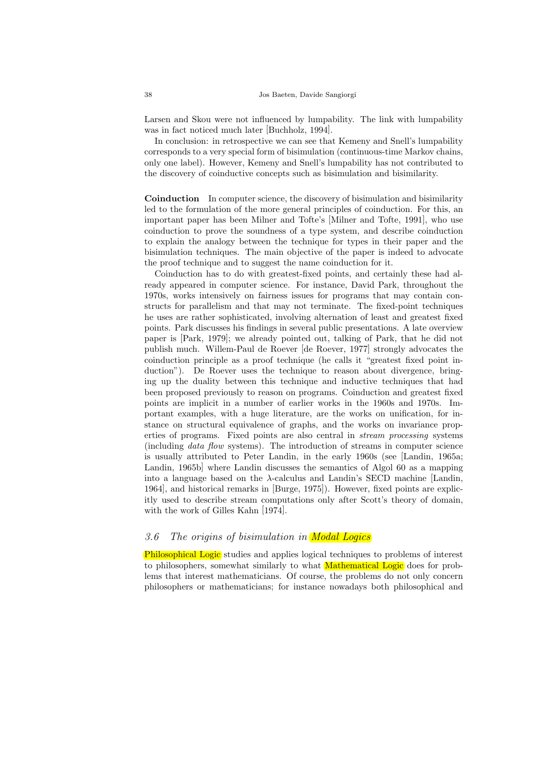Larsen and Skou were not influenced by lumpability. The link with lumpability was in fact noticed much later [Buchholz, 1994].

In conclusion: in retrospective we can see that Kemeny and Snell's lumpability corresponds to a very special form of bisimulation (continuous-time Markov chains, only one label). However, Kemeny and Snell's lumpability has not contributed to the discovery of coinductive concepts such as bisimulation and bisimilarity.

**Coinduction** In computer science, the discovery of bisimulation and bisimilarity led to the formulation of the more general principles of coinduction. For this, an important paper has been Milner and Tofte's [Milner and Tofte, 1991], who use coinduction to prove the soundness of a type system, and describe coinduction to explain the analogy between the technique for types in their paper and the bisimulation techniques. The main objective of the paper is indeed to advocate the proof technique and to suggest the name coinduction for it.

Coinduction has to do with greatest-fixed points, and certainly these had already appeared in computer science. For instance, David Park, throughout the 1970s, works intensively on fairness issues for programs that may contain constructs for parallelism and that may not terminate. The fixed-point techniques he uses are rather sophisticated, involving alternation of least and greatest fixed points. Park discusses his findings in several public presentations. A late overview paper is [Park, 1979]; we already pointed out, talking of Park, that he did not publish much. Willem-Paul de Roever [de Roever, 1977] strongly advocates the coinduction principle as a proof technique (he calls it "greatest fixed point induction"). De Roever uses the technique to reason about divergence, bringing up the duality between this technique and inductive techniques that had been proposed previously to reason on programs. Coinduction and greatest fixed points are implicit in a number of earlier works in the 1960s and 1970s. Important examples, with a huge literature, are the works on unification, for instance on structural equivalence of graphs, and the works on invariance properties of programs. Fixed points are also central in *stream processing* systems (including *data flow* systems). The introduction of streams in computer science is usually attributed to Peter Landin, in the early 1960s (see [Landin, 1965a; Landin, 1965b] where Landin discusses the semantics of Algol 60 as a mapping into a language based on the $\lambda$-calculus and Landin's SECD machine [Landin, 1964], and historical remarks in [Burge, 1975]). However, fixed points are explicitly used to describe stream computations only after Scott's theory of domain, with the work of Gilles Kahn [1974].

### *3.6 The origins of bisimulation in Modal Logics*

Philosophical Logic studies and applies logical techniques to problems of interest to philosophers, somewhat similarly to what Mathematical Logic does for problems that interest mathematicians. Of course, the problems do not only concern philosophers or mathematicians; for instance nowadays both philosophical and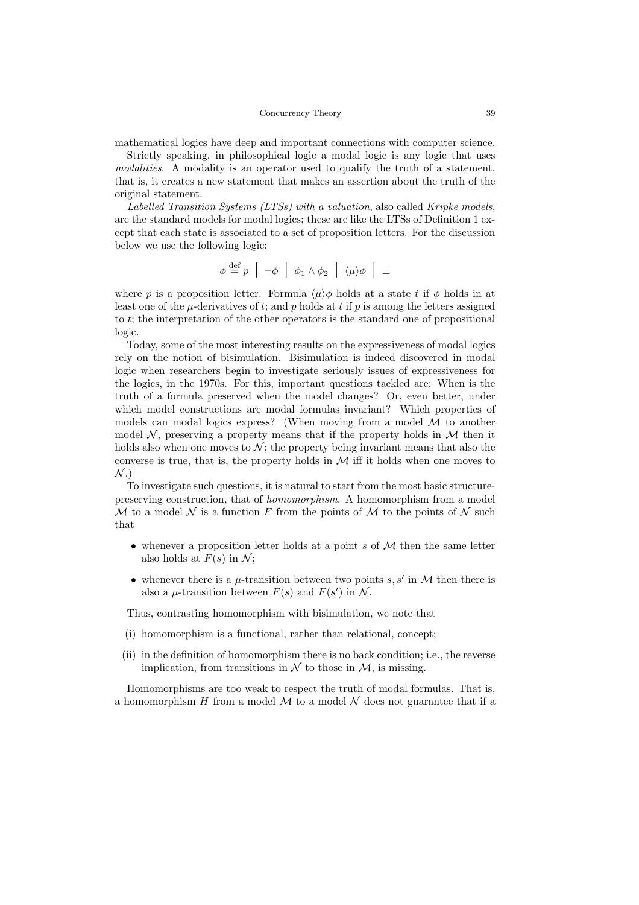mathematical logics have deep and important connections with computer science.

Strictly speaking, in philosophical logic a modal logic is any logic that uses *modalities*. A modality is an operator used to qualify the truth of a statement, that is, it creates a new statement that makes an assertion about the truth of the original statement.

*Labelled Transition Systems (LTSs) with a valuation*, also called *Kripke models*, are the standard models for modal logics; these are like the LTSs of Definition 1 except that each state is associated to a set of proposition letters. For the discussion below we use the following logic:

$$\phi \stackrel{\text{def}}{=} p \;\Big|\; \neg\phi \;\Big|\; \phi_1 \wedge \phi_2 \;\Big|\; \langle\mu\rangle\phi \;\Big|\; \bot$$

where $p$ is a proposition letter. Formula $\langle\mu\rangle\phi$ holds at a state $t$ if $\phi$ holds in at least one of the $\mu$-derivatives of $t$; and $p$ holds at $t$ if $p$ is among the letters assigned to $t$; the interpretation of the other operators is the standard one of propositional logic.

Today, some of the most interesting results on the expressiveness of modal logics rely on the notion of bisimulation. Bisimulation is indeed discovered in modal logic when researchers begin to investigate seriously issues of expressiveness for the logics, in the 1970s. For this, important questions tackled are: When is the truth of a formula preserved when the model changes? Or, even better, under which model constructions are modal formulas invariant? Which properties of models can modal logics express? (When moving from a model $\mathcal{M}$ to another model $\mathcal{N}$, preserving a property means that if the property holds in $\mathcal{M}$ then it holds also when one moves to $\mathcal{N}$; the property being invariant means that also the converse is true, that is, the property holds in $\mathcal{M}$ iff it holds when one moves to $\mathcal{N}$.)

To investigate such questions, it is natural to start from the most basic structure-preserving construction, that of *homomorphism*. A homomorphism from a model $\mathcal{M}$ to a model $\mathcal{N}$ is a function $F$ from the points of $\mathcal{M}$ to the points of $\mathcal{N}$ such that

- whenever a proposition letter holds at a point $s$ of $\mathcal{M}$ then the same letter also holds at $F(s)$ in $\mathcal{N}$;
- whenever there is a $\mu$-transition between two points $s, s'$ in $\mathcal{M}$ then there is also a $\mu$-transition between $F(s)$ and $F(s')$ in $\mathcal{N}$.

Thus, contrasting homomorphism with bisimulation, we note that

(i) homomorphism is a functional, rather than relational, concept;

(ii) in the definition of homomorphism there is no back condition; i.e., the reverse implication, from transitions in $\mathcal{N}$ to those in $\mathcal{M}$, is missing.

Homomorphisms are too weak to respect the truth of modal formulas. That is, a homomorphism $H$ from a model $\mathcal{M}$ to a model $\mathcal{N}$ does not guarantee that if a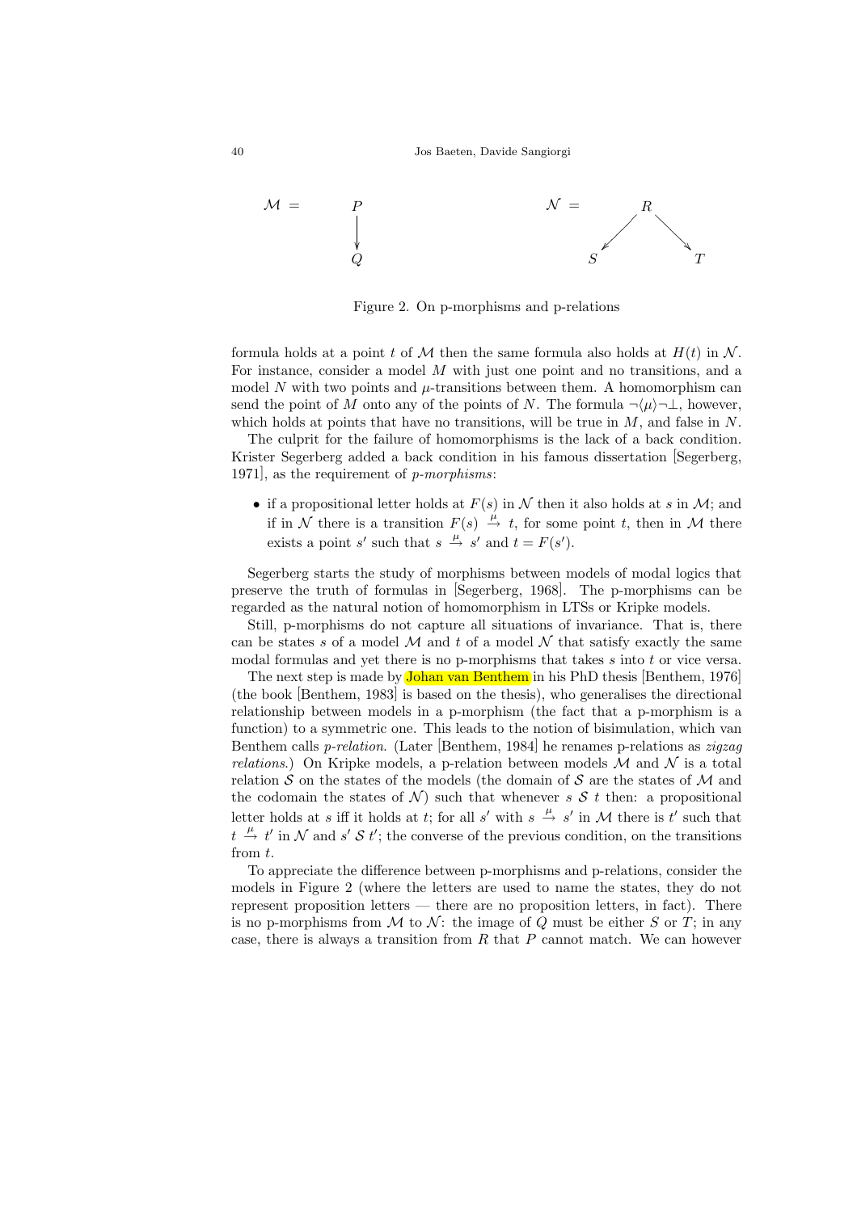$\mathcal{M}$ = P → Q        $\mathcal{N}$ = R → S, R → T

Figure 2. On p-morphisms and p-relations

formula holds at a point $t$ of $\mathcal{M}$ then the same formula also holds at $H(t)$ in $\mathcal{N}$. For instance, consider a model $M$ with just one point and no transitions, and a model $N$ with two points and $\mu$-transitions between them. A homomorphism can send the point of $M$ onto any of the points of $N$. The formula $\neg\langle\mu\rangle\neg\bot$, however, which holds at points that have no transitions, will be true in $M$, and false in $N$.

The culprit for the failure of homomorphisms is the lack of a back condition. Krister Segerberg added a back condition in his famous dissertation [Segerberg, 1971], as the requirement of *p-morphisms*:

- if a propositional letter holds at $F(s)$ in $\mathcal{N}$ then it also holds at $s$ in $\mathcal{M}$; and if in $\mathcal{N}$ there is a transition $F(s) \xrightarrow{\mu} t$, for some point $t$, then in $\mathcal{M}$ there exists a point $s'$ such that $s \xrightarrow{\mu} s'$ and $t = F(s')$.

Segerberg starts the study of morphisms between models of modal logics that preserve the truth of formulas in [Segerberg, 1968]. The p-morphisms can be regarded as the natural notion of homomorphism in LTSs or Kripke models.

Still, p-morphisms do not capture all situations of invariance. That is, there can be states $s$ of a model $\mathcal{M}$ and $t$ of a model $\mathcal{N}$ that satisfy exactly the same modal formulas and yet there is no p-morphisms that takes $s$ into $t$ or vice versa.

The next step is made by Johan van Benthem in his PhD thesis [Benthem, 1976] (the book [Benthem, 1983] is based on the thesis), who generalises the directional relationship between models in a p-morphism (the fact that a p-morphism is a function) to a symmetric one. This leads to the notion of bisimulation, which van Benthem calls *p-relation*. (Later [Benthem, 1984] he renames p-relations as *zigzag relations*.) On Kripke models, a p-relation between models $\mathcal{M}$ and $\mathcal{N}$ is a total relation $\mathcal{S}$ on the states of the models (the domain of $\mathcal{S}$ are the states of $\mathcal{M}$ and the codomain the states of $\mathcal{N}$) such that whenever $s \; \mathcal{S} \; t$ then: a propositional letter holds at $s$ iff it holds at $t$; for all $s'$ with $s \xrightarrow{\mu} s'$ in $\mathcal{M}$ there is $t'$ such that $t \xrightarrow{\mu} t'$ in $\mathcal{N}$ and $s' \; \mathcal{S} \; t'$; the converse of the previous condition, on the transitions from $t$.

To appreciate the difference between p-morphisms and p-relations, consider the models in Figure 2 (where the letters are used to name the states, they do not represent proposition letters — there are no proposition letters, in fact). There is no p-morphisms from $\mathcal{M}$ to $\mathcal{N}$: the image of $Q$ must be either $S$ or $T$; in any case, there is always a transition from $R$ that $P$ cannot match. We can however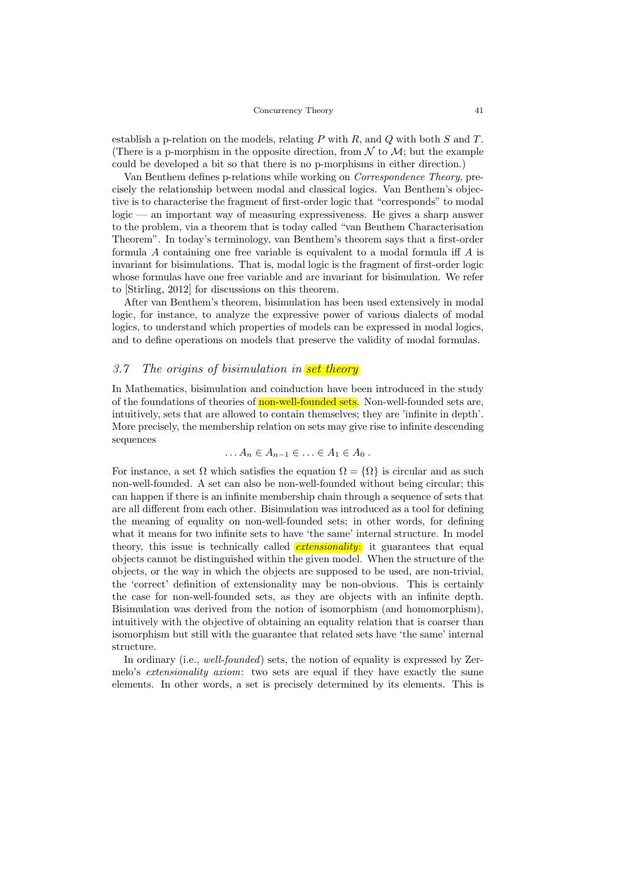establish a p-relation on the models, relating $P$ with $R$, and $Q$ with both $S$ and $T$. (There is a p-morphism in the opposite direction, from $\mathcal{N}$ to $\mathcal{M}$; but the example could be developed a bit so that there is no p-morphisms in either direction.)

Van Benthem defines p-relations while working on *Correspondence Theory*, precisely the relationship between modal and classical logics. Van Benthem's objective is to characterise the fragment of first-order logic that "corresponds" to modal logic — an important way of measuring expressiveness. He gives a sharp answer to the problem, via a theorem that is today called "van Benthem Characterisation Theorem". In today's terminology, van Benthem's theorem says that a first-order formula $A$ containing one free variable is equivalent to a modal formula iff $A$ is invariant for bisimulations. That is, modal logic is the fragment of first-order logic whose formulas have one free variable and are invariant for bisimulation. We refer to [Stirling, 2012] for discussions on this theorem.

After van Benthem's theorem, bisimulation has been used extensively in modal logic, for instance, to analyze the expressive power of various dialects of modal logics, to understand which properties of models can be expressed in modal logics, and to define operations on models that preserve the validity of modal formulas.

## *3.7 The origins of bisimulation in set theory*

In Mathematics, bisimulation and coinduction have been introduced in the study of the foundations of theories of non-well-founded sets. Non-well-founded sets are, intuitively, sets that are allowed to contain themselves; they are 'infinite in depth'. More precisely, the membership relation on sets may give rise to infinite descending sequences

$$\ldots A_n \in A_{n-1} \in \ldots \in A_1 \in A_0 \,.$$

For instance, a set $\Omega$ which satisfies the equation $\Omega = \{\Omega\}$ is circular and as such non-well-founded. A set can also be non-well-founded without being circular; this can happen if there is an infinite membership chain through a sequence of sets that are all different from each other. Bisimulation was introduced as a tool for defining the meaning of equality on non-well-founded sets; in other words, for defining what it means for two infinite sets to have 'the same' internal structure. In model theory, this issue is technically called *extensionality*: it guarantees that equal objects cannot be distinguished within the given model. When the structure of the objects, or the way in which the objects are supposed to be used, are non-trivial, the 'correct' definition of extensionality may be non-obvious. This is certainly the case for non-well-founded sets, as they are objects with an infinite depth. Bisimulation was derived from the notion of isomorphism (and homomorphism), intuitively with the objective of obtaining an equality relation that is coarser than isomorphism but still with the guarantee that related sets have 'the same' internal structure.

In ordinary (i.e., *well-founded*) sets, the notion of equality is expressed by Zermelo's *extensionality axiom*: two sets are equal if they have exactly the same elements. In other words, a set is precisely determined by its elements. This is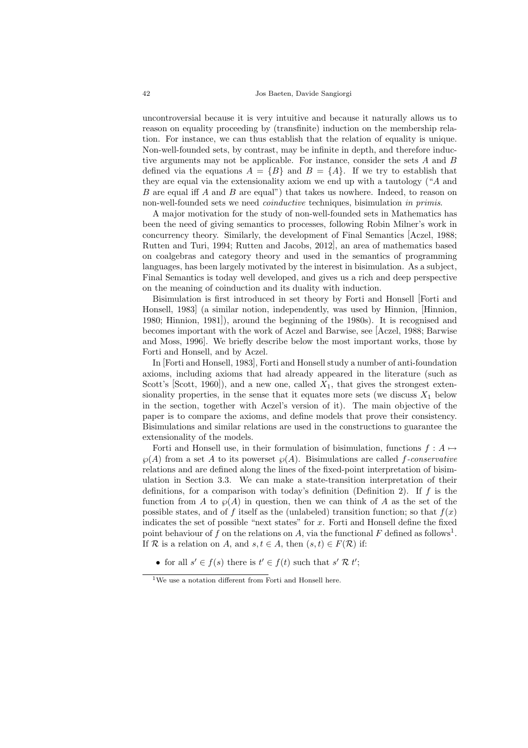uncontroversial because it is very intuitive and because it naturally allows us to reason on equality proceeding by (transfinite) induction on the membership relation. For instance, we can thus establish that the relation of equality is unique. Non-well-founded sets, by contrast, may be infinite in depth, and therefore inductive arguments may not be applicable. For instance, consider the sets $A$ and $B$ defined via the equations $A = \{B\}$ and $B = \{A\}$. If we try to establish that they are equal via the extensionality axiom we end up with a tautology ("$A$ and $B$ are equal iff $A$ and $B$ are equal") that takes us nowhere. Indeed, to reason on non-well-founded sets we need *coinductive* techniques, bisimulation *in primis*.

A major motivation for the study of non-well-founded sets in Mathematics has been the need of giving semantics to processes, following Robin Milner's work in concurrency theory. Similarly, the development of Final Semantics [Aczel, 1988; Rutten and Turi, 1994; Rutten and Jacobs, 2012], an area of mathematics based on coalgebras and category theory and used in the semantics of programming languages, has been largely motivated by the interest in bisimulation. As a subject, Final Semantics is today well developed, and gives us a rich and deep perspective on the meaning of coinduction and its duality with induction.

Bisimulation is first introduced in set theory by Forti and Honsell [Forti and Honsell, 1983] (a similar notion, independently, was used by Hinnion, [Hinnion, 1980; Hinnion, 1981]), around the beginning of the 1980s). It is recognised and becomes important with the work of Aczel and Barwise, see [Aczel, 1988; Barwise and Moss, 1996]. We briefly describe below the most important works, those by Forti and Honsell, and by Aczel.

In [Forti and Honsell, 1983], Forti and Honsell study a number of anti-foundation axioms, including axioms that had already appeared in the literature (such as Scott's [Scott, 1960]), and a new one, called $X_1$, that gives the strongest extensionality properties, in the sense that it equates more sets (we discuss $X_1$ below in the section, together with Aczel's version of it). The main objective of the paper is to compare the axioms, and define models that prove their consistency. Bisimulations and similar relations are used in the constructions to guarantee the extensionality of the models.

Forti and Honsell use, in their formulation of bisimulation, functions $f : A \mapsto \wp(A)$ from a set $A$ to its powerset $\wp(A)$. Bisimulations are called $f$*-conservative* relations and are defined along the lines of the fixed-point interpretation of bisimulation in Section 3.3. We can make a state-transition interpretation of their definitions, for a comparison with today's definition (Definition 2). If $f$ is the function from $A$ to $\wp(A)$ in question, then we can think of $A$ as the set of the possible states, and of $f$ itself as the (unlabeled) transition function; so that $f(x)$ indicates the set of possible "next states" for $x$. Forti and Honsell define the fixed point behaviour of $f$ on the relations on $A$, via the functional $F$ defined as follows[1]. If $\mathcal{R}$ is a relation on $A$, and $s, t \in A$, then $(s, t) \in F(\mathcal{R})$ if:

- for all $s' \in f(s)$ there is $t' \in f(t)$ such that $s' \mathrel{\mathcal{R}} t'$;

[1] We use a notation different from Forti and Honsell here.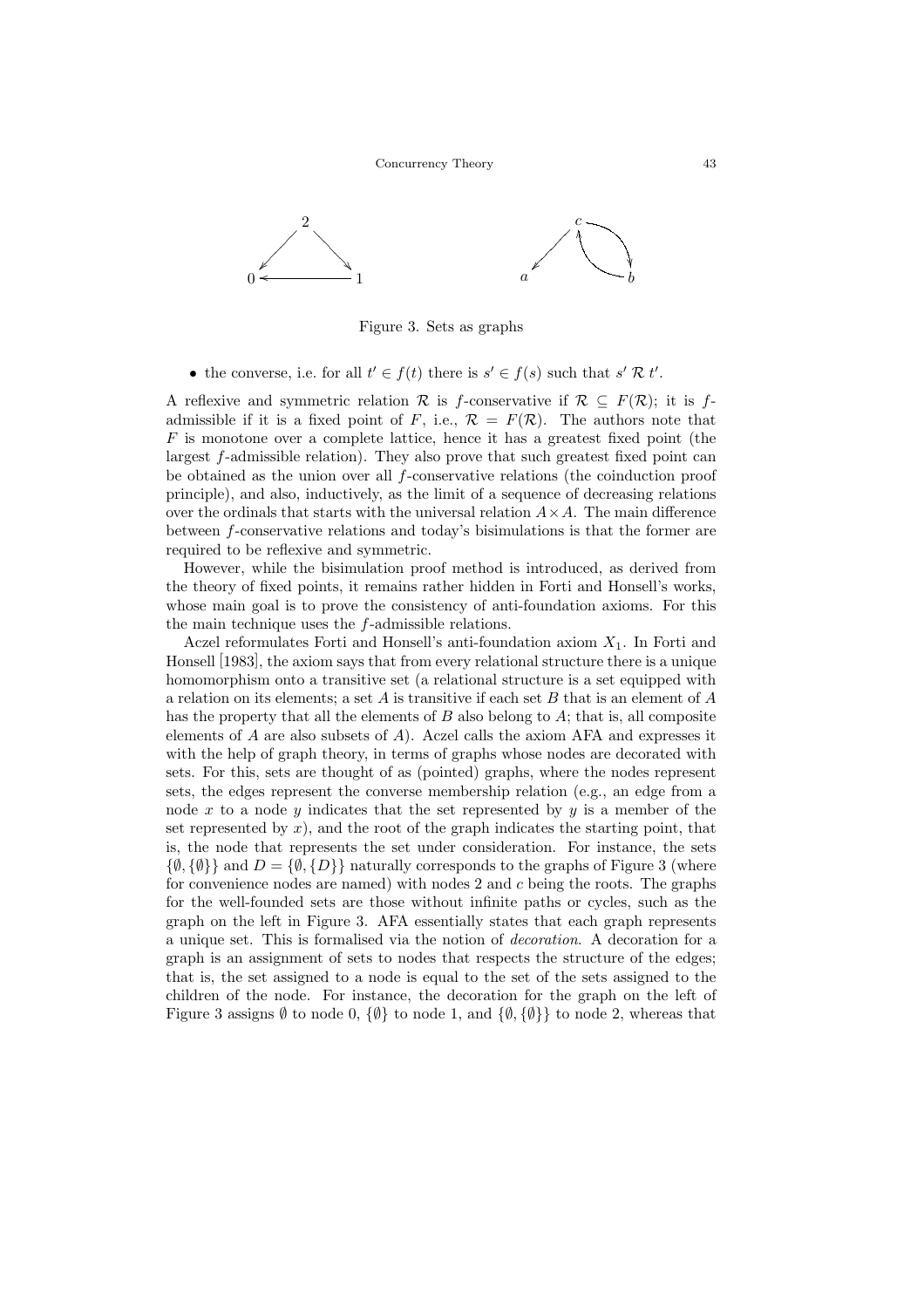2

0 1

c

a b

Figure 3. Sets as graphs

- the converse, i.e. for all $t' \in f(t)$ there is $s' \in f(s)$ such that $s' \mathcal{R} t'$.

A reflexive and symmetric relation $\mathcal{R}$ is $f$-conservative if $\mathcal{R} \subseteq F(\mathcal{R})$; it is $f$-admissible if it is a fixed point of $F$, i.e., $\mathcal{R} = F(\mathcal{R})$. The authors note that $F$ is monotone over a complete lattice, hence it has a greatest fixed point (the largest $f$-admissible relation). They also prove that such greatest fixed point can be obtained as the union over all $f$-conservative relations (the coinduction proof principle), and also, inductively, as the limit of a sequence of decreasing relations over the ordinals that starts with the universal relation $A \times A$. The main difference between $f$-conservative relations and today's bisimulations is that the former are required to be reflexive and symmetric.

However, while the bisimulation proof method is introduced, as derived from the theory of fixed points, it remains rather hidden in Forti and Honsell's works, whose main goal is to prove the consistency of anti-foundation axioms. For this the main technique uses the $f$-admissible relations.

Aczel reformulates Forti and Honsell's anti-foundation axiom $X_1$. In Forti and Honsell [1983], the axiom says that from every relational structure there is a unique homomorphism onto a transitive set (a relational structure is a set equipped with a relation on its elements; a set $A$ is transitive if each set $B$ that is an element of $A$ has the property that all the elements of $B$ also belong to $A$; that is, all composite elements of $A$ are also subsets of $A$). Aczel calls the axiom AFA and expresses it with the help of graph theory, in terms of graphs whose nodes are decorated with sets. For this, sets are thought of as (pointed) graphs, where the nodes represent sets, the edges represent the converse membership relation (e.g., an edge from a node $x$ to a node $y$ indicates that the set represented by $y$ is a member of the set represented by $x$), and the root of the graph indicates the starting point, that is, the node that represents the set under consideration. For instance, the sets $\{\emptyset, \{\emptyset\}\}$ and $D = \{\emptyset, \{D\}\}$ naturally corresponds to the graphs of Figure 3 (where for convenience nodes are named) with nodes 2 and $c$ being the roots. The graphs for the well-founded sets are those without infinite paths or cycles, such as the graph on the left in Figure 3. AFA essentially states that each graph represents a unique set. This is formalised via the notion of *decoration*. A decoration for a graph is an assignment of sets to nodes that respects the structure of the edges; that is, the set assigned to a node is equal to the set of the sets assigned to the children of the node. For instance, the decoration for the graph on the left of Figure 3 assigns $\emptyset$ to node 0, $\{\emptyset\}$ to node 1, and $\{\emptyset, \{\emptyset\}\}$ to node 2, whereas that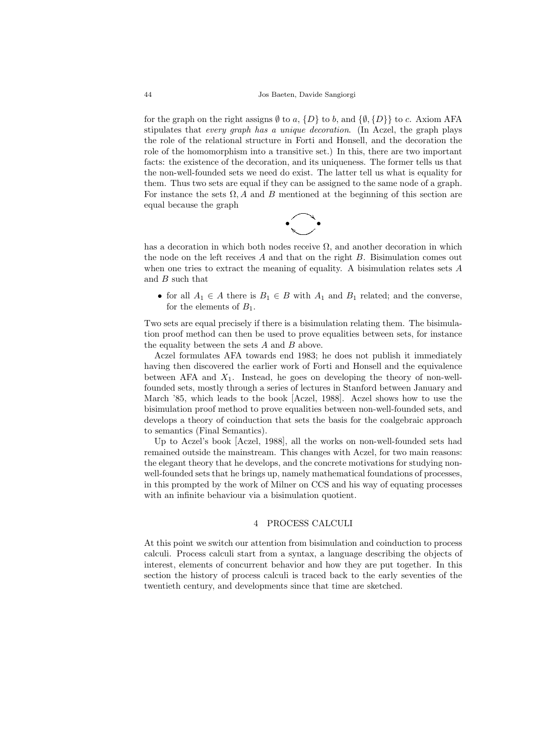for the graph on the right assigns $\emptyset$ to $a$, $\{D\}$ to $b$, and $\{\emptyset, \{D\}\}$ to $c$. Axiom AFA stipulates that *every graph has a unique decoration*. (In Aczel, the graph plays the role of the relational structure in Forti and Honsell, and the decoration the role of the homomorphism into a transitive set.) In this, there are two important facts: the existence of the decoration, and its uniqueness. The former tells us that the non-well-founded sets we need do exist. The latter tell us what is equality for them. Thus two sets are equal if they can be assigned to the same node of a graph. For instance the sets $\Omega, A$ and $B$ mentioned at the beginning of this section are equal because the graph

has a decoration in which both nodes receive $\Omega$, and another decoration in which the node on the left receives $A$ and that on the right $B$. Bisimulation comes out when one tries to extract the meaning of equality. A bisimulation relates sets $A$ and $B$ such that

- for all $A_1 \in A$ there is $B_1 \in B$ with $A_1$ and $B_1$ related; and the converse, for the elements of $B_1$.

Two sets are equal precisely if there is a bisimulation relating them. The bisimulation proof method can then be used to prove equalities between sets, for instance the equality between the sets $A$ and $B$ above.

Aczel formulates AFA towards end 1983; he does not publish it immediately having then discovered the earlier work of Forti and Honsell and the equivalence between AFA and $X_1$. Instead, he goes on developing the theory of non-well-founded sets, mostly through a series of lectures in Stanford between January and March '85, which leads to the book [Aczel, 1988]. Aczel shows how to use the bisimulation proof method to prove equalities between non-well-founded sets, and develops a theory of coinduction that sets the basis for the coalgebraic approach to semantics (Final Semantics).

Up to Aczel's book [Aczel, 1988], all the works on non-well-founded sets had remained outside the mainstream. This changes with Aczel, for two main reasons: the elegant theory that he develops, and the concrete motivations for studying non-well-founded sets that he brings up, namely mathematical foundations of processes, in this prompted by the work of Milner on CCS and his way of equating processes with an infinite behaviour via a bisimulation quotient.

## 4 PROCESS CALCULI

At this point we switch our attention from bisimulation and coinduction to process calculi. Process calculi start from a syntax, a language describing the objects of interest, elements of concurrent behavior and how they are put together. In this section the history of process calculi is traced back to the early seventies of the twentieth century, and developments since that time are sketched.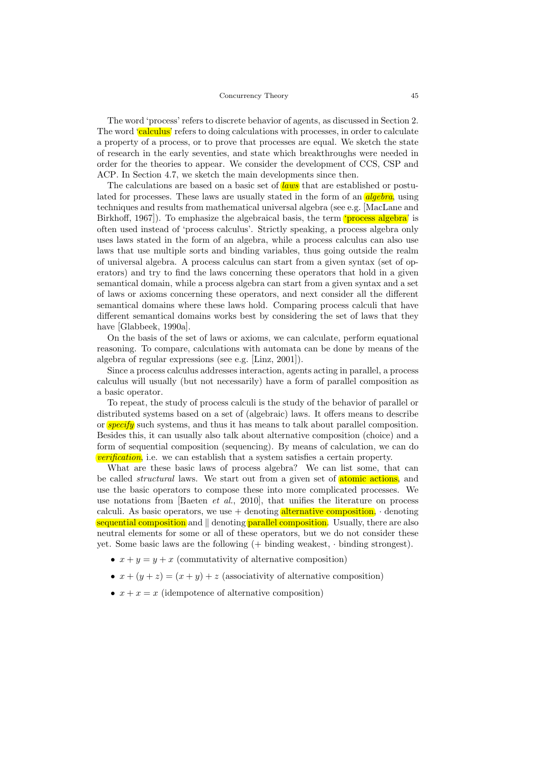The word 'process' refers to discrete behavior of agents, as discussed in Section 2. The word 'calculus' refers to doing calculations with processes, in order to calculate a property of a process, or to prove that processes are equal. We sketch the state of research in the early seventies, and state which breakthroughs were needed in order for the theories to appear. We consider the development of CCS, CSP and ACP. In Section 4.7, we sketch the main developments since then.

The calculations are based on a basic set of *laws* that are established or postulated for processes. These laws are usually stated in the form of an *algebra*, using techniques and results from mathematical universal algebra (see e.g. [MacLane and Birkhoff, 1967]). To emphasize the algebraical basis, the term 'process algebra' is often used instead of 'process calculus'. Strictly speaking, a process algebra only uses laws stated in the form of an algebra, while a process calculus can also use laws that use multiple sorts and binding variables, thus going outside the realm of universal algebra. A process calculus can start from a given syntax (set of operators) and try to find the laws concerning these operators that hold in a given semantical domain, while a process algebra can start from a given syntax and a set of laws or axioms concerning these operators, and next consider all the different semantical domains where these laws hold. Comparing process calculi that have different semantical domains works best by considering the set of laws that they have [Glabbeek, 1990a].

On the basis of the set of laws or axioms, we can calculate, perform equational reasoning. To compare, calculations with automata can be done by means of the algebra of regular expressions (see e.g. [Linz, 2001]).

Since a process calculus addresses interaction, agents acting in parallel, a process calculus will usually (but not necessarily) have a form of parallel composition as a basic operator.

To repeat, the study of process calculi is the study of the behavior of parallel or distributed systems based on a set of (algebraic) laws. It offers means to describe or *specify* such systems, and thus it has means to talk about parallel composition. Besides this, it can usually also talk about alternative composition (choice) and a form of sequential composition (sequencing). By means of calculation, we can do *verification*, i.e. we can establish that a system satisfies a certain property.

What are these basic laws of process algebra? We can list some, that can be called *structural* laws. We start out from a given set of atomic actions, and use the basic operators to compose these into more complicated processes. We use notations from [Baeten *et al.*, 2010], that unifies the literature on process calculi. As basic operators, we use $+$ denoting alternative composition, $\cdot$ denoting sequential composition and $\|$ denoting parallel composition. Usually, there are also neutral elements for some or all of these operators, but we do not consider these yet. Some basic laws are the following ($+$ binding weakest, $\cdot$ binding strongest).

- $x + y = y + x$ (commutativity of alternative composition)
- $x + (y + z) = (x + y) + z$ (associativity of alternative composition)
- $x + x = x$ (idempotence of alternative composition)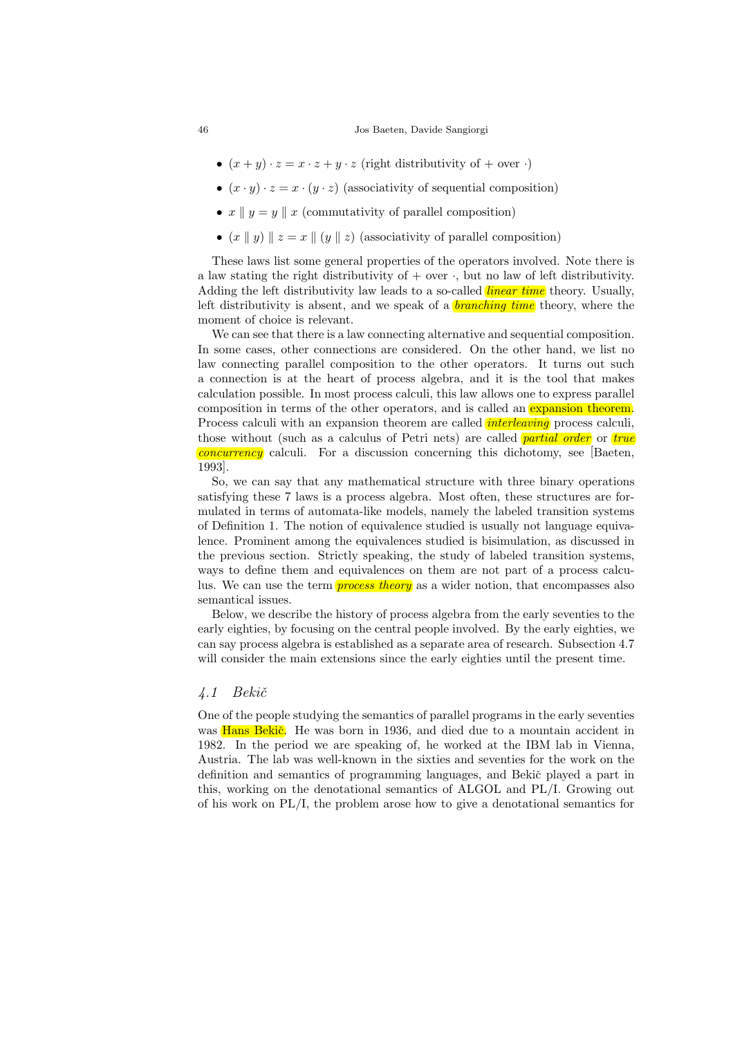- $(x + y) \cdot z = x \cdot z + y \cdot z$ (right distributivity of + over ·)
- $(x \cdot y) \cdot z = x \cdot (y \cdot z)$ (associativity of sequential composition)
- $x \parallel y = y \parallel x$ (commutativity of parallel composition)
- $(x \parallel y) \parallel z = x \parallel (y \parallel z)$ (associativity of parallel composition)

These laws list some general properties of the operators involved. Note there is a law stating the right distributivity of + over ·, but no law of left distributivity. Adding the left distributivity law leads to a so-called *linear time* theory. Usually, left distributivity is absent, and we speak of a *branching time* theory, where the moment of choice is relevant.

We can see that there is a law connecting alternative and sequential composition. In some cases, other connections are considered. On the other hand, we list no law connecting parallel composition to the other operators. It turns out such a connection is at the heart of process algebra, and it is the tool that makes calculation possible. In most process calculi, this law allows one to express parallel composition in terms of the other operators, and is called an expansion theorem. Process calculi with an expansion theorem are called *interleaving* process calculi, those without (such as a calculus of Petri nets) are called *partial order* or *true concurrency* calculi. For a discussion concerning this dichotomy, see [Baeten, 1993].

So, we can say that any mathematical structure with three binary operations satisfying these 7 laws is a process algebra. Most often, these structures are formulated in terms of automata-like models, namely the labeled transition systems of Definition 1. The notion of equivalence studied is usually not language equivalence. Prominent among the equivalences studied is bisimulation, as discussed in the previous section. Strictly speaking, the study of labeled transition systems, ways to define them and equivalences on them are not part of a process calculus. We can use the term *process theory* as a wider notion, that encompasses also semantical issues.

Below, we describe the history of process algebra from the early seventies to the early eighties, by focusing on the central people involved. By the early eighties, we can say process algebra is established as a separate area of research. Subsection 4.7 will consider the main extensions since the early eighties until the present time.

### *4.1 Bekič*

One of the people studying the semantics of parallel programs in the early seventies was Hans Bekič. He was born in 1936, and died due to a mountain accident in 1982. In the period we are speaking of, he worked at the IBM lab in Vienna, Austria. The lab was well-known in the sixties and seventies for the work on the definition and semantics of programming languages, and Bekič played a part in this, working on the denotational semantics of ALGOL and PL/I. Growing out of his work on PL/I, the problem arose how to give a denotational semantics for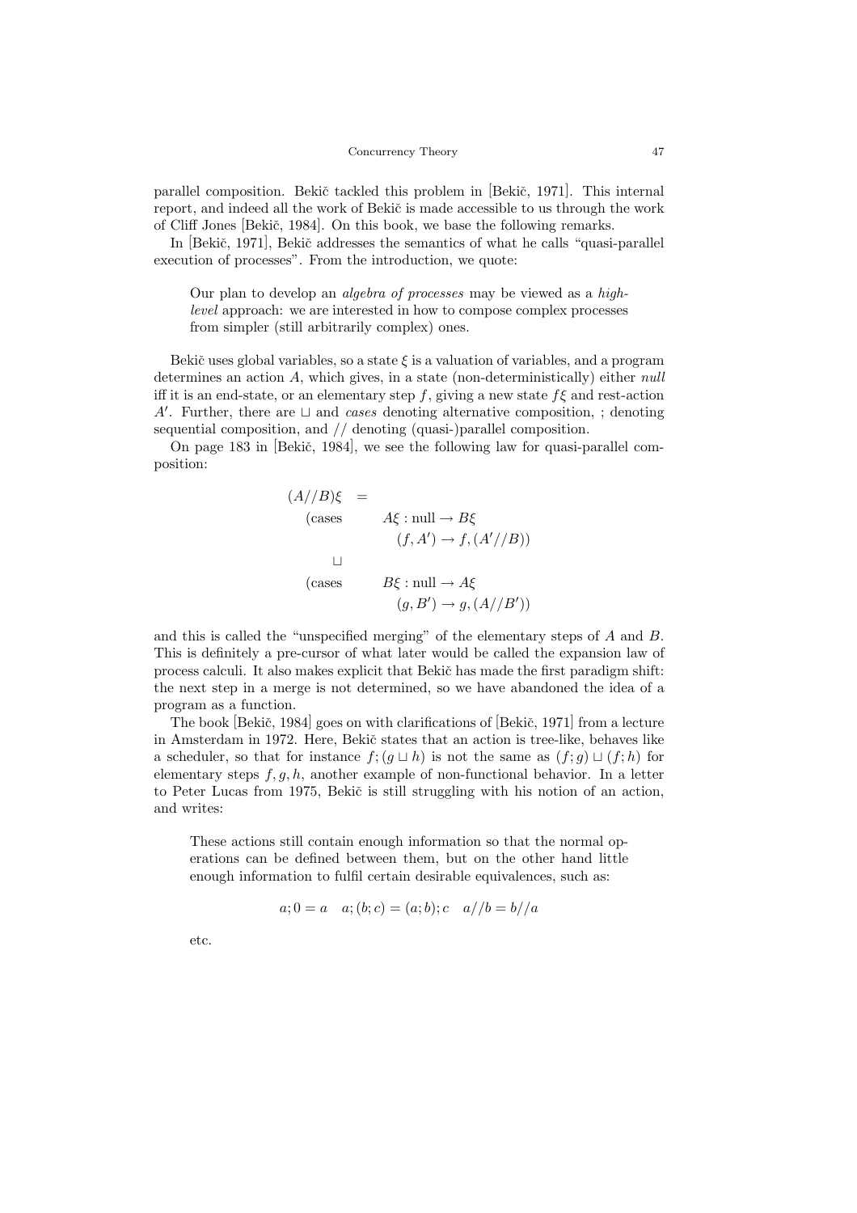parallel composition. Bekič tackled this problem in [Bekič, 1971]. This internal report, and indeed all the work of Bekič is made accessible to us through the work of Cliff Jones [Bekič, 1984]. On this book, we base the following remarks.

In [Bekič, 1971], Bekič addresses the semantics of what he calls "quasi-parallel execution of processes". From the introduction, we quote:

> Our plan to develop an *algebra of processes* may be viewed as a *high-level* approach: we are interested in how to compose complex processes from simpler (still arbitrarily complex) ones.

Bekič uses global variables, so a state $\xi$ is a valuation of variables, and a program determines an action $A$, which gives, in a state (non-deterministically) either *null* iff it is an end-state, or an elementary step $f$, giving a new state $f\xi$ and rest-action $A'$. Further, there are $\sqcup$ and *cases* denoting alternative composition, ; denoting sequential composition, and // denoting (quasi-)parallel composition.

On page 183 in [Bekič, 1984], we see the following law for quasi-parallel composition:

$$
\begin{array}{rl}
(A//B)\xi & = \\
\text{(cases} & A\xi : \text{null} \rightarrow B\xi \\
 & \quad (f, A') \rightarrow f, (A'//B)) \\
\sqcup & \\
\text{(cases} & B\xi : \text{null} \rightarrow A\xi \\
 & \quad (g, B') \rightarrow g, (A//B'))
\end{array}
$$

and this is called the "unspecified merging" of the elementary steps of $A$ and $B$. This is definitely a pre-cursor of what later would be called the expansion law of process calculi. It also makes explicit that Bekič has made the first paradigm shift: the next step in a merge is not determined, so we have abandoned the idea of a program as a function.

The book [Bekič, 1984] goes on with clarifications of [Bekič, 1971] from a lecture in Amsterdam in 1972. Here, Bekič states that an action is tree-like, behaves like a scheduler, so that for instance $f; (g \sqcup h)$ is not the same as $(f; g) \sqcup (f; h)$ for elementary steps $f, g, h$, another example of non-functional behavior. In a letter to Peter Lucas from 1975, Bekič is still struggling with his notion of an action, and writes:

> These actions still contain enough information so that the normal operations can be defined between them, but on the other hand little enough information to fulfil certain desirable equivalences, such as:
>
> $$a; 0 = a \quad a; (b; c) = (a; b); c \quad a//b = b//a$$
>
> etc.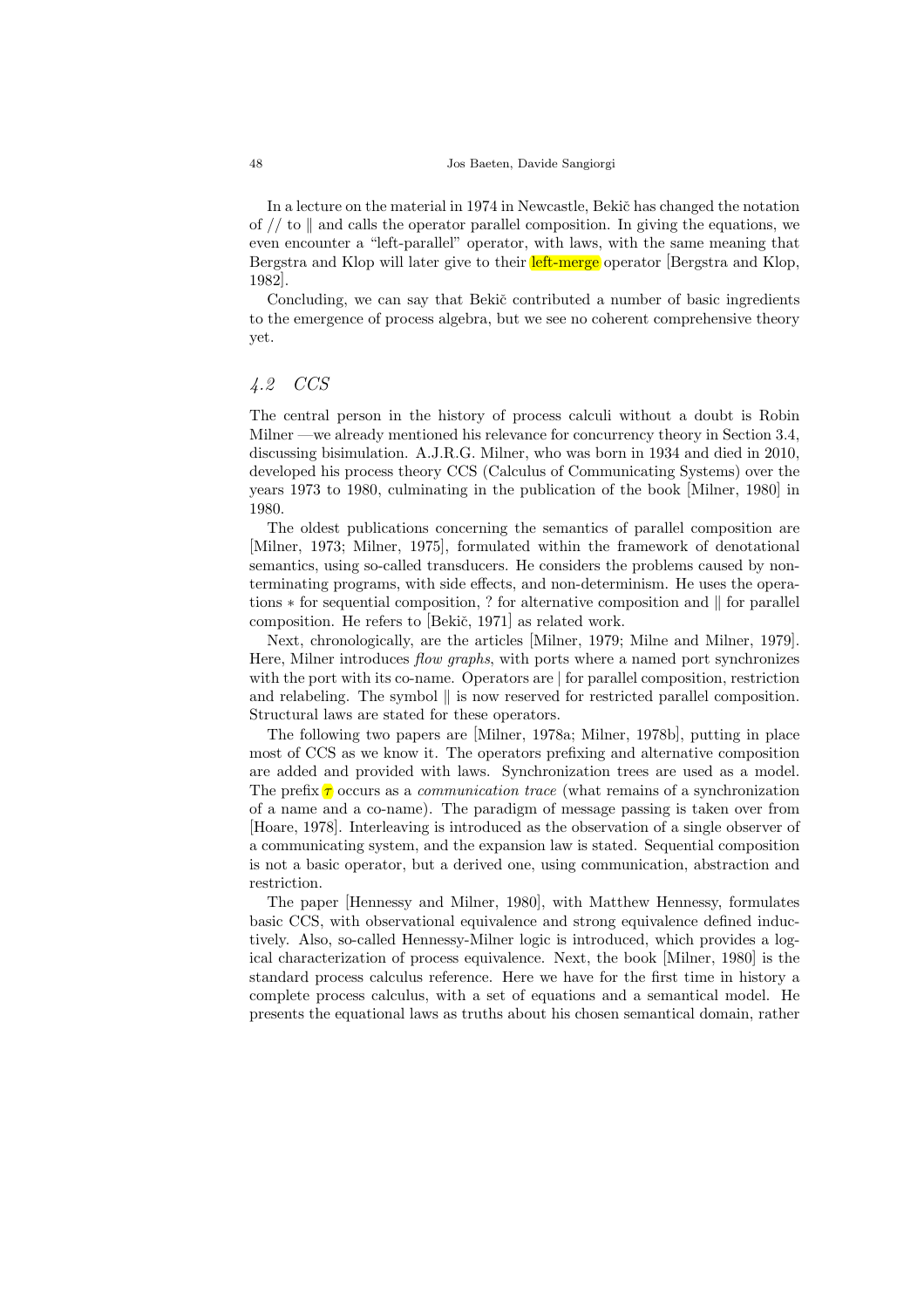In a lecture on the material in 1974 in Newcastle, Bekič has changed the notation of // to $\|$ and calls the operator parallel composition. In giving the equations, we even encounter a "left-parallel" operator, with laws, with the same meaning that Bergstra and Klop will later give to their left-merge operator [Bergstra and Klop, 1982].

Concluding, we can say that Bekič contributed a number of basic ingredients to the emergence of process algebra, but we see no coherent comprehensive theory yet.

### *4.2 CCS*

The central person in the history of process calculi without a doubt is Robin Milner —we already mentioned his relevance for concurrency theory in Section 3.4, discussing bisimulation. A.J.R.G. Milner, who was born in 1934 and died in 2010, developed his process theory CCS (Calculus of Communicating Systems) over the years 1973 to 1980, culminating in the publication of the book [Milner, 1980] in 1980.

The oldest publications concerning the semantics of parallel composition are [Milner, 1973; Milner, 1975], formulated within the framework of denotational semantics, using so-called transducers. He considers the problems caused by nonterminating programs, with side effects, and non-determinism. He uses the operations $*$ for sequential composition, ? for alternative composition and $\|$ for parallel composition. He refers to [Bekič, 1971] as related work.

Next, chronologically, are the articles [Milner, 1979; Milne and Milner, 1979]. Here, Milner introduces *flow graphs*, with ports where a named port synchronizes with the port with its co-name. Operators are $|$ for parallel composition, restriction and relabeling. The symbol $\|$ is now reserved for restricted parallel composition. Structural laws are stated for these operators.

The following two papers are [Milner, 1978a; Milner, 1978b], putting in place most of CCS as we know it. The operators prefixing and alternative composition are added and provided with laws. Synchronization trees are used as a model. The prefix $\tau$ occurs as a *communication trace* (what remains of a synchronization of a name and a co-name). The paradigm of message passing is taken over from [Hoare, 1978]. Interleaving is introduced as the observation of a single observer of a communicating system, and the expansion law is stated. Sequential composition is not a basic operator, but a derived one, using communication, abstraction and restriction.

The paper [Hennessy and Milner, 1980], with Matthew Hennessy, formulates basic CCS, with observational equivalence and strong equivalence defined inductively. Also, so-called Hennessy-Milner logic is introduced, which provides a logical characterization of process equivalence. Next, the book [Milner, 1980] is the standard process calculus reference. Here we have for the first time in history a complete process calculus, with a set of equations and a semantical model. He presents the equational laws as truths about his chosen semantical domain, rather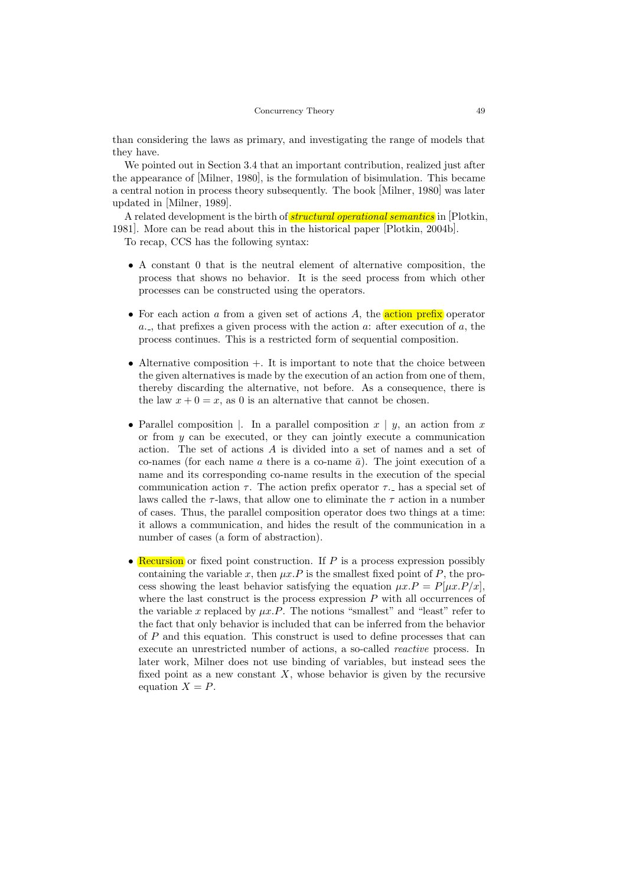than considering the laws as primary, and investigating the range of models that they have.

We pointed out in Section 3.4 that an important contribution, realized just after the appearance of [Milner, 1980], is the formulation of bisimulation. This became a central notion in process theory subsequently. The book [Milner, 1980] was later updated in [Milner, 1989].

A related development is the birth of ***structural operational semantics*** in [Plotkin, 1981]. More can be read about this in the historical paper [Plotkin, 2004b].

To recap, CCS has the following syntax:

- A constant 0 that is the neutral element of alternative composition, the process that shows no behavior. It is the seed process from which other processes can be constructed using the operators.

- For each action $a$ from a given set of actions $A$, the action prefix operator $a.\_$, that prefixes a given process with the action $a$: after execution of $a$, the process continues. This is a restricted form of sequential composition.

- Alternative composition $+$. It is important to note that the choice between the given alternatives is made by the execution of an action from one of them, thereby discarding the alternative, not before. As a consequence, there is the law $x + 0 = x$, as 0 is an alternative that cannot be chosen.

- Parallel composition $|$. In a parallel composition $x \mid y$, an action from $x$ or from $y$ can be executed, or they can jointly execute a communication action. The set of actions $A$ is divided into a set of names and a set of co-names (for each name $a$ there is a co-name $\bar{a}$). The joint execution of a name and its corresponding co-name results in the execution of the special communication action $\tau$. The action prefix operator $\tau.\_$ has a special set of laws called the $\tau$-laws, that allow one to eliminate the $\tau$ action in a number of cases. Thus, the parallel composition operator does two things at a time: it allows a communication, and hides the result of the communication in a number of cases (a form of abstraction).

- Recursion or fixed point construction. If $P$ is a process expression possibly containing the variable $x$, then $\mu x.P$ is the smallest fixed point of $P$, the process showing the least behavior satisfying the equation $\mu x.P = P[\mu x.P/x]$, where the last construct is the process expression $P$ with all occurrences of the variable $x$ replaced by $\mu x.P$. The notions "smallest" and "least" refer to the fact that only behavior is included that can be inferred from the behavior of $P$ and this equation. This construct is used to define processes that can execute an unrestricted number of actions, a so-called *reactive* process. In later work, Milner does not use binding of variables, but instead sees the fixed point as a new constant $X$, whose behavior is given by the recursive equation $X = P$.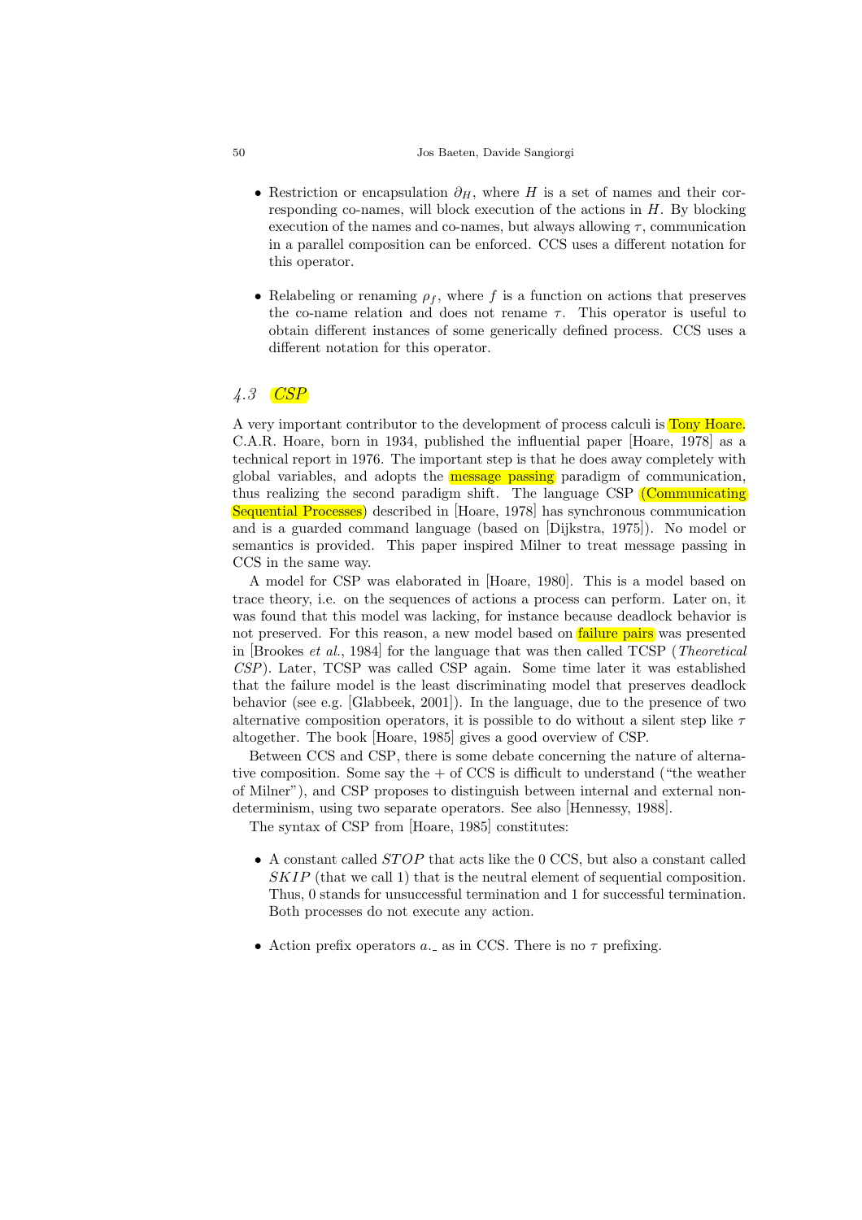- Restriction or encapsulation $\partial_H$, where $H$ is a set of names and their corresponding co-names, will block execution of the actions in $H$. By blocking execution of the names and co-names, but always allowing $\tau$, communication in a parallel composition can be enforced. CCS uses a different notation for this operator.

- Relabeling or renaming $\rho_f$, where $f$ is a function on actions that preserves the co-name relation and does not rename $\tau$. This operator is useful to obtain different instances of some generically defined process. CCS uses a different notation for this operator.

### *4.3 CSP*

A very important contributor to the development of process calculi is Tony Hoare. C.A.R. Hoare, born in 1934, published the influential paper [Hoare, 1978] as a technical report in 1976. The important step is that he does away completely with global variables, and adopts the message passing paradigm of communication, thus realizing the second paradigm shift. The language CSP (Communicating Sequential Processes) described in [Hoare, 1978] has synchronous communication and is a guarded command language (based on [Dijkstra, 1975]). No model or semantics is provided. This paper inspired Milner to treat message passing in CCS in the same way.

A model for CSP was elaborated in [Hoare, 1980]. This is a model based on trace theory, i.e. on the sequences of actions a process can perform. Later on, it was found that this model was lacking, for instance because deadlock behavior is not preserved. For this reason, a new model based on failure pairs was presented in [Brookes *et al.*, 1984] for the language that was then called TCSP (*Theoretical CSP*). Later, TCSP was called CSP again. Some time later it was established that the failure model is the least discriminating model that preserves deadlock behavior (see e.g. [Glabbeek, 2001]). In the language, due to the presence of two alternative composition operators, it is possible to do without a silent step like $\tau$ altogether. The book [Hoare, 1985] gives a good overview of CSP.

Between CCS and CSP, there is some debate concerning the nature of alternative composition. Some say the + of CCS is difficult to understand ("the weather of Milner"), and CSP proposes to distinguish between internal and external nondeterminism, using two separate operators. See also [Hennessy, 1988].

The syntax of CSP from [Hoare, 1985] constitutes:

- A constant called $STOP$ that acts like the 0 CCS, but also a constant called $SKIP$ (that we call 1) that is the neutral element of sequential composition. Thus, 0 stands for unsuccessful termination and 1 for successful termination. Both processes do not execute any action.

- Action prefix operators $a.\_$ as in CCS. There is no $\tau$ prefixing.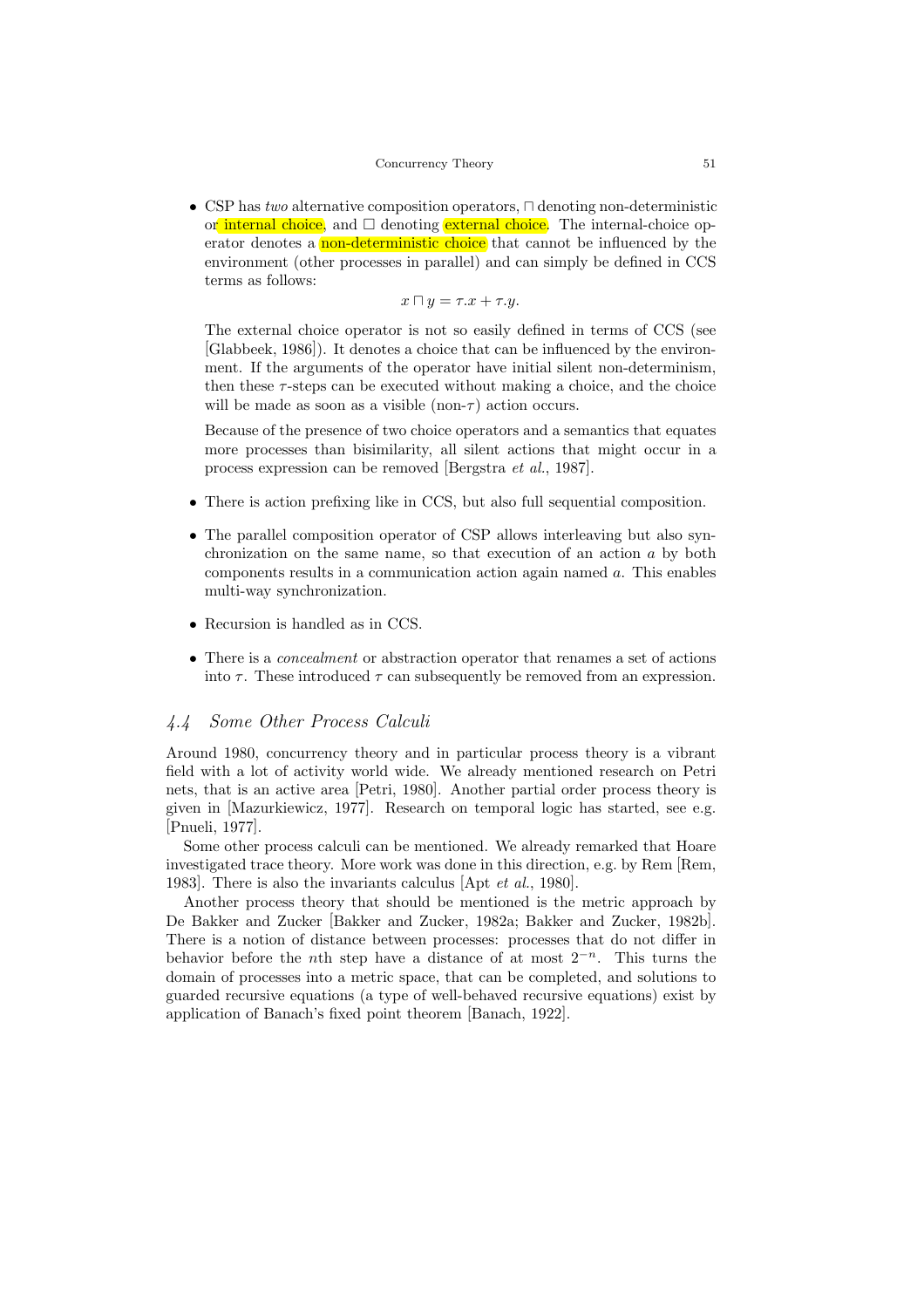- CSP has *two* alternative composition operators, $\sqcap$ denoting non-deterministic or internal choice, and $\Box$ denoting external choice. The internal-choice operator denotes a non-deterministic choice that cannot be influenced by the environment (other processes in parallel) and can simply be defined in CCS terms as follows:

$$x \sqcap y = \tau.x + \tau.y.$$

  The external choice operator is not so easily defined in terms of CCS (see [Glabbeek, 1986]). It denotes a choice that can be influenced by the environment. If the arguments of the operator have initial silent non-determinism, then these $\tau$-steps can be executed without making a choice, and the choice will be made as soon as a visible (non-$\tau$) action occurs.

  Because of the presence of two choice operators and a semantics that equates more processes than bisimilarity, all silent actions that might occur in a process expression can be removed [Bergstra *et al.*, 1987].

- There is action prefixing like in CCS, but also full sequential composition.

- The parallel composition operator of CSP allows interleaving but also synchronization on the same name, so that execution of an action $a$ by both components results in a communication action again named $a$. This enables multi-way synchronization.

- Recursion is handled as in CCS.

- There is a *concealment* or abstraction operator that renames a set of actions into $\tau$. These introduced $\tau$ can subsequently be removed from an expression.

## 4.4 *Some Other Process Calculi*

Around 1980, concurrency theory and in particular process theory is a vibrant field with a lot of activity world wide. We already mentioned research on Petri nets, that is an active area [Petri, 1980]. Another partial order process theory is given in [Mazurkiewicz, 1977]. Research on temporal logic has started, see e.g. [Pnueli, 1977].

Some other process calculi can be mentioned. We already remarked that Hoare investigated trace theory. More work was done in this direction, e.g. by Rem [Rem, 1983]. There is also the invariants calculus [Apt *et al.*, 1980].

Another process theory that should be mentioned is the metric approach by De Bakker and Zucker [Bakker and Zucker, 1982a; Bakker and Zucker, 1982b]. There is a notion of distance between processes: processes that do not differ in behavior before the $n$th step have a distance of at most $2^{-n}$. This turns the domain of processes into a metric space, that can be completed, and solutions to guarded recursive equations (a type of well-behaved recursive equations) exist by application of Banach's fixed point theorem [Banach, 1922].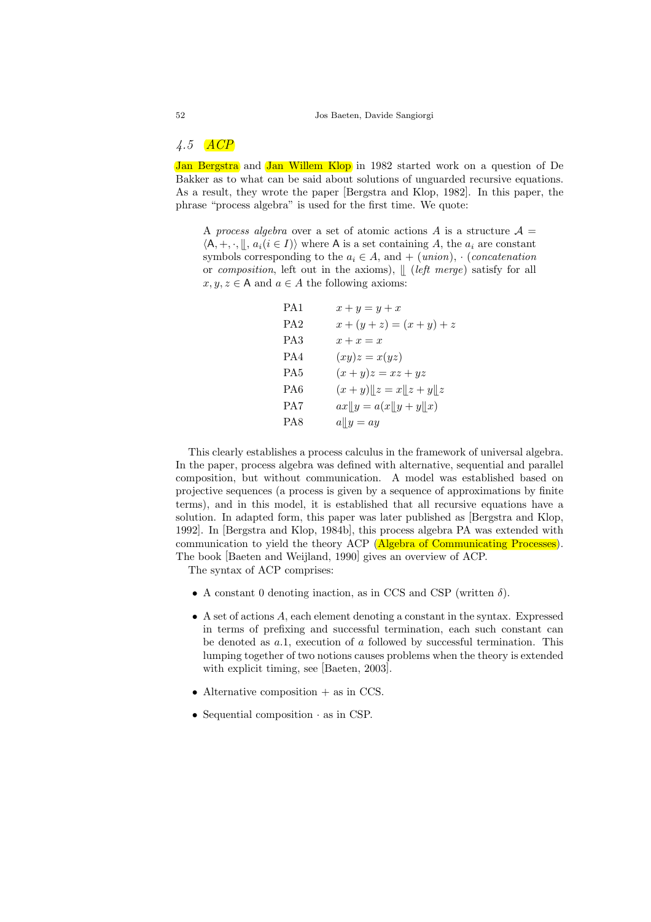### 4.5 *ACP*

Jan Bergstra and Jan Willem Klop in 1982 started work on a question of De Bakker as to what can be said about solutions of unguarded recursive equations. As a result, they wrote the paper [Bergstra and Klop, 1982]. In this paper, the phrase "process algebra" is used for the first time. We quote:

> A *process algebra* over a set of atomic actions $A$ is a structure $\mathcal{A} = \langle \mathsf{A}, +, \cdot, \lfloor\!\lfloor, a_i (i \in I) \rangle$ where $\mathsf{A}$ is a set containing $A$, the $a_i$ are constant symbols corresponding to the $a_i \in A$, and $+$ (*union*), $\cdot$ (*concatenation* or *composition*, left out in the axioms), $\lfloor\!\lfloor$ (*left merge*) satisfy for all $x, y, z \in \mathsf{A}$ and $a \in A$ the following axioms:

| | |
|---|---|
| PA1 | $x + y = y + x$ |
| PA2 | $x + (y + z) = (x + y) + z$ |
| PA3 | $x + x = x$ |
| PA4 | $(xy)z = x(yz)$ |
| PA5 | $(x + y)z = xz + yz$ |
| PA6 | $(x + y) \lfloor\!\lfloor z = x \lfloor\!\lfloor z + y \lfloor\!\lfloor z$ |
| PA7 | $ax \lfloor\!\lfloor y = a(x \lfloor\!\lfloor y + y \lfloor\!\lfloor x)$ |
| PA8 | $a \lfloor\!\lfloor y = ay$ |

This clearly establishes a process calculus in the framework of universal algebra. In the paper, process algebra was defined with alternative, sequential and parallel composition, but without communication. A model was established based on projective sequences (a process is given by a sequence of approximations by finite terms), and in this model, it is established that all recursive equations have a solution. In adapted form, this paper was later published as [Bergstra and Klop, 1992]. In [Bergstra and Klop, 1984b], this process algebra PA was extended with communication to yield the theory ACP (Algebra of Communicating Processes). The book [Baeten and Weijland, 1990] gives an overview of ACP.

The syntax of ACP comprises:

- A constant 0 denoting inaction, as in CCS and CSP (written $\delta$).
- A set of actions $A$, each element denoting a constant in the syntax. Expressed in terms of prefixing and successful termination, each such constant can be denoted as $a.1$, execution of $a$ followed by successful termination. This lumping together of two notions causes problems when the theory is extended with explicit timing, see [Baeten, 2003].
- Alternative composition $+$ as in CCS.
- Sequential composition $\cdot$ as in CSP.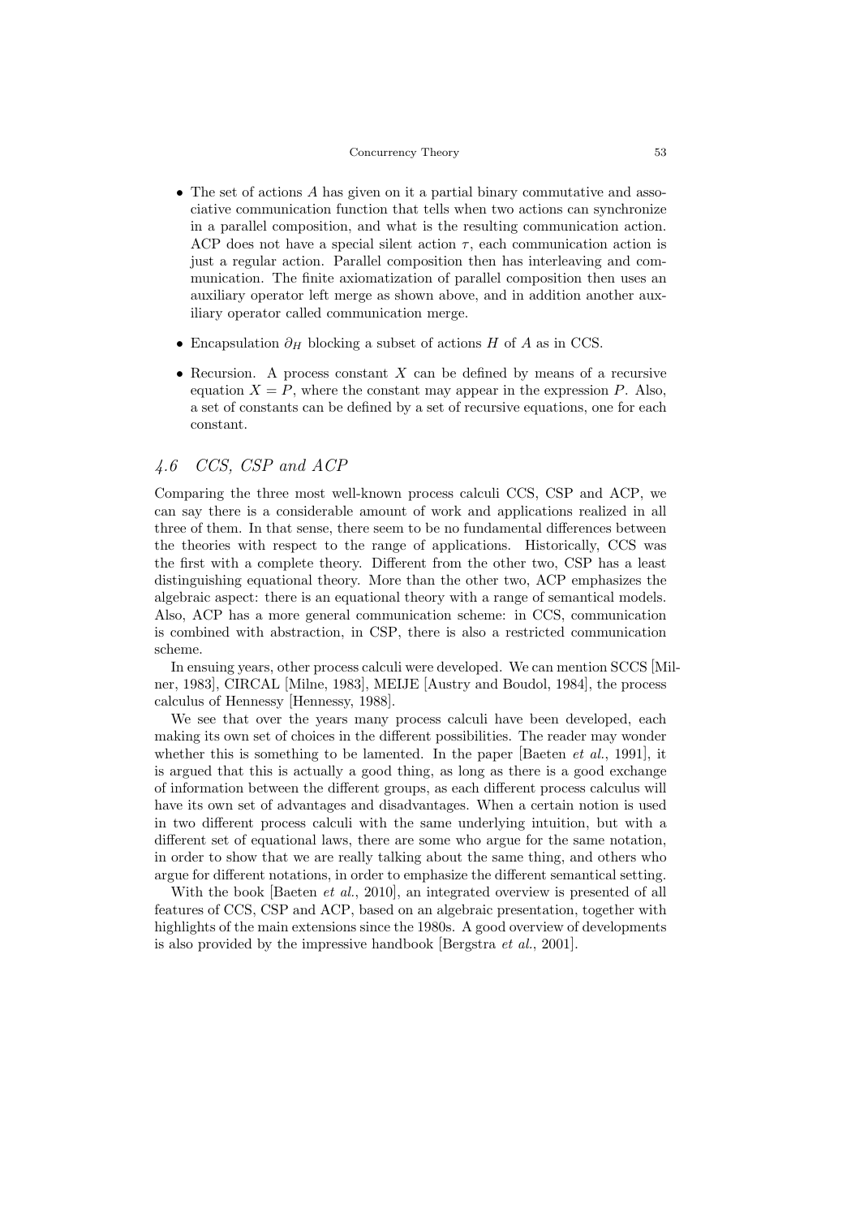- The set of actions $A$ has given on it a partial binary commutative and associative communication function that tells when two actions can synchronize in a parallel composition, and what is the resulting communication action. ACP does not have a special silent action $\tau$, each communication action is just a regular action. Parallel composition then has interleaving and communication. The finite axiomatization of parallel composition then uses an auxiliary operator left merge as shown above, and in addition another auxiliary operator called communication merge.
- Encapsulation $\partial_H$ blocking a subset of actions $H$ of $A$ as in CCS.
- Recursion. A process constant $X$ can be defined by means of a recursive equation $X = P$, where the constant may appear in the expression $P$. Also, a set of constants can be defined by a set of recursive equations, one for each constant.

## *4.6 CCS, CSP and ACP*

Comparing the three most well-known process calculi CCS, CSP and ACP, we can say there is a considerable amount of work and applications realized in all three of them. In that sense, there seem to be no fundamental differences between the theories with respect to the range of applications. Historically, CCS was the first with a complete theory. Different from the other two, CSP has a least distinguishing equational theory. More than the other two, ACP emphasizes the algebraic aspect: there is an equational theory with a range of semantical models. Also, ACP has a more general communication scheme: in CCS, communication is combined with abstraction, in CSP, there is also a restricted communication scheme.

In ensuing years, other process calculi were developed. We can mention SCCS [Milner, 1983], CIRCAL [Milne, 1983], MEIJE [Austry and Boudol, 1984], the process calculus of Hennessy [Hennessy, 1988].

We see that over the years many process calculi have been developed, each making its own set of choices in the different possibilities. The reader may wonder whether this is something to be lamented. In the paper [Baeten *et al.*, 1991], it is argued that this is actually a good thing, as long as there is a good exchange of information between the different groups, as each different process calculus will have its own set of advantages and disadvantages. When a certain notion is used in two different process calculi with the same underlying intuition, but with a different set of equational laws, there are some who argue for the same notation, in order to show that we are really talking about the same thing, and others who argue for different notations, in order to emphasize the different semantical setting.

With the book [Baeten *et al.*, 2010], an integrated overview is presented of all features of CCS, CSP and ACP, based on an algebraic presentation, together with highlights of the main extensions since the 1980s. A good overview of developments is also provided by the impressive handbook [Bergstra *et al.*, 2001].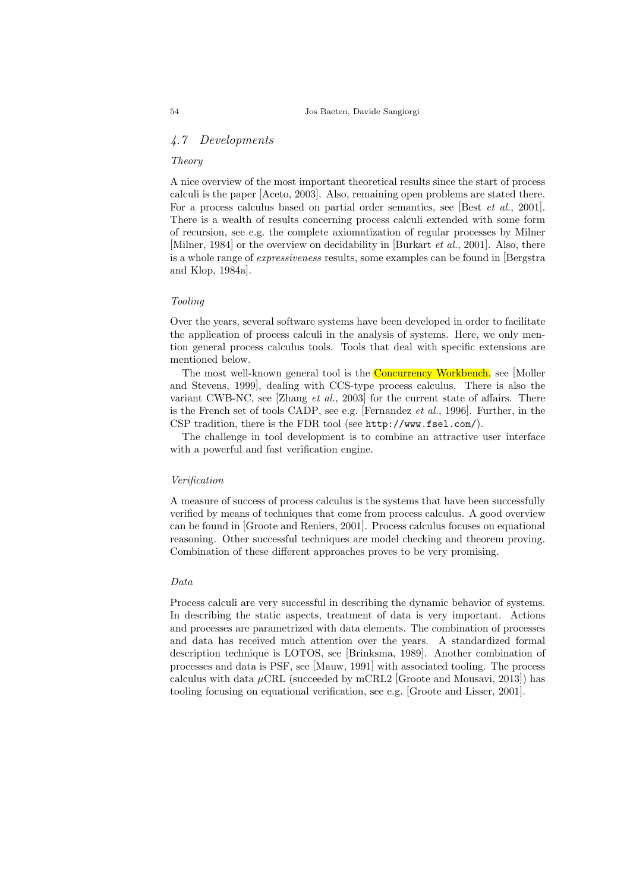## 4.7 Developments

### *Theory*

A nice overview of the most important theoretical results since the start of process calculi is the paper [Aceto, 2003]. Also, remaining open problems are stated there. For a process calculus based on partial order semantics, see [Best *et al.*, 2001]. There is a wealth of results concerning process calculi extended with some form of recursion, see e.g. the complete axiomatization of regular processes by Milner [Milner, 1984] or the overview on decidability in [Burkart *et al.*, 2001]. Also, there is a whole range of *expressiveness* results, some examples can be found in [Bergstra and Klop, 1984a].

### *Tooling*

Over the years, several software systems have been developed in order to facilitate the application of process calculi in the analysis of systems. Here, we only mention general process calculus tools. Tools that deal with specific extensions are mentioned below.

The most well-known general tool is the Concurrency Workbench, see [Moller and Stevens, 1999], dealing with CCS-type process calculus. There is also the variant CWB-NC, see [Zhang *et al.*, 2003] for the current state of affairs. There is the French set of tools CADP, see e.g. [Fernandez *et al.*, 1996]. Further, in the CSP tradition, there is the FDR tool (see `http://www.fsel.com/`).

The challenge in tool development is to combine an attractive user interface with a powerful and fast verification engine.

### *Verification*

A measure of success of process calculus is the systems that have been successfully verified by means of techniques that come from process calculus. A good overview can be found in [Groote and Reniers, 2001]. Process calculus focuses on equational reasoning. Other successful techniques are model checking and theorem proving. Combination of these different approaches proves to be very promising.

### *Data*

Process calculi are very successful in describing the dynamic behavior of systems. In describing the static aspects, treatment of data is very important. Actions and processes are parametrized with data elements. The combination of processes and data has received much attention over the years. A standardized formal description technique is LOTOS, see [Brinksma, 1989]. Another combination of processes and data is PSF, see [Mauw, 1991] with associated tooling. The process calculus with data $\mu$CRL (succeeded by mCRL2 [Groote and Mousavi, 2013]) has tooling focusing on equational verification, see e.g. [Groote and Lisser, 2001].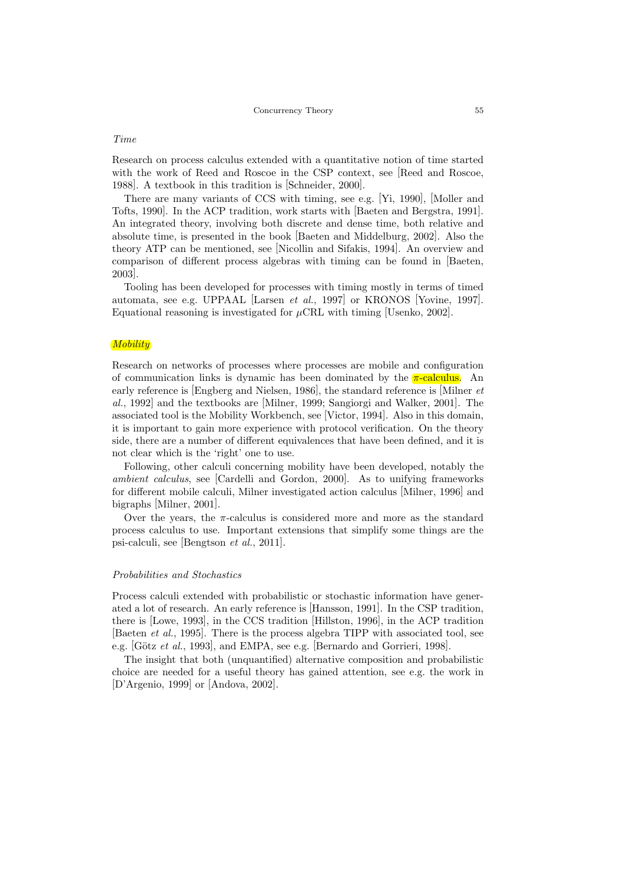### *Time*

Research on process calculus extended with a quantitative notion of time started with the work of Reed and Roscoe in the CSP context, see [Reed and Roscoe, 1988]. A textbook in this tradition is [Schneider, 2000].

There are many variants of CCS with timing, see e.g. [Yi, 1990], [Moller and Tofts, 1990]. In the ACP tradition, work starts with [Baeten and Bergstra, 1991]. An integrated theory, involving both discrete and dense time, both relative and absolute time, is presented in the book [Baeten and Middelburg, 2002]. Also the theory ATP can be mentioned, see [Nicollin and Sifakis, 1994]. An overview and comparison of different process algebras with timing can be found in [Baeten, 2003].

Tooling has been developed for processes with timing mostly in terms of timed automata, see e.g. UPPAAL [Larsen *et al.*, 1997] or KRONOS [Yovine, 1997]. Equational reasoning is investigated for $\mu$CRL with timing [Usenko, 2002].

### *Mobility*

Research on networks of processes where processes are mobile and configuration of communication links is dynamic has been dominated by the $\pi$-calculus. An early reference is [Engberg and Nielsen, 1986], the standard reference is [Milner *et al.*, 1992] and the textbooks are [Milner, 1999; Sangiorgi and Walker, 2001]. The associated tool is the Mobility Workbench, see [Victor, 1994]. Also in this domain, it is important to gain more experience with protocol verification. On the theory side, there are a number of different equivalences that have been defined, and it is not clear which is the 'right' one to use.

Following, other calculi concerning mobility have been developed, notably the *ambient calculus*, see [Cardelli and Gordon, 2000]. As to unifying frameworks for different mobile calculi, Milner investigated action calculus [Milner, 1996] and bigraphs [Milner, 2001].

Over the years, the $\pi$-calculus is considered more and more as the standard process calculus to use. Important extensions that simplify some things are the psi-calculi, see [Bengtson *et al.*, 2011].

### *Probabilities and Stochastics*

Process calculi extended with probabilistic or stochastic information have generated a lot of research. An early reference is [Hansson, 1991]. In the CSP tradition, there is [Lowe, 1993], in the CCS tradition [Hillston, 1996], in the ACP tradition [Baeten *et al.*, 1995]. There is the process algebra TIPP with associated tool, see e.g. [Götz *et al.*, 1993], and EMPA, see e.g. [Bernardo and Gorrieri, 1998].

The insight that both (unquantified) alternative composition and probabilistic choice are needed for a useful theory has gained attention, see e.g. the work in [D'Argenio, 1999] or [Andova, 2002].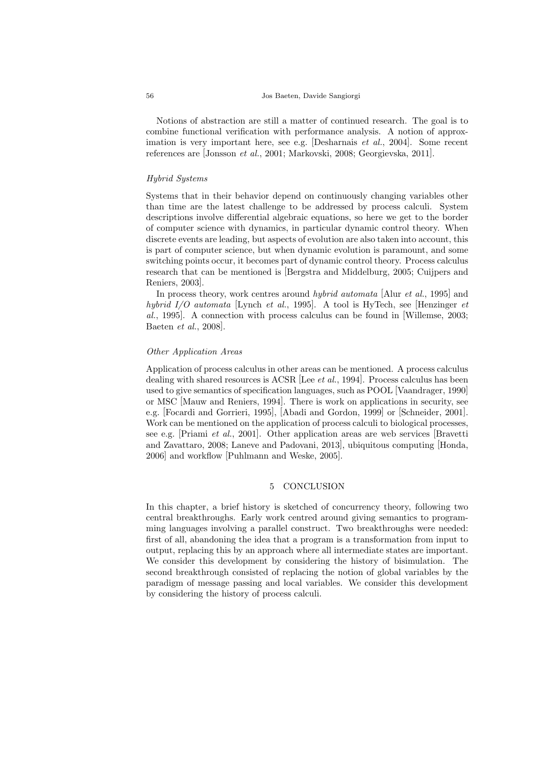Notions of abstraction are still a matter of continued research. The goal is to combine functional verification with performance analysis. A notion of approximation is very important here, see e.g. [Desharnais *et al.*, 2004]. Some recent references are [Jonsson *et al.*, 2001; Markovski, 2008; Georgievska, 2011].

#### *Hybrid Systems*

Systems that in their behavior depend on continuously changing variables other than time are the latest challenge to be addressed by process calculi. System descriptions involve differential algebraic equations, so here we get to the border of computer science with dynamics, in particular dynamic control theory. When discrete events are leading, but aspects of evolution are also taken into account, this is part of computer science, but when dynamic evolution is paramount, and some switching points occur, it becomes part of dynamic control theory. Process calculus research that can be mentioned is [Bergstra and Middelburg, 2005; Cuijpers and Reniers, 2003].

In process theory, work centres around *hybrid automata* [Alur *et al.*, 1995] and *hybrid I/O automata* [Lynch *et al.*, 1995]. A tool is HyTech, see [Henzinger *et al.*, 1995]. A connection with process calculus can be found in [Willemse, 2003; Baeten *et al.*, 2008].

#### *Other Application Areas*

Application of process calculus in other areas can be mentioned. A process calculus dealing with shared resources is ACSR [Lee *et al.*, 1994]. Process calculus has been used to give semantics of specification languages, such as POOL [Vaandrager, 1990] or MSC [Mauw and Reniers, 1994]. There is work on applications in security, see e.g. [Focardi and Gorrieri, 1995], [Abadi and Gordon, 1999] or [Schneider, 2001]. Work can be mentioned on the application of process calculi to biological processes, see e.g. [Priami *et al.*, 2001]. Other application areas are web services [Bravetti and Zavattaro, 2008; Laneve and Padovani, 2013], ubiquitous computing [Honda, 2006] and workflow [Puhlmann and Weske, 2005].

## 5 CONCLUSION

In this chapter, a brief history is sketched of concurrency theory, following two central breakthroughs. Early work centred around giving semantics to programming languages involving a parallel construct. Two breakthroughs were needed: first of all, abandoning the idea that a program is a transformation from input to output, replacing this by an approach where all intermediate states are important. We consider this development by considering the history of bisimulation. The second breakthrough consisted of replacing the notion of global variables by the paradigm of message passing and local variables. We consider this development by considering the history of process calculi.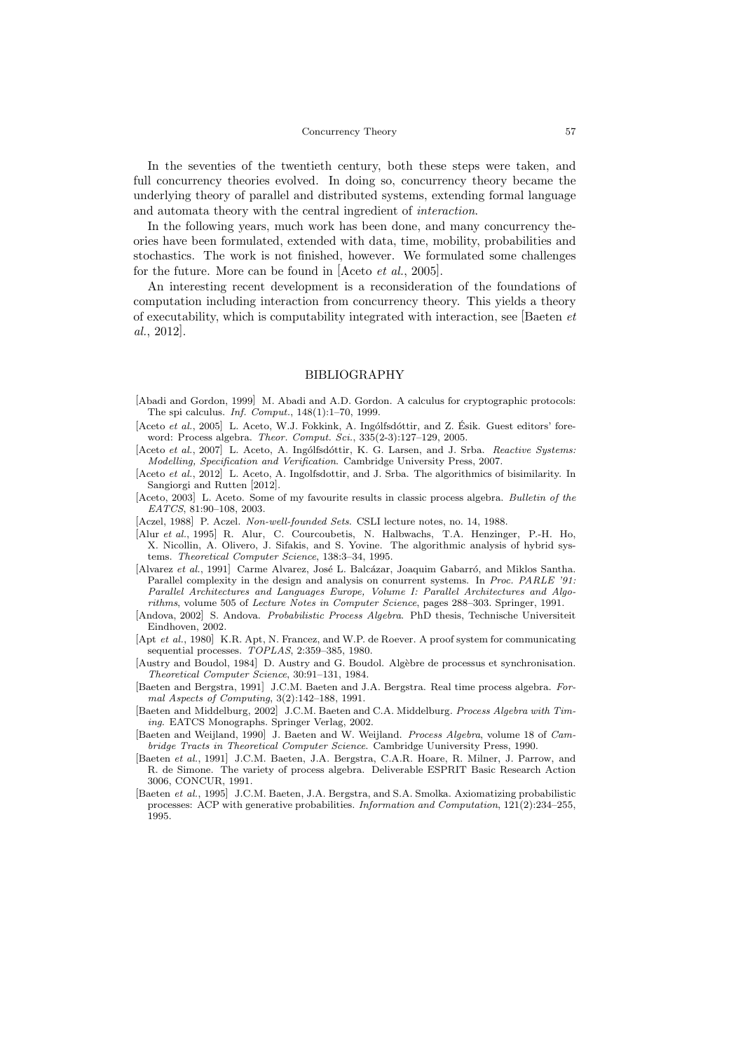In the seventies of the twentieth century, both these steps were taken, and full concurrency theories evolved. In doing so, concurrency theory became the underlying theory of parallel and distributed systems, extending formal language and automata theory with the central ingredient of *interaction*.

In the following years, much work has been done, and many concurrency theories have been formulated, extended with data, time, mobility, probabilities and stochastics. The work is not finished, however. We formulated some challenges for the future. More can be found in [Aceto *et al.*, 2005].

An interesting recent development is a reconsideration of the foundations of computation including interaction from concurrency theory. This yields a theory of executability, which is computability integrated with interaction, see [Baeten *et al.*, 2012].

## BIBLIOGRAPHY

[Abadi and Gordon, 1999] M. Abadi and A.D. Gordon. A calculus for cryptographic protocols: The spi calculus. *Inf. Comput.*, 148(1):1–70, 1999.

[Aceto *et al.*, 2005] L. Aceto, W.J. Fokkink, A. Ingólfsdóttir, and Z. Ésik. Guest editors' foreword: Process algebra. *Theor. Comput. Sci.*, 335(2-3):127–129, 2005.

[Aceto *et al.*, 2007] L. Aceto, A. Ingólfsdóttir, K. G. Larsen, and J. Srba. *Reactive Systems: Modelling, Specification and Verification*. Cambridge University Press, 2007.

[Aceto *et al.*, 2012] L. Aceto, A. Ingolfsdottir, and J. Srba. The algorithmics of bisimilarity. In Sangiorgi and Rutten [2012].

[Aceto, 2003] L. Aceto. Some of my favourite results in classic process algebra. *Bulletin of the EATCS*, 81:90–108, 2003.

[Aczel, 1988] P. Aczel. *Non-well-founded Sets.* CSLI lecture notes, no. 14, 1988.

[Alur *et al.*, 1995] R. Alur, C. Courcoubetis, N. Halbwachs, T.A. Henzinger, P.-H. Ho, X. Nicollin, A. Olivero, J. Sifakis, and S. Yovine. The algorithmic analysis of hybrid systems. *Theoretical Computer Science*, 138:3–34, 1995.

[Alvarez *et al.*, 1991] Carme Alvarez, José L. Balcázar, Joaquim Gabarró, and Miklos Santha. Parallel complexity in the design and analysis on conurrent systems. In *Proc. PARLE '91: Parallel Architectures and Languages Europe, Volume I: Parallel Architectures and Algorithms*, volume 505 of *Lecture Notes in Computer Science*, pages 288–303. Springer, 1991.

[Andova, 2002] S. Andova. *Probabilistic Process Algebra*. PhD thesis, Technische Universiteit Eindhoven, 2002.

[Apt *et al.*, 1980] K.R. Apt, N. Francez, and W.P. de Roever. A proof system for communicating sequential processes. *TOPLAS*, 2:359–385, 1980.

[Austry and Boudol, 1984] D. Austry and G. Boudol. Algèbre de processus et synchronisation. *Theoretical Computer Science*, 30:91–131, 1984.

[Baeten and Bergstra, 1991] J.C.M. Baeten and J.A. Bergstra. Real time process algebra. *Formal Aspects of Computing*, 3(2):142–188, 1991.

[Baeten and Middelburg, 2002] J.C.M. Baeten and C.A. Middelburg. *Process Algebra with Timing*. EATCS Monographs. Springer Verlag, 2002.

[Baeten and Weijland, 1990] J. Baeten and W. Weijland. *Process Algebra*, volume 18 of *Cambridge Tracts in Theoretical Computer Science*. Cambridge Uuniversity Press, 1990.

[Baeten *et al.*, 1991] J.C.M. Baeten, J.A. Bergstra, C.A.R. Hoare, R. Milner, J. Parrow, and R. de Simone. The variety of process algebra. Deliverable ESPRIT Basic Research Action 3006, CONCUR, 1991.

[Baeten *et al.*, 1995] J.C.M. Baeten, J.A. Bergstra, and S.A. Smolka. Axiomatizing probabilistic processes: ACP with generative probabilities. *Information and Computation*, 121(2):234–255, 1995.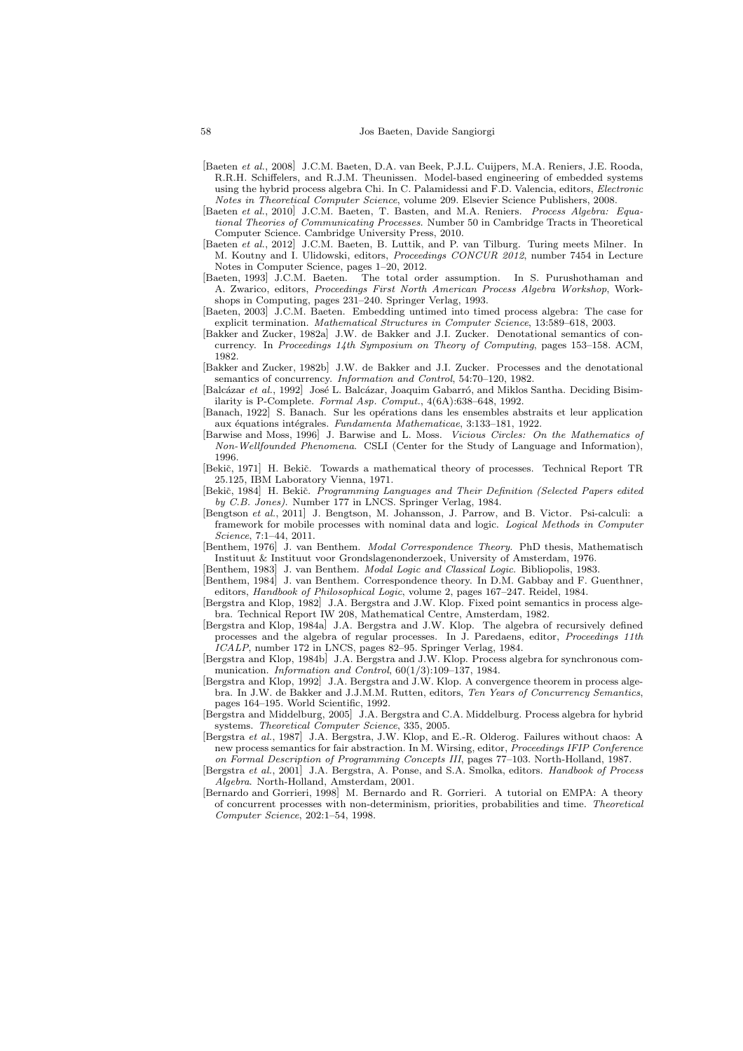[Baeten *et al.*, 2008] J.C.M. Baeten, D.A. van Beek, P.J.L. Cuijpers, M.A. Reniers, J.E. Rooda, R.R.H. Schiffelers, and R.J.M. Theunissen. Model-based engineering of embedded systems using the hybrid process algebra Chi. In C. Palamidessi and F.D. Valencia, editors, *Electronic Notes in Theoretical Computer Science*, volume 209. Elsevier Science Publishers, 2008.

[Baeten *et al.*, 2010] J.C.M. Baeten, T. Basten, and M.A. Reniers. *Process Algebra: Equational Theories of Communicating Processes*. Number 50 in Cambridge Tracts in Theoretical Computer Science. Cambridge University Press, 2010.

[Baeten *et al.*, 2012] J.C.M. Baeten, B. Luttik, and P. van Tilburg. Turing meets Milner. In M. Koutny and I. Ulidowski, editors, *Proceedings CONCUR 2012*, number 7454 in Lecture Notes in Computer Science, pages 1–20, 2012.

[Baeten, 1993] J.C.M. Baeten. The total order assumption. In S. Purushothaman and A. Zwarico, editors, *Proceedings First North American Process Algebra Workshop*, Workshops in Computing, pages 231–240. Springer Verlag, 1993.

[Baeten, 2003] J.C.M. Baeten. Embedding untimed into timed process algebra: The case for explicit termination. *Mathematical Structures in Computer Science*, 13:589–618, 2003.

[Bakker and Zucker, 1982a] J.W. de Bakker and J.I. Zucker. Denotational semantics of concurrency. In *Proceedings 14th Symposium on Theory of Computing*, pages 153–158. ACM, 1982.

[Bakker and Zucker, 1982b] J.W. de Bakker and J.I. Zucker. Processes and the denotational semantics of concurrency. *Information and Control*, 54:70–120, 1982.

[Balcázar *et al.*, 1992] José L. Balcázar, Joaquim Gabarró, and Miklos Santha. Deciding Bisimilarity is P-Complete. *Formal Asp. Comput.*, 4(6A):638–648, 1992.

[Banach, 1922] S. Banach. Sur les opérations dans les ensembles abstraits et leur application aux équations intégrales. *Fundamenta Mathematicae*, 3:133–181, 1922.

[Barwise and Moss, 1996] J. Barwise and L. Moss. *Vicious Circles: On the Mathematics of Non-Wellfounded Phenomena*. CSLI (Center for the Study of Language and Information), 1996.

[Bekič, 1971] H. Bekič. Towards a mathematical theory of processes. Technical Report TR 25.125, IBM Laboratory Vienna, 1971.

[Bekič, 1984] H. Bekič. *Programming Languages and Their Definition (Selected Papers edited by C.B. Jones)*. Number 177 in LNCS. Springer Verlag, 1984.

[Bengtson *et al.*, 2011] J. Bengtson, M. Johansson, J. Parrow, and B. Victor. Psi-calculi: a framework for mobile processes with nominal data and logic. *Logical Methods in Computer Science*, 7:1–44, 2011.

[Benthem, 1976] J. van Benthem. *Modal Correspondence Theory*. PhD thesis, Mathematisch Instituut & Instituut voor Grondslagenonderzoek, University of Amsterdam, 1976.

[Benthem, 1983] J. van Benthem. *Modal Logic and Classical Logic*. Bibliopolis, 1983.

[Benthem, 1984] J. van Benthem. Correspondence theory. In D.M. Gabbay and F. Guenthner, editors, *Handbook of Philosophical Logic*, volume 2, pages 167–247. Reidel, 1984.

[Bergstra and Klop, 1982] J.A. Bergstra and J.W. Klop. Fixed point semantics in process algebra. Technical Report IW 208, Mathematical Centre, Amsterdam, 1982.

[Bergstra and Klop, 1984a] J.A. Bergstra and J.W. Klop. The algebra of recursively defined processes and the algebra of regular processes. In J. Paredaens, editor, *Proceedings 11th ICALP*, number 172 in LNCS, pages 82–95. Springer Verlag, 1984.

[Bergstra and Klop, 1984b] J.A. Bergstra and J.W. Klop. Process algebra for synchronous communication. *Information and Control*, 60(1/3):109–137, 1984.

[Bergstra and Klop, 1992] J.A. Bergstra and J.W. Klop. A convergence theorem in process algebra. In J.W. de Bakker and J.J.M.M. Rutten, editors, *Ten Years of Concurrency Semantics*, pages 164–195. World Scientific, 1992.

[Bergstra and Middelburg, 2005] J.A. Bergstra and C.A. Middelburg. Process algebra for hybrid systems. *Theoretical Computer Science*, 335, 2005.

[Bergstra *et al.*, 1987] J.A. Bergstra, J.W. Klop, and E.-R. Olderog. Failures without chaos: A new process semantics for fair abstraction. In M. Wirsing, editor, *Proceedings IFIP Conference on Formal Description of Programming Concepts III*, pages 77–103. North-Holland, 1987.

[Bergstra *et al.*, 2001] J.A. Bergstra, A. Ponse, and S.A. Smolka, editors. *Handbook of Process Algebra*. North-Holland, Amsterdam, 2001.

[Bernardo and Gorrieri, 1998] M. Bernardo and R. Gorrieri. A tutorial on EMPA: A theory of concurrent processes with non-determinism, priorities, probabilities and time. *Theoretical Computer Science*, 202:1–54, 1998.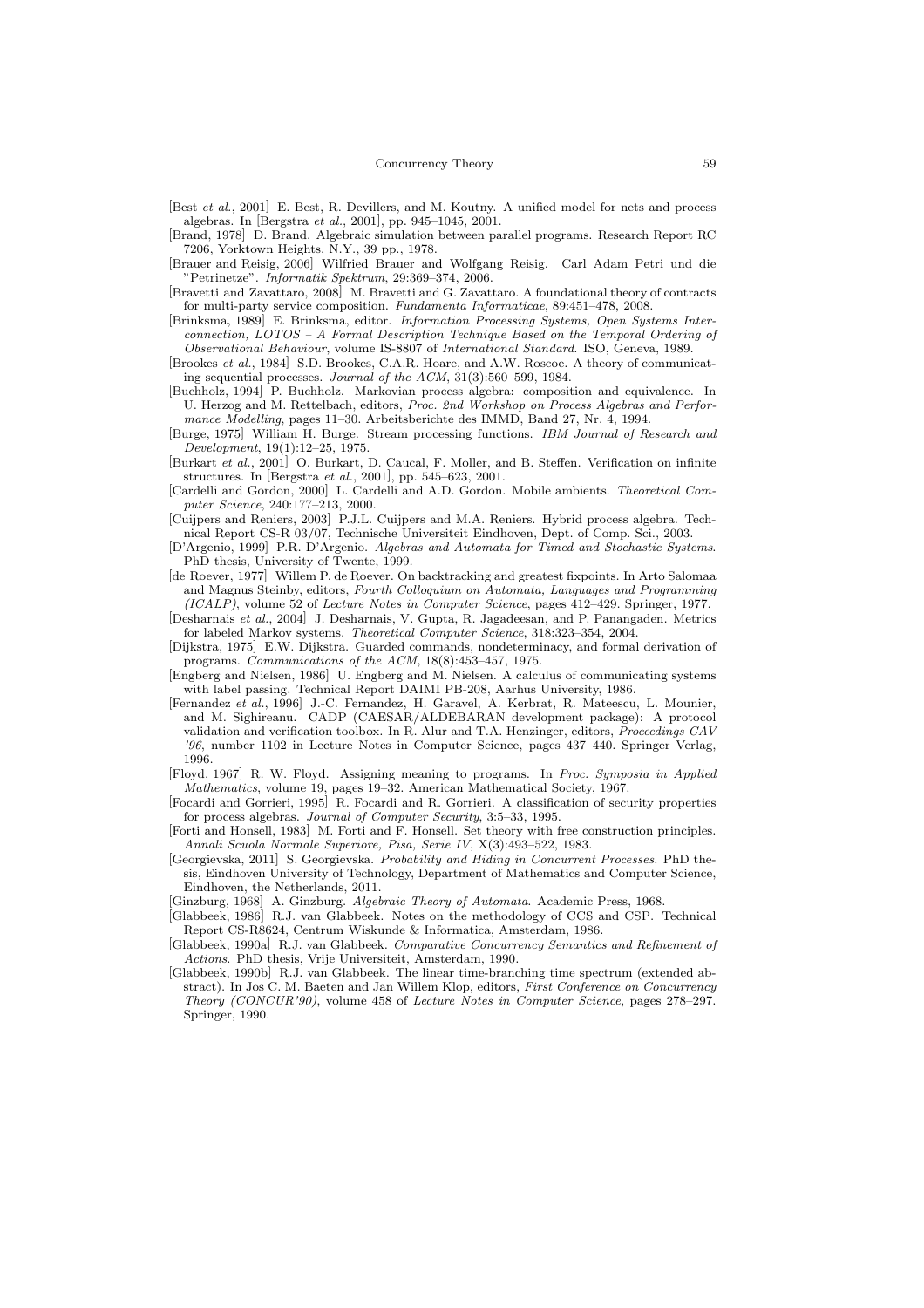[Best *et al.*, 2001] E. Best, R. Devillers, and M. Koutny. A unified model for nets and process algebras. In [Bergstra *et al.*, 2001], pp. 945–1045, 2001.

[Brand, 1978] D. Brand. Algebraic simulation between parallel programs. Research Report RC 7206, Yorktown Heights, N.Y., 39 pp., 1978.

[Brauer and Reisig, 2006] Wilfried Brauer and Wolfgang Reisig. Carl Adam Petri und die "Petrinetze". *Informatik Spektrum*, 29:369–374, 2006.

[Bravetti and Zavattaro, 2008] M. Bravetti and G. Zavattaro. A foundational theory of contracts for multi-party service composition. *Fundamenta Informaticae*, 89:451–478, 2008.

[Brinksma, 1989] E. Brinksma, editor. *Information Processing Systems, Open Systems Interconnection, LOTOS – A Formal Description Technique Based on the Temporal Ordering of Observational Behaviour*, volume IS-8807 of *International Standard*. ISO, Geneva, 1989.

[Brookes *et al.*, 1984] S.D. Brookes, C.A.R. Hoare, and A.W. Roscoe. A theory of communicating sequential processes. *Journal of the ACM*, 31(3):560–599, 1984.

[Buchholz, 1994] P. Buchholz. Markovian process algebra: composition and equivalence. In U. Herzog and M. Rettelbach, editors, *Proc. 2nd Workshop on Process Algebras and Performance Modelling*, pages 11–30. Arbeitsberichte des IMMD, Band 27, Nr. 4, 1994.

[Burge, 1975] William H. Burge. Stream processing functions. *IBM Journal of Research and Development*, 19(1):12–25, 1975.

[Burkart *et al.*, 2001] O. Burkart, D. Caucal, F. Moller, and B. Steffen. Verification on infinite structures. In [Bergstra *et al.*, 2001], pp. 545–623, 2001.

[Cardelli and Gordon, 2000] L. Cardelli and A.D. Gordon. Mobile ambients. *Theoretical Computer Science*, 240:177–213, 2000.

[Cuijpers and Reniers, 2003] P.J.L. Cuijpers and M.A. Reniers. Hybrid process algebra. Technical Report CS-R 03/07, Technische Universiteit Eindhoven, Dept. of Comp. Sci., 2003.

[D'Argenio, 1999] P.R. D'Argenio. *Algebras and Automata for Timed and Stochastic Systems*. PhD thesis, University of Twente, 1999.

[de Roever, 1977] Willem P. de Roever. On backtracking and greatest fixpoints. In Arto Salomaa and Magnus Steinby, editors, *Fourth Colloquium on Automata, Languages and Programming (ICALP)*, volume 52 of *Lecture Notes in Computer Science*, pages 412–429. Springer, 1977.

[Desharnais *et al.*, 2004] J. Desharnais, V. Gupta, R. Jagadeesan, and P. Panangaden. Metrics for labeled Markov systems. *Theoretical Computer Science*, 318:323–354, 2004.

[Dijkstra, 1975] E.W. Dijkstra. Guarded commands, nondeterminacy, and formal derivation of programs. *Communications of the ACM*, 18(8):453–457, 1975.

[Engberg and Nielsen, 1986] U. Engberg and M. Nielsen. A calculus of communicating systems with label passing. Technical Report DAIMI PB-208, Aarhus University, 1986.

[Fernandez *et al.*, 1996] J.-C. Fernandez, H. Garavel, A. Kerbrat, R. Mateescu, L. Mounier, and M. Sighireanu. CADP (CAESAR/ALDEBARAN development package): A protocol validation and verification toolbox. In R. Alur and T.A. Henzinger, editors, *Proceedings CAV '96*, number 1102 in Lecture Notes in Computer Science, pages 437–440. Springer Verlag, 1996.

[Floyd, 1967] R. W. Floyd. Assigning meaning to programs. In *Proc. Symposia in Applied Mathematics*, volume 19, pages 19–32. American Mathematical Society, 1967.

[Focardi and Gorrieri, 1995] R. Focardi and R. Gorrieri. A classification of security properties for process algebras. *Journal of Computer Security*, 3:5–33, 1995.

[Forti and Honsell, 1983] M. Forti and F. Honsell. Set theory with free construction principles. *Annali Scuola Normale Superiore, Pisa, Serie IV*, X(3):493–522, 1983.

[Georgievska, 2011] S. Georgievska. *Probability and Hiding in Concurrent Processes*. PhD thesis, Eindhoven University of Technology, Department of Mathematics and Computer Science, Eindhoven, the Netherlands, 2011.

[Ginzburg, 1968] A. Ginzburg. *Algebraic Theory of Automata*. Academic Press, 1968.

[Glabbeek, 1986] R.J. van Glabbeek. Notes on the methodology of CCS and CSP. Technical Report CS-R8624, Centrum Wiskunde & Informatica, Amsterdam, 1986.

[Glabbeek, 1990a] R.J. van Glabbeek. *Comparative Concurrency Semantics and Refinement of Actions*. PhD thesis, Vrije Universiteit, Amsterdam, 1990.

[Glabbeek, 1990b] R.J. van Glabbeek. The linear time-branching time spectrum (extended abstract). In Jos C. M. Baeten and Jan Willem Klop, editors, *First Conference on Concurrency Theory (CONCUR'90)*, volume 458 of *Lecture Notes in Computer Science*, pages 278–297. Springer, 1990.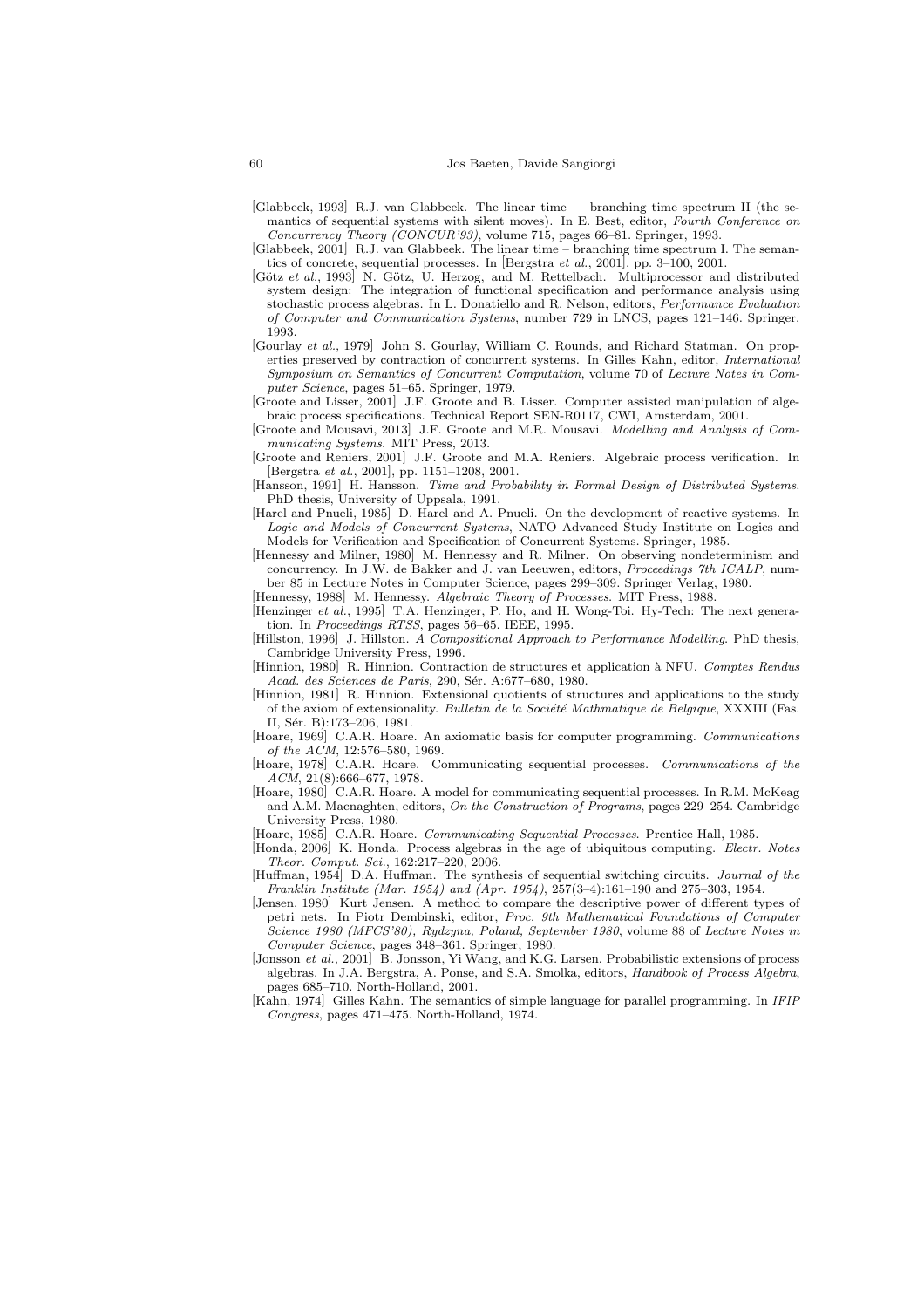[Glabbeek, 1993] R.J. van Glabbeek. The linear time — branching time spectrum II (the semantics of sequential systems with silent moves). In E. Best, editor, *Fourth Conference on Concurrency Theory (CONCUR'93)*, volume 715, pages 66–81. Springer, 1993.

[Glabbeek, 2001] R.J. van Glabbeek. The linear time – branching time spectrum I. The semantics of concrete, sequential processes. In [Bergstra *et al.*, 2001], pp. 3–100, 2001.

[Götz *et al.*, 1993] N. Götz, U. Herzog, and M. Rettelbach. Multiprocessor and distributed system design: The integration of functional specification and performance analysis using stochastic process algebras. In L. Donatiello and R. Nelson, editors, *Performance Evaluation of Computer and Communication Systems*, number 729 in LNCS, pages 121–146. Springer, 1993.

[Gourlay *et al.*, 1979] John S. Gourlay, William C. Rounds, and Richard Statman. On properties preserved by contraction of concurrent systems. In Gilles Kahn, editor, *International Symposium on Semantics of Concurrent Computation*, volume 70 of *Lecture Notes in Computer Science*, pages 51–65. Springer, 1979.

[Groote and Lisser, 2001] J.F. Groote and B. Lisser. Computer assisted manipulation of algebraic process specifications. Technical Report SEN-R0117, CWI, Amsterdam, 2001.

[Groote and Mousavi, 2013] J.F. Groote and M.R. Mousavi. *Modelling and Analysis of Communicating Systems*. MIT Press, 2013.

[Groote and Reniers, 2001] J.F. Groote and M.A. Reniers. Algebraic process verification. In [Bergstra *et al.*, 2001], pp. 1151–1208, 2001.

[Hansson, 1991] H. Hansson. *Time and Probability in Formal Design of Distributed Systems*. PhD thesis, University of Uppsala, 1991.

[Harel and Pnueli, 1985] D. Harel and A. Pnueli. On the development of reactive systems. In *Logic and Models of Concurrent Systems*, NATO Advanced Study Institute on Logics and Models for Verification and Specification of Concurrent Systems. Springer, 1985.

[Hennessy and Milner, 1980] M. Hennessy and R. Milner. On observing nondeterminism and concurrency. In J.W. de Bakker and J. van Leeuwen, editors, *Proceedings 7th ICALP*, number 85 in Lecture Notes in Computer Science, pages 299–309. Springer Verlag, 1980.

[Hennessy, 1988] M. Hennessy. *Algebraic Theory of Processes*. MIT Press, 1988.

[Henzinger *et al.*, 1995] T.A. Henzinger, P. Ho, and H. Wong-Toi. Hy-Tech: The next generation. In *Proceedings RTSS*, pages 56–65. IEEE, 1995.

[Hillston, 1996] J. Hillston. *A Compositional Approach to Performance Modelling*. PhD thesis, Cambridge University Press, 1996.

[Hinnion, 1980] R. Hinnion. Contraction de structures et application à NFU. *Comptes Rendus Acad. des Sciences de Paris*, 290, Sér. A:677–680, 1980.

[Hinnion, 1981] R. Hinnion. Extensional quotients of structures and applications to the study of the axiom of extensionality. *Bulletin de la Société Mathmatique de Belgique*, XXXIII (Fas. II, Sér. B):173–206, 1981.

[Hoare, 1969] C.A.R. Hoare. An axiomatic basis for computer programming. *Communications of the ACM*, 12:576–580, 1969.

[Hoare, 1978] C.A.R. Hoare. Communicating sequential processes. *Communications of the ACM*, 21(8):666–677, 1978.

[Hoare, 1980] C.A.R. Hoare. A model for communicating sequential processes. In R.M. McKeag and A.M. Macnaghten, editors, *On the Construction of Programs*, pages 229–254. Cambridge University Press, 1980.

[Hoare, 1985] C.A.R. Hoare. *Communicating Sequential Processes*. Prentice Hall, 1985.

[Honda, 2006] K. Honda. Process algebras in the age of ubiquitous computing. *Electr. Notes Theor. Comput. Sci.*, 162:217–220, 2006.

[Huffman, 1954] D.A. Huffman. The synthesis of sequential switching circuits. *Journal of the Franklin Institute (Mar. 1954) and (Apr. 1954)*, 257(3–4):161–190 and 275–303, 1954.

[Jensen, 1980] Kurt Jensen. A method to compare the descriptive power of different types of petri nets. In Piotr Dembinski, editor, *Proc. 9th Mathematical Foundations of Computer Science 1980 (MFCS'80), Rydzyna, Poland, September 1980*, volume 88 of *Lecture Notes in Computer Science*, pages 348–361. Springer, 1980.

[Jonsson *et al.*, 2001] B. Jonsson, Yi Wang, and K.G. Larsen. Probabilistic extensions of process algebras. In J.A. Bergstra, A. Ponse, and S.A. Smolka, editors, *Handbook of Process Algebra*, pages 685–710. North-Holland, 2001.

[Kahn, 1974] Gilles Kahn. The semantics of simple language for parallel programming. In *IFIP Congress*, pages 471–475. North-Holland, 1974.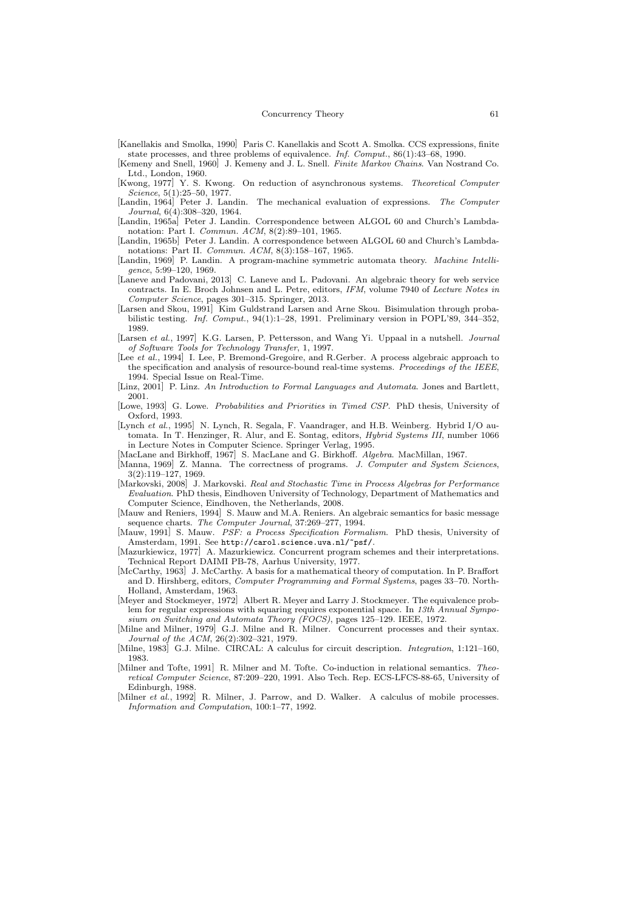[Kanellakis and Smolka, 1990] Paris C. Kanellakis and Scott A. Smolka. CCS expressions, finite state processes, and three problems of equivalence. *Inf. Comput.*, 86(1):43–68, 1990.

[Kemeny and Snell, 1960] J. Kemeny and J. L. Snell. *Finite Markov Chains*. Van Nostrand Co. Ltd., London, 1960.

[Kwong, 1977] Y. S. Kwong. On reduction of asynchronous systems. *Theoretical Computer Science*, 5(1):25–50, 1977.

[Landin, 1964] Peter J. Landin. The mechanical evaluation of expressions. *The Computer Journal*, 6(4):308–320, 1964.

[Landin, 1965a] Peter J. Landin. Correspondence between ALGOL 60 and Church's Lambda-notation: Part I. *Commun. ACM*, 8(2):89–101, 1965.

[Landin, 1965b] Peter J. Landin. A correspondence between ALGOL 60 and Church's Lambda-notations: Part II. *Commun. ACM*, 8(3):158–167, 1965.

[Landin, 1969] P. Landin. A program-machine symmetric automata theory. *Machine Intelligence*, 5:99–120, 1969.

[Laneve and Padovani, 2013] C. Laneve and L. Padovani. An algebraic theory for web service contracts. In E. Broch Johnsen and L. Petre, editors, *IFM*, volume 7940 of *Lecture Notes in Computer Science*, pages 301–315. Springer, 2013.

[Larsen and Skou, 1991] Kim Guldstrand Larsen and Arne Skou. Bisimulation through probabilistic testing. *Inf. Comput.*, 94(1):1–28, 1991. Preliminary version in POPL'89, 344–352, 1989.

[Larsen *et al.*, 1997] K.G. Larsen, P. Pettersson, and Wang Yi. Uppaal in a nutshell. *Journal of Software Tools for Technology Transfer*, 1, 1997.

[Lee *et al.*, 1994] I. Lee, P. Bremond-Gregoire, and R.Gerber. A process algebraic approach to the specification and analysis of resource-bound real-time systems. *Proceedings of the IEEE*, 1994. Special Issue on Real-Time.

[Linz, 2001] P. Linz. *An Introduction to Formal Languages and Automata*. Jones and Bartlett, 2001.

[Lowe, 1993] G. Lowe. *Probabilities and Priorities in Timed CSP*. PhD thesis, University of Oxford, 1993.

[Lynch *et al.*, 1995] N. Lynch, R. Segala, F. Vaandrager, and H.B. Weinberg. Hybrid I/O automata. In T. Henzinger, R. Alur, and E. Sontag, editors, *Hybrid Systems III*, number 1066 in Lecture Notes in Computer Science. Springer Verlag, 1995.

[MacLane and Birkhoff, 1967] S. MacLane and G. Birkhoff. *Algebra*. MacMillan, 1967.

[Manna, 1969] Z. Manna. The correctness of programs. *J. Computer and System Sciences*, 3(2):119–127, 1969.

[Markovski, 2008] J. Markovski. *Real and Stochastic Time in Process Algebras for Performance Evaluation*. PhD thesis, Eindhoven University of Technology, Department of Mathematics and Computer Science, Eindhoven, the Netherlands, 2008.

[Mauw and Reniers, 1994] S. Mauw and M.A. Reniers. An algebraic semantics for basic message sequence charts. *The Computer Journal*, 37:269–277, 1994.

[Mauw, 1991] S. Mauw. *PSF: a Process Specification Formalism*. PhD thesis, University of Amsterdam, 1991. See `http://carol.science.uva.nl/~psf/`.

[Mazurkiewicz, 1977] A. Mazurkiewicz. Concurrent program schemes and their interpretations. Technical Report DAIMI PB-78, Aarhus University, 1977.

[McCarthy, 1963] J. McCarthy. A basis for a mathematical theory of computation. In P. Braffort and D. Hirshberg, editors, *Computer Programming and Formal Systems*, pages 33–70. North-Holland, Amsterdam, 1963.

[Meyer and Stockmeyer, 1972] Albert R. Meyer and Larry J. Stockmeyer. The equivalence problem for regular expressions with squaring requires exponential space. In *13th Annual Symposium on Switching and Automata Theory (FOCS)*, pages 125–129. IEEE, 1972.

[Milne and Milner, 1979] G.J. Milne and R. Milner. Concurrent processes and their syntax. *Journal of the ACM*, 26(2):302–321, 1979.

[Milne, 1983] G.J. Milne. CIRCAL: A calculus for circuit description. *Integration*, 1:121–160, 1983.

[Milner and Tofte, 1991] R. Milner and M. Tofte. Co-induction in relational semantics. *Theoretical Computer Science*, 87:209–220, 1991. Also Tech. Rep. ECS-LFCS-88-65, University of Edinburgh, 1988.

[Milner *et al.*, 1992] R. Milner, J. Parrow, and D. Walker. A calculus of mobile processes. *Information and Computation*, 100:1–77, 1992.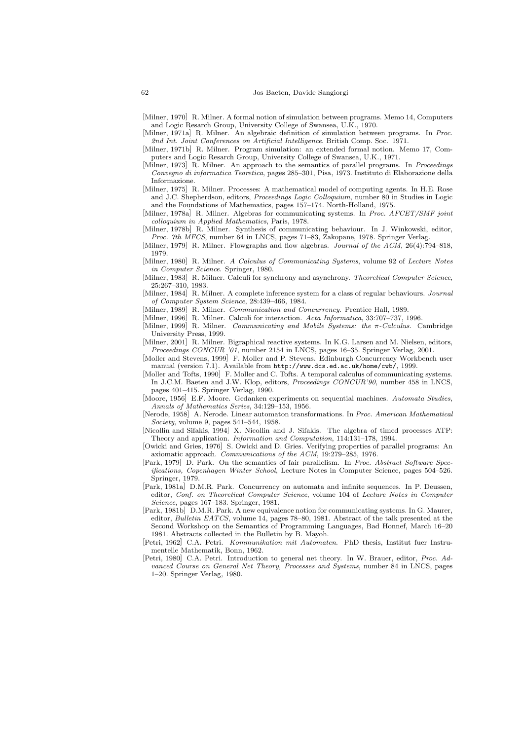[Milner, 1970] R. Milner. A formal notion of simulation between programs. Memo 14, Computers and Logic Resarch Group, University College of Swansea, U.K., 1970.

[Milner, 1971a] R. Milner. An algebraic definition of simulation between programs. In *Proc. 2nd Int. Joint Conferences on Artificial Intelligence*. British Comp. Soc. 1971.

[Milner, 1971b] R. Milner. Program simulation: an extended formal notion. Memo 17, Computers and Logic Resarch Group, University College of Swansea, U.K., 1971.

[Milner, 1973] R. Milner. An approach to the semantics of parallel programs. In *Proceedings Convegno di informatica Teoretica*, pages 285–301, Pisa, 1973. Instituto di Elaborazione della Informazione.

[Milner, 1975] R. Milner. Processes: A mathematical model of computing agents. In H.E. Rose and J.C. Shepherdson, editors, *Proceedings Logic Colloquium*, number 80 in Studies in Logic and the Foundations of Mathematics, pages 157–174. North-Holland, 1975.

[Milner, 1978a] R. Milner. Algebras for communicating systems. In *Proc. AFCET/SMF joint colloquium in Applied Mathematics*, Paris, 1978.

[Milner, 1978b] R. Milner. Synthesis of communicating behaviour. In J. Winkowski, editor, *Proc. 7th MFCS*, number 64 in LNCS, pages 71–83, Zakopane, 1978. Springer Verlag.

[Milner, 1979] R. Milner. Flowgraphs and flow algebras. *Journal of the ACM*, 26(4):794–818, 1979.

[Milner, 1980] R. Milner. *A Calculus of Communicating Systems*, volume 92 of *Lecture Notes in Computer Science*. Springer, 1980.

[Milner, 1983] R. Milner. Calculi for synchrony and asynchrony. *Theoretical Computer Science*, 25:267–310, 1983.

[Milner, 1984] R. Milner. A complete inference system for a class of regular behaviours. *Journal of Computer System Science*, 28:439–466, 1984.

[Milner, 1989] R. Milner. *Communication and Concurrency*. Prentice Hall, 1989.

[Milner, 1996] R. Milner. Calculi for interaction. *Acta Informatica*, 33:707–737, 1996.

[Milner, 1999] R. Milner. *Communicating and Mobile Systems: the π-Calculus*. Cambridge University Press, 1999.

[Milner, 2001] R. Milner. Bigraphical reactive systems. In K.G. Larsen and M. Nielsen, editors, *Proceedings CONCUR '01*, number 2154 in LNCS, pages 16–35. Springer Verlag, 2001.

[Moller and Stevens, 1999] F. Moller and P. Stevens. Edinburgh Concurrency Workbench user manual (version 7.1). Available from `http://www.dcs.ed.ac.uk/home/cwb/`, 1999.

[Moller and Tofts, 1990] F. Moller and C. Tofts. A temporal calculus of communicating systems. In J.C.M. Baeten and J.W. Klop, editors, *Proceedings CONCUR'90*, number 458 in LNCS, pages 401–415. Springer Verlag, 1990.

[Moore, 1956] E.F. Moore. Gedanken experiments on sequential machines. *Automata Studies, Annals of Mathematics Series*, 34:129–153, 1956.

[Nerode, 1958] A. Nerode. Linear automaton transformations. In *Proc. American Mathematical Society*, volume 9, pages 541–544, 1958.

[Nicollin and Sifakis, 1994] X. Nicollin and J. Sifakis. The algebra of timed processes ATP: Theory and application. *Information and Computation*, 114:131–178, 1994.

[Owicki and Gries, 1976] S. Owicki and D. Gries. Verifying properties of parallel programs: An axiomatic approach. *Communications of the ACM*, 19:279–285, 1976.

[Park, 1979] D. Park. On the semantics of fair parallelism. In *Proc. Abstract Software Specifications, Copenhagen Winter School*, Lecture Notes in Computer Science, pages 504–526. Springer, 1979.

[Park, 1981a] D.M.R. Park. Concurrency on automata and infinite sequences. In P. Deussen, editor, *Conf. on Theoretical Computer Science*, volume 104 of *Lecture Notes in Computer Science*, pages 167–183. Springer, 1981.

[Park, 1981b] D.M.R. Park. A new equivalence notion for communicating systems. In G. Maurer, editor, *Bulletin EATCS*, volume 14, pages 78–80, 1981. Abstract of the talk presented at the Second Workshop on the Semantics of Programming Languages, Bad Honnef, March 16–20 1981. Abstracts collected in the Bulletin by B. Mayoh.

[Petri, 1962] C.A. Petri. *Kommunikation mit Automaten*. PhD thesis, Institut fuer Instrumentelle Mathematik, Bonn, 1962.

[Petri, 1980] C.A. Petri. Introduction to general net theory. In W. Brauer, editor, *Proc. Advanced Course on General Net Theory, Processes and Systems*, number 84 in LNCS, pages 1–20. Springer Verlag, 1980.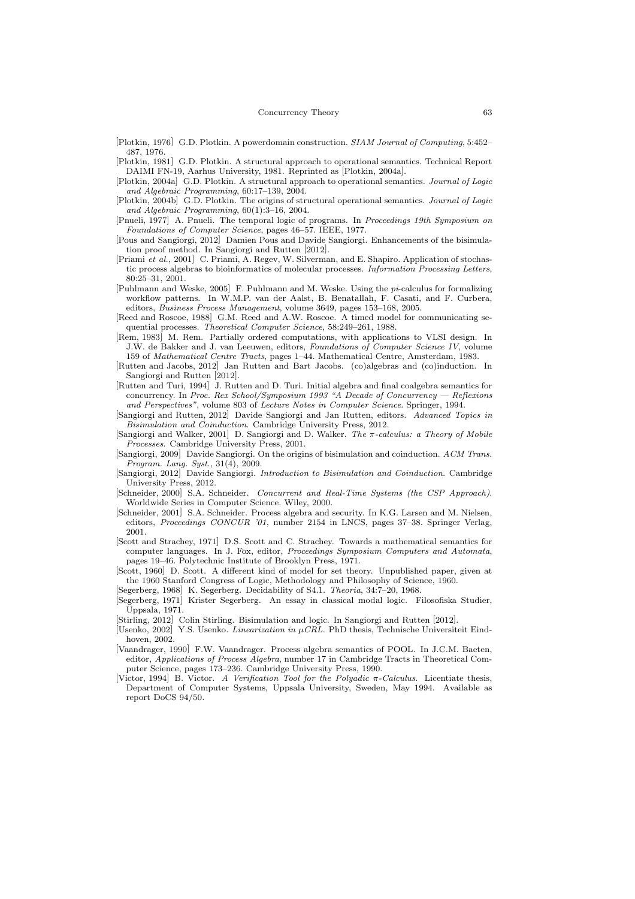[Plotkin, 1976] G.D. Plotkin. A powerdomain construction. *SIAM Journal of Computing*, 5:452–487, 1976.

[Plotkin, 1981] G.D. Plotkin. A structural approach to operational semantics. Technical Report DAIMI FN-19, Aarhus University, 1981. Reprinted as [Plotkin, 2004a].

[Plotkin, 2004a] G.D. Plotkin. A structural approach to operational semantics. *Journal of Logic and Algebraic Programming*, 60:17–139, 2004.

[Plotkin, 2004b] G.D. Plotkin. The origins of structural operational semantics. *Journal of Logic and Algebraic Programming*, 60(1):3–16, 2004.

[Pnueli, 1977] A. Pnueli. The temporal logic of programs. In *Proceedings 19th Symposium on Foundations of Computer Science*, pages 46–57. IEEE, 1977.

[Pous and Sangiorgi, 2012] Damien Pous and Davide Sangiorgi. Enhancements of the bisimulation proof method. In Sangiorgi and Rutten [2012].

[Priami *et al.*, 2001] C. Priami, A. Regev, W. Silverman, and E. Shapiro. Application of stochastic process algebras to bioinformatics of molecular processes. *Information Processing Letters*, 80:25–31, 2001.

[Puhlmann and Weske, 2005] F. Puhlmann and M. Weske. Using the *pi*-calculus for formalizing workflow patterns. In W.M.P. van der Aalst, B. Benatallah, F. Casati, and F. Curbera, editors, *Business Process Management*, volume 3649, pages 153–168, 2005.

[Reed and Roscoe, 1988] G.M. Reed and A.W. Roscoe. A timed model for communicating sequential processes. *Theoretical Computer Science*, 58:249–261, 1988.

[Rem, 1983] M. Rem. Partially ordered computations, with applications to VLSI design. In J.W. de Bakker and J. van Leeuwen, editors, *Foundations of Computer Science IV*, volume 159 of *Mathematical Centre Tracts*, pages 1–44. Mathematical Centre, Amsterdam, 1983.

[Rutten and Jacobs, 2012] Jan Rutten and Bart Jacobs. (co)algebras and (co)induction. In Sangiorgi and Rutten [2012].

[Rutten and Turi, 1994] J. Rutten and D. Turi. Initial algebra and final coalgebra semantics for concurrency. In *Proc. Rex School/Symposium 1993 "A Decade of Concurrency — Reflexions and Perspectives"*, volume 803 of *Lecture Notes in Computer Science*. Springer, 1994.

[Sangiorgi and Rutten, 2012] Davide Sangiorgi and Jan Rutten, editors. *Advanced Topics in Bisimulation and Coinduction*. Cambridge University Press, 2012.

[Sangiorgi and Walker, 2001] D. Sangiorgi and D. Walker. *The π-calculus: a Theory of Mobile Processes*. Cambridge University Press, 2001.

[Sangiorgi, 2009] Davide Sangiorgi. On the origins of bisimulation and coinduction. *ACM Trans. Program. Lang. Syst.*, 31(4), 2009.

[Sangiorgi, 2012] Davide Sangiorgi. *Introduction to Bisimulation and Coinduction*. Cambridge University Press, 2012.

[Schneider, 2000] S.A. Schneider. *Concurrent and Real-Time Systems (the CSP Approach)*. Worldwide Series in Computer Science. Wiley, 2000.

[Schneider, 2001] S.A. Schneider. Process algebra and security. In K.G. Larsen and M. Nielsen, editors, *Proceedings CONCUR '01*, number 2154 in LNCS, pages 37–38. Springer Verlag, 2001.

[Scott and Strachey, 1971] D.S. Scott and C. Strachey. Towards a mathematical semantics for computer languages. In J. Fox, editor, *Proceedings Symposium Computers and Automata*, pages 19–46. Polytechnic Institute of Brooklyn Press, 1971.

[Scott, 1960] D. Scott. A different kind of model for set theory. Unpublished paper, given at the 1960 Stanford Congress of Logic, Methodology and Philosophy of Science, 1960.

[Segerberg, 1968] K. Segerberg. Decidability of S4.1. *Theoria*, 34:7–20, 1968.

[Segerberg, 1971] Krister Segerberg. An essay in classical modal logic. Filosofiska Studier, Uppsala, 1971.

[Stirling, 2012] Colin Stirling. Bisimulation and logic. In Sangiorgi and Rutten [2012].

[Usenko, 2002] Y.S. Usenko. *Linearization in μCRL*. PhD thesis, Technische Universiteit Eindhoven, 2002.

[Vaandrager, 1990] F.W. Vaandrager. Process algebra semantics of POOL. In J.C.M. Baeten, editor, *Applications of Process Algebra*, number 17 in Cambridge Tracts in Theoretical Computer Science, pages 173–236. Cambridge University Press, 1990.

[Victor, 1994] B. Victor. *A Verification Tool for the Polyadic π-Calculus*. Licentiate thesis, Department of Computer Systems, Uppsala University, Sweden, May 1994. Available as report DoCS 94/50.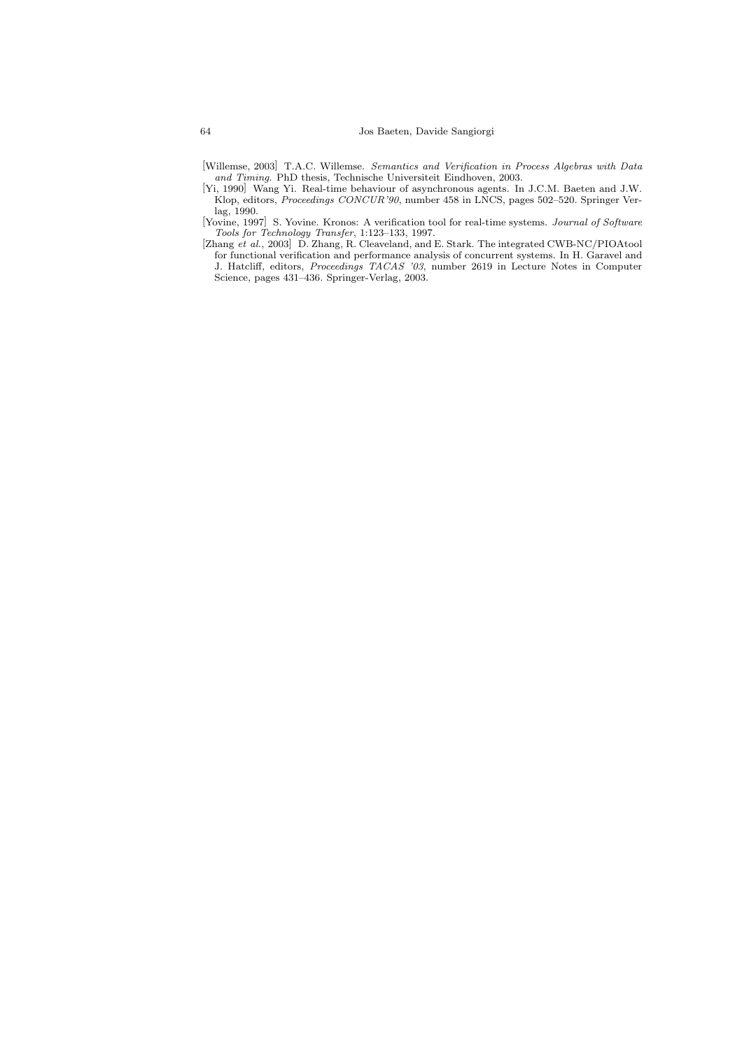[Willemse, 2003] T.A.C. Willemse. *Semantics and Verification in Process Algebras with Data and Timing*. PhD thesis, Technische Universiteit Eindhoven, 2003.

[Yi, 1990] Wang Yi. Real-time behaviour of asynchronous agents. In J.C.M. Baeten and J.W. Klop, editors, *Proceedings CONCUR'90*, number 458 in LNCS, pages 502–520. Springer Verlag, 1990.

[Yovine, 1997] S. Yovine. Kronos: A verification tool for real-time systems. *Journal of Software Tools for Technology Transfer*, 1:123–133, 1997.

[Zhang *et al.*, 2003] D. Zhang, R. Cleaveland, and E. Stark. The integrated CWB-NC/PIOAtool for functional verification and performance analysis of concurrent systems. In H. Garavel and J. Hatcliff, editors, *Proceedings TACAS '03*, number 2619 in Lecture Notes in Computer Science, pages 431–436. Springer-Verlag, 2003.